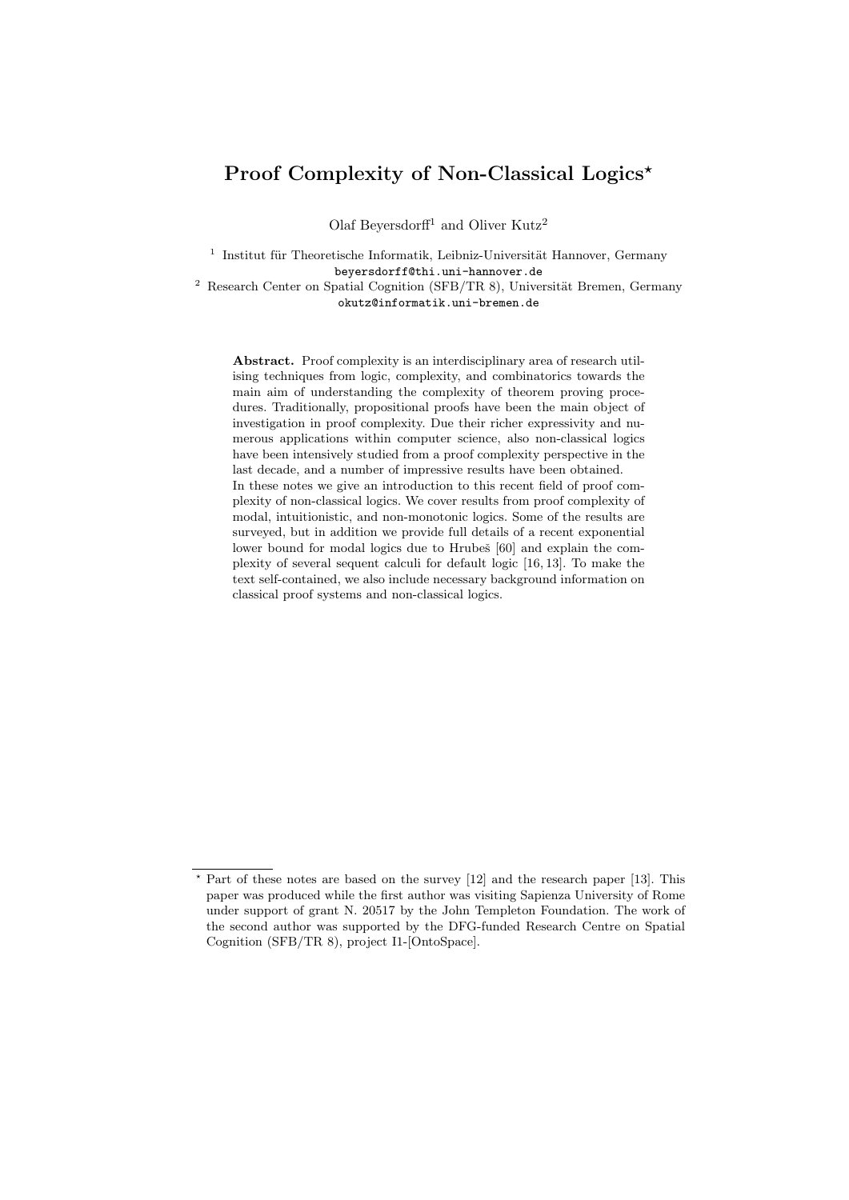# Proof Complexity of Non-Classical Logics*

Olaf Beyersdorff[1] and Oliver Kutz[2]

[1] Institut für Theoretische Informatik, Leibniz-Universität Hannover, Germany
beyersdorff@thi.uni-hannover.de

[2] Research Center on Spatial Cognition (SFB/TR 8), Universität Bremen, Germany
okutz@informatik.uni-bremen.de

**Abstract.** Proof complexity is an interdisciplinary area of research utilising techniques from logic, complexity, and combinatorics towards the main aim of understanding the complexity of theorem proving procedures. Traditionally, propositional proofs have been the main object of investigation in proof complexity. Due their richer expressivity and numerous applications within computer science, also non-classical logics have been intensively studied from a proof complexity perspective in the last decade, and a number of impressive results have been obtained.
In these notes we give an introduction to this recent field of proof complexity of non-classical logics. We cover results from proof complexity of modal, intuitionistic, and non-monotonic logics. Some of the results are surveyed, but in addition we provide full details of a recent exponential lower bound for modal logics due to Hrubeš [60] and explain the complexity of several sequent calculi for default logic [16, 13]. To make the text self-contained, we also include necessary background information on classical proof systems and non-classical logics.

---

* Part of these notes are based on the survey [12] and the research paper [13]. This paper was produced while the first author was visiting Sapienza University of Rome under support of grant N. 20517 by the John Templeton Foundation. The work of the second author was supported by the DFG-funded Research Centre on Spatial Cognition (SFB/TR 8), project I1-[OntoSpace].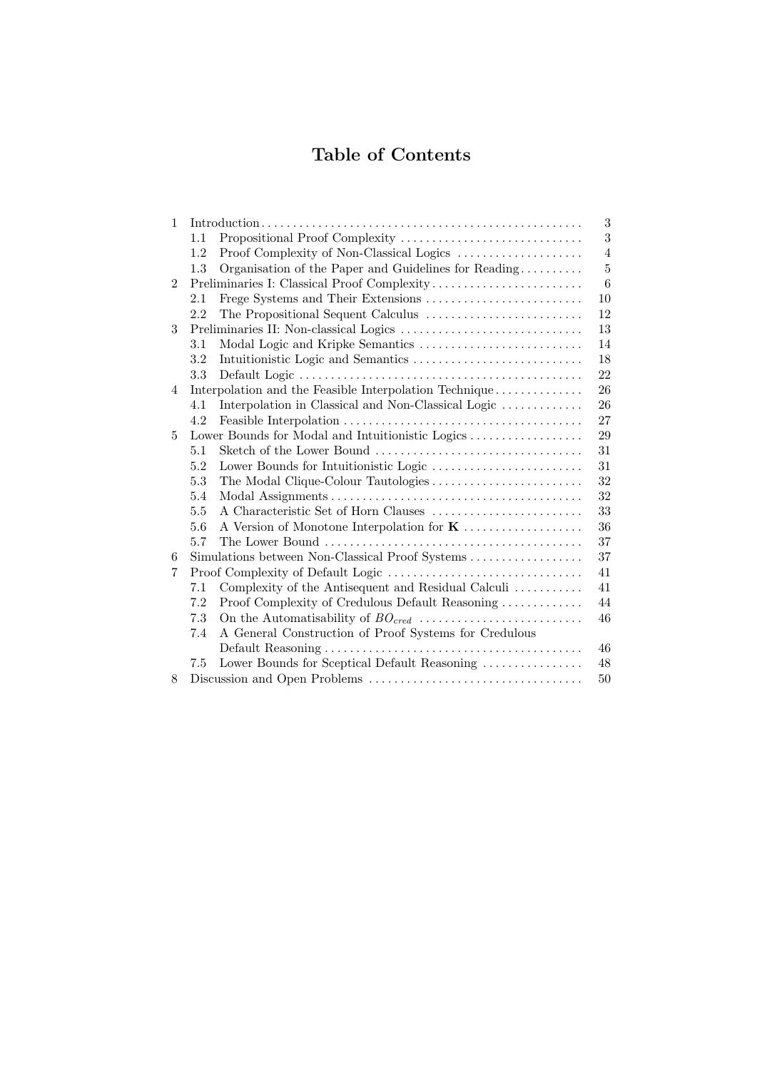# Table of Contents

| | | |
|---|---|---|
| 1 | Introduction | 3 |
| | 1.1 Propositional Proof Complexity | 3 |
| | 1.2 Proof Complexity of Non-Classical Logics | 4 |
| | 1.3 Organisation of the Paper and Guidelines for Reading | 5 |
| 2 | Preliminaries I: Classical Proof Complexity | 6 |
| | 2.1 Frege Systems and Their Extensions | 10 |
| | 2.2 The Propositional Sequent Calculus | 12 |
| 3 | Preliminaries II: Non-classical Logics | 13 |
| | 3.1 Modal Logic and Kripke Semantics | 14 |
| | 3.2 Intuitionistic Logic and Semantics | 18 |
| | 3.3 Default Logic | 22 |
| 4 | Interpolation and the Feasible Interpolation Technique | 26 |
| | 4.1 Interpolation in Classical and Non-Classical Logic | 26 |
| | 4.2 Feasible Interpolation | 27 |
| 5 | Lower Bounds for Modal and Intuitionistic Logics | 29 |
| | 5.1 Sketch of the Lower Bound | 31 |
| | 5.2 Lower Bounds for Intuitionistic Logic | 31 |
| | 5.3 The Modal Clique-Colour Tautologies | 32 |
| | 5.4 Modal Assignments | 32 |
| | 5.5 A Characteristic Set of Horn Clauses | 33 |
| | 5.6 A Version of Monotone Interpolation for **K** | 36 |
| | 5.7 The Lower Bound | 37 |
| 6 | Simulations between Non-Classical Proof Systems | 37 |
| 7 | Proof Complexity of Default Logic | 41 |
| | 7.1 Complexity of the Antisequent and Residual Calculi | 41 |
| | 7.2 Proof Complexity of Credulous Default Reasoning | 44 |
| | 7.3 On the Automatisability of $BO_{cred}$ | 46 |
| | 7.4 A General Construction of Proof Systems for Credulous Default Reasoning | 46 |
| | 7.5 Lower Bounds for Sceptical Default Reasoning | 48 |
| 8 | Discussion and Open Problems | 50 |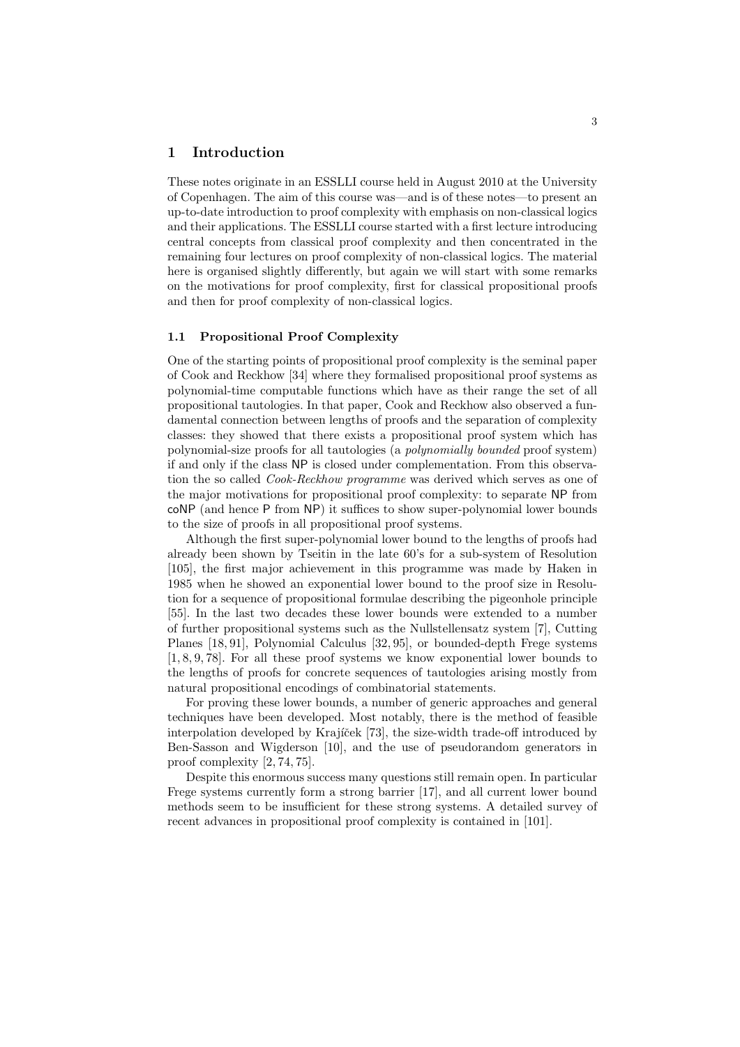# 1 Introduction

These notes originate in an ESSLLI course held in August 2010 at the University of Copenhagen. The aim of this course was—and is of these notes—to present an up-to-date introduction to proof complexity with emphasis on non-classical logics and their applications. The ESSLLI course started with a first lecture introducing central concepts from classical proof complexity and then concentrated in the remaining four lectures on proof complexity of non-classical logics. The material here is organised slightly differently, but again we will start with some remarks on the motivations for proof complexity, first for classical propositional proofs and then for proof complexity of non-classical logics.

## 1.1 Propositional Proof Complexity

One of the starting points of propositional proof complexity is the seminal paper of Cook and Reckhow [34] where they formalised propositional proof systems as polynomial-time computable functions which have as their range the set of all propositional tautologies. In that paper, Cook and Reckhow also observed a fundamental connection between lengths of proofs and the separation of complexity classes: they showed that there exists a propositional proof system which has polynomial-size proofs for all tautologies (a *polynomially bounded* proof system) if and only if the class NP is closed under complementation. From this observation the so called *Cook-Reckhow programme* was derived which serves as one of the major motivations for propositional proof complexity: to separate NP from coNP (and hence P from NP) it suffices to show super-polynomial lower bounds to the size of proofs in all propositional proof systems.

Although the first super-polynomial lower bound to the lengths of proofs had already been shown by Tseitin in the late 60's for a sub-system of Resolution [105], the first major achievement in this programme was made by Haken in 1985 when he showed an exponential lower bound to the proof size in Resolution for a sequence of propositional formulae describing the pigeonhole principle [55]. In the last two decades these lower bounds were extended to a number of further propositional systems such as the Nullstellensatz system [7], Cutting Planes [18, 91], Polynomial Calculus [32, 95], or bounded-depth Frege systems [1, 8, 9, 78]. For all these proof systems we know exponential lower bounds to the lengths of proofs for concrete sequences of tautologies arising mostly from natural propositional encodings of combinatorial statements.

For proving these lower bounds, a number of generic approaches and general techniques have been developed. Most notably, there is the method of feasible interpolation developed by Krajíček [73], the size-width trade-off introduced by Ben-Sasson and Wigderson [10], and the use of pseudorandom generators in proof complexity [2, 74, 75].

Despite this enormous success many questions still remain open. In particular Frege systems currently form a strong barrier [17], and all current lower bound methods seem to be insufficient for these strong systems. A detailed survey of recent advances in propositional proof complexity is contained in [101].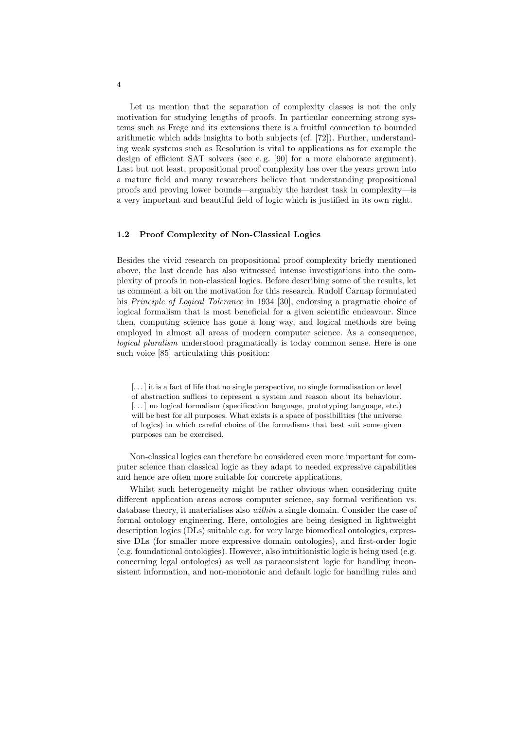Let us mention that the separation of complexity classes is not the only motivation for studying lengths of proofs. In particular concerning strong systems such as Frege and its extensions there is a fruitful connection to bounded arithmetic which adds insights to both subjects (cf. [72]). Further, understanding weak systems such as Resolution is vital to applications as for example the design of efficient SAT solvers (see e. g. [90] for a more elaborate argument). Last but not least, propositional proof complexity has over the years grown into a mature field and many researchers believe that understanding propositional proofs and proving lower bounds—arguably the hardest task in complexity—is a very important and beautiful field of logic which is justified in its own right.

### 1.2 Proof Complexity of Non-Classical Logics

Besides the vivid research on propositional proof complexity briefly mentioned above, the last decade has also witnessed intense investigations into the complexity of proofs in non-classical logics. Before describing some of the results, let us comment a bit on the motivation for this research. Rudolf Carnap formulated his *Principle of Logical Tolerance* in 1934 [30], endorsing a pragmatic choice of logical formalism that is most beneficial for a given scientific endeavour. Since then, computing science has gone a long way, and logical methods are being employed in almost all areas of modern computer science. As a consequence, *logical pluralism* understood pragmatically is today common sense. Here is one such voice [85] articulating this position:

> [...] it is a fact of life that no single perspective, no single formalisation or level of abstraction suffices to represent a system and reason about its behaviour. [...] no logical formalism (specification language, prototyping language, etc.) will be best for all purposes. What exists is a space of possibilities (the universe of logics) in which careful choice of the formalisms that best suit some given purposes can be exercised.

Non-classical logics can therefore be considered even more important for computer science than classical logic as they adapt to needed expressive capabilities and hence are often more suitable for concrete applications.

Whilst such heterogeneity might be rather obvious when considering quite different application areas across computer science, say formal verification vs. database theory, it materialises also *within* a single domain. Consider the case of formal ontology engineering. Here, ontologies are being designed in lightweight description logics (DLs) suitable e.g. for very large biomedical ontologies, expressive DLs (for smaller more expressive domain ontologies), and first-order logic (e.g. foundational ontologies). However, also intuitionistic logic is being used (e.g. concerning legal ontologies) as well as paraconsistent logic for handling inconsistent information, and non-monotonic and default logic for handling rules and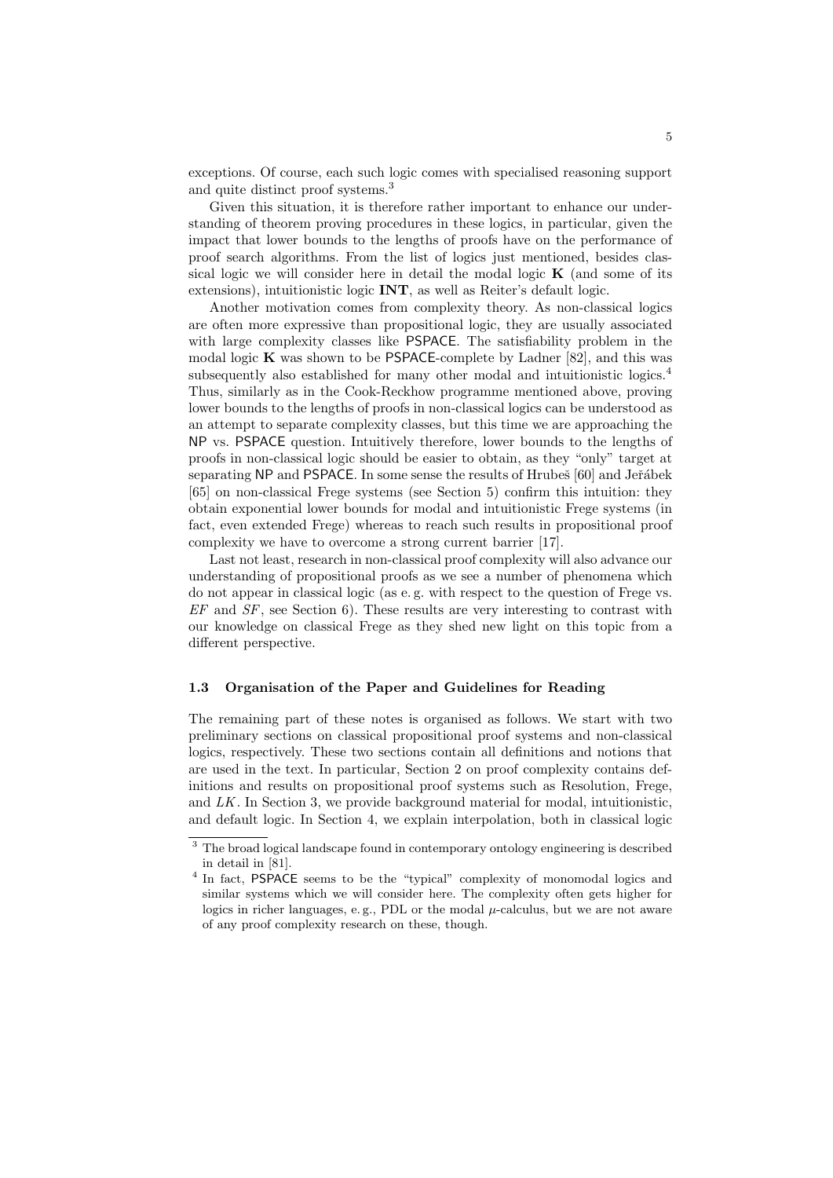exceptions. Of course, each such logic comes with specialised reasoning support and quite distinct proof systems.[3]

Given this situation, it is therefore rather important to enhance our understanding of theorem proving procedures in these logics, in particular, given the impact that lower bounds to the lengths of proofs have on the performance of proof search algorithms. From the list of logics just mentioned, besides classical logic we will consider here in detail the modal logic **K** (and some of its extensions), intuitionistic logic **INT**, as well as Reiter's default logic.

Another motivation comes from complexity theory. As non-classical logics are often more expressive than propositional logic, they are usually associated with large complexity classes like PSPACE. The satisfiability problem in the modal logic **K** was shown to be PSPACE-complete by Ladner [82], and this was subsequently also established for many other modal and intuitionistic logics.[4] Thus, similarly as in the Cook-Reckhow programme mentioned above, proving lower bounds to the lengths of proofs in non-classical logics can be understood as an attempt to separate complexity classes, but this time we are approaching the NP vs. PSPACE question. Intuitively therefore, lower bounds to the lengths of proofs in non-classical logic should be easier to obtain, as they "only" target at separating NP and PSPACE. In some sense the results of Hrubeš [60] and Jeřábek [65] on non-classical Frege systems (see Section 5) confirm this intuition: they obtain exponential lower bounds for modal and intuitionistic Frege systems (in fact, even extended Frege) whereas to reach such results in propositional proof complexity we have to overcome a strong current barrier [17].

Last not least, research in non-classical proof complexity will also advance our understanding of propositional proofs as we see a number of phenomena which do not appear in classical logic (as e. g. with respect to the question of Frege vs. *EF* and *SF*, see Section 6). These results are very interesting to contrast with our knowledge on classical Frege as they shed new light on this topic from a different perspective.

### 1.3 Organisation of the Paper and Guidelines for Reading

The remaining part of these notes is organised as follows. We start with two preliminary sections on classical propositional proof systems and non-classical logics, respectively. These two sections contain all definitions and notions that are used in the text. In particular, Section 2 on proof complexity contains definitions and results on propositional proof systems such as Resolution, Frege, and *LK*. In Section 3, we provide background material for modal, intuitionistic, and default logic. In Section 4, we explain interpolation, both in classical logic

---

[3] The broad logical landscape found in contemporary ontology engineering is described in detail in [81].

[4] In fact, PSPACE seems to be the "typical" complexity of monomodal logics and similar systems which we will consider here. The complexity often gets higher for logics in richer languages, e. g., PDL or the modal $\mu$-calculus, but we are not aware of any proof complexity research on these, though.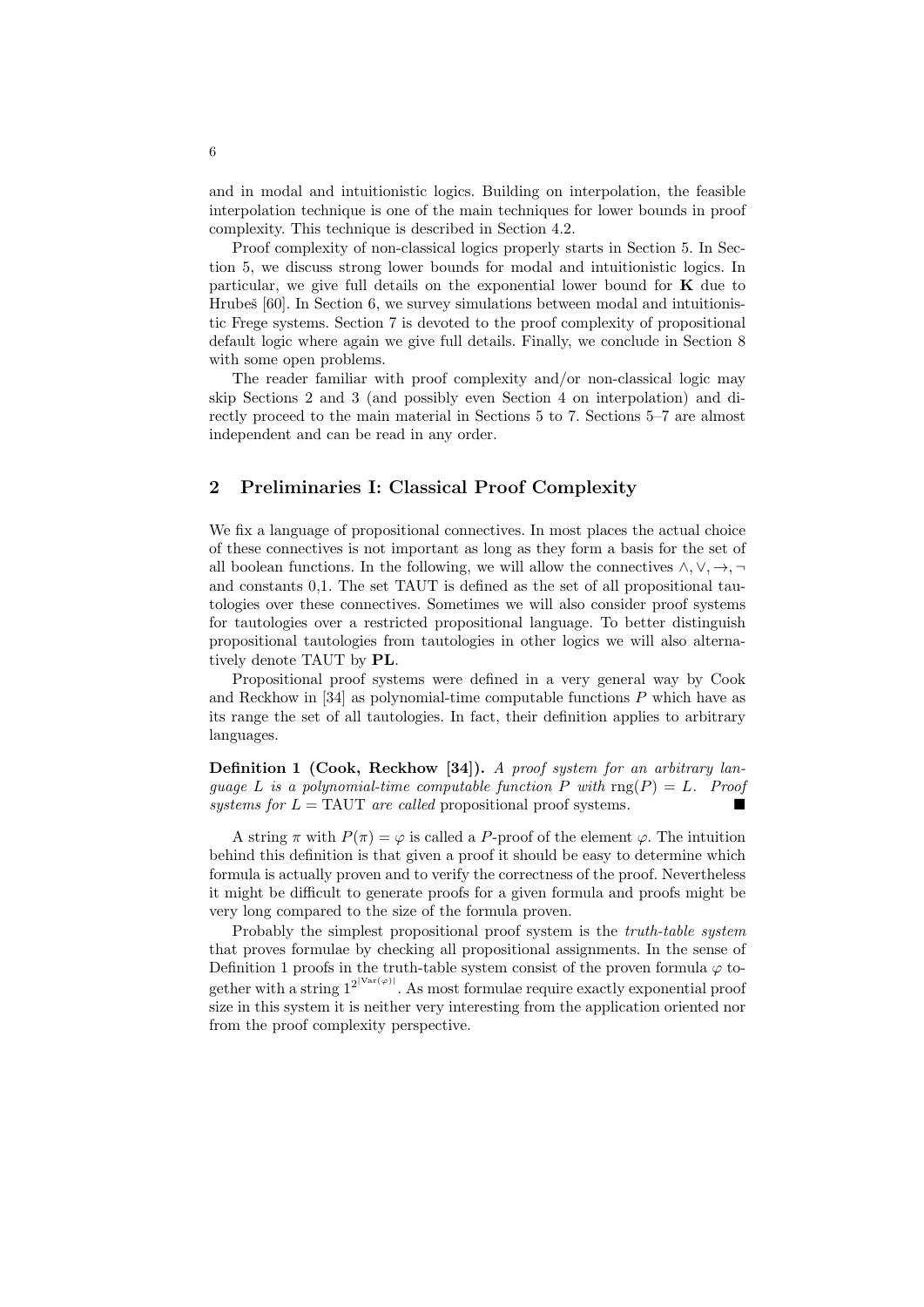and in modal and intuitionistic logics. Building on interpolation, the feasible interpolation technique is one of the main techniques for lower bounds in proof complexity. This technique is described in Section 4.2.

Proof complexity of non-classical logics properly starts in Section 5. In Section 5, we discuss strong lower bounds for modal and intuitionistic logics. In particular, we give full details on the exponential lower bound for **K** due to Hrubeš [60]. In Section 6, we survey simulations between modal and intuitionistic Frege systems. Section 7 is devoted to the proof complexity of propositional default logic where again we give full details. Finally, we conclude in Section 8 with some open problems.

The reader familiar with proof complexity and/or non-classical logic may skip Sections 2 and 3 (and possibly even Section 4 on interpolation) and directly proceed to the main material in Sections 5 to 7. Sections 5–7 are almost independent and can be read in any order.

## 2 Preliminaries I: Classical Proof Complexity

We fix a language of propositional connectives. In most places the actual choice of these connectives is not important as long as they form a basis for the set of all boolean functions. In the following, we will allow the connectives $\wedge, \vee, \to, \neg$ and constants 0,1. The set TAUT is defined as the set of all propositional tautologies over these connectives. Sometimes we will also consider proof systems for tautologies over a restricted propositional language. To better distinguish propositional tautologies from tautologies in other logics we will also alternatively denote TAUT by **PL**.

Propositional proof systems were defined in a very general way by Cook and Reckhow in [34] as polynomial-time computable functions $P$ which have as its range the set of all tautologies. In fact, their definition applies to arbitrary languages.

**Definition 1 (Cook, Reckhow [34]).** *A proof system for an arbitrary language $L$ is a polynomial-time computable function $P$ with $\mathrm{rng}(P) = L$. Proof systems for $L = \mathrm{TAUT}$ are called* propositional proof systems*.* ∎

A string $\pi$ with $P(\pi) = \varphi$ is called a $P$-proof of the element $\varphi$. The intuition behind this definition is that given a proof it should be easy to determine which formula is actually proven and to verify the correctness of the proof. Nevertheless it might be difficult to generate proofs for a given formula and proofs might be very long compared to the size of the formula proven.

Probably the simplest propositional proof system is the *truth-table system* that proves formulae by checking all propositional assignments. In the sense of Definition 1 proofs in the truth-table system consist of the proven formula $\varphi$ together with a string $1^{2^{|\mathrm{Var}(\varphi)|}}$. As most formulae require exactly exponential proof size in this system it is neither very interesting from the application oriented nor from the proof complexity perspective.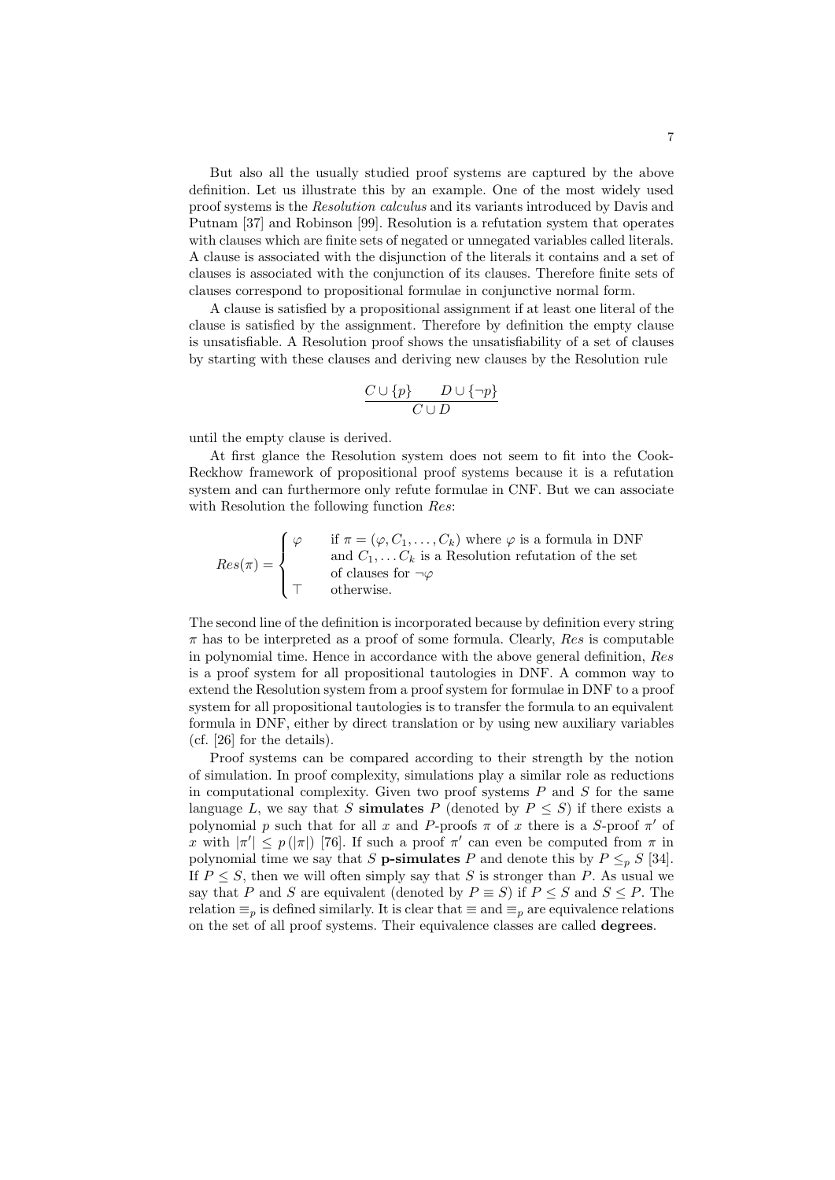But also all the usually studied proof systems are captured by the above definition. Let us illustrate this by an example. One of the most widely used proof systems is the *Resolution calculus* and its variants introduced by Davis and Putnam [37] and Robinson [99]. Resolution is a refutation system that operates with clauses which are finite sets of negated or unnegated variables called literals. A clause is associated with the disjunction of the literals it contains and a set of clauses is associated with the conjunction of its clauses. Therefore finite sets of clauses correspond to propositional formulae in conjunctive normal form.

A clause is satisfied by a propositional assignment if at least one literal of the clause is satisfied by the assignment. Therefore by definition the empty clause is unsatisfiable. A Resolution proof shows the unsatisfiability of a set of clauses by starting with these clauses and deriving new clauses by the Resolution rule

$$\frac{C \cup \{p\} \qquad D \cup \{\neg p\}}{C \cup D}$$

until the empty clause is derived.

At first glance the Resolution system does not seem to fit into the Cook-Reckhow framework of propositional proof systems because it is a refutation system and can furthermore only refute formulae in CNF. But we can associate with Resolution the following function *Res*:

$$Res(\pi) = \begin{cases} \varphi & \text{if } \pi = (\varphi, C_1, \dots, C_k) \text{ where } \varphi \text{ is a formula in DNF} \\ & \text{and } C_1, \dots C_k \text{ is a Resolution refutation of the set} \\ & \text{of clauses for } \neg\varphi \\ \top & \text{otherwise.} \end{cases}$$

The second line of the definition is incorporated because by definition every string $\pi$ has to be interpreted as a proof of some formula. Clearly, *Res* is computable in polynomial time. Hence in accordance with the above general definition, *Res* is a proof system for all propositional tautologies in DNF. A common way to extend the Resolution system from a proof system for formulae in DNF to a proof system for all propositional tautologies is to transfer the formula to an equivalent formula in DNF, either by direct translation or by using new auxiliary variables (cf. [26] for the details).

Proof systems can be compared according to their strength by the notion of simulation. In proof complexity, simulations play a similar role as reductions in computational complexity. Given two proof systems $P$ and $S$ for the same language $L$, we say that $S$ **simulates** $P$ (denoted by $P \leq S$) if there exists a polynomial $p$ such that for all $x$ and $P$-proofs $\pi$ of $x$ there is a $S$-proof $\pi'$ of $x$ with $|\pi'| \leq p(|\pi|)$ [76]. If such a proof $\pi'$ can even be computed from $\pi$ in polynomial time we say that $S$ **p-simulates** $P$ and denote this by $P \leq_p S$ [34]. If $P \leq S$, then we will often simply say that $S$ is stronger than $P$. As usual we say that $P$ and $S$ are equivalent (denoted by $P \equiv S$) if $P \leq S$ and $S \leq P$. The relation $\equiv_p$ is defined similarly. It is clear that $\equiv$ and $\equiv_p$ are equivalence relations on the set of all proof systems. Their equivalence classes are called **degrees**.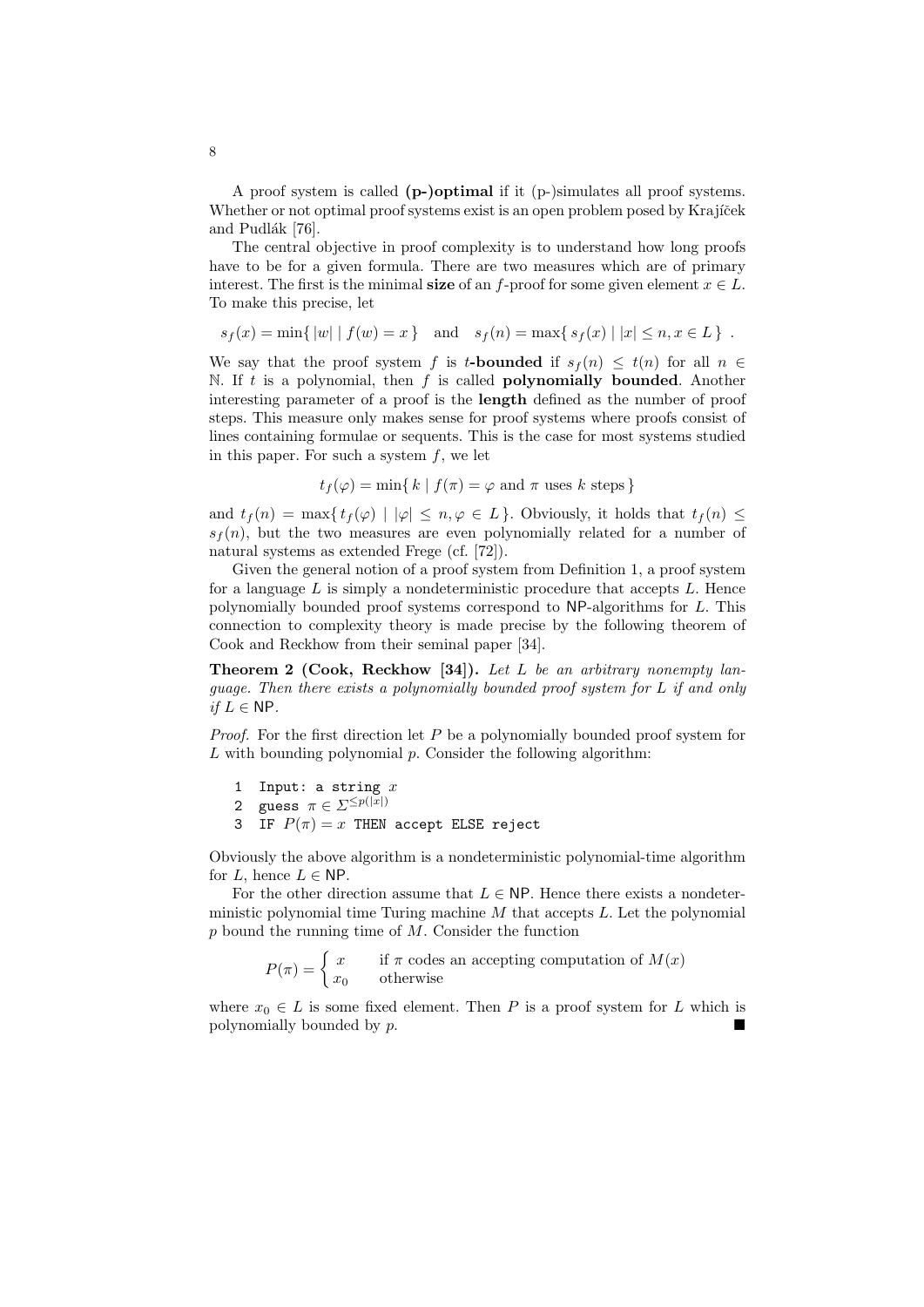A proof system is called **(p-)optimal** if it (p-)simulates all proof systems. Whether or not optimal proof systems exist is an open problem posed by Krajíček and Pudlák [76].

The central objective in proof complexity is to understand how long proofs have to be for a given formula. There are two measures which are of primary interest. The first is the minimal **size** of an $f$-proof for some given element $x \in L$. To make this precise, let

$$s_f(x) = \min\{\, |w| \mid f(w) = x \,\} \quad \text{and} \quad s_f(n) = \max\{\, s_f(x) \mid |x| \le n, x \in L \,\} \ .$$

We say that the proof system $f$ is **$t$-bounded** if $s_f(n) \le t(n)$ for all $n \in \mathbb{N}$. If $t$ is a polynomial, then $f$ is called **polynomially bounded**. Another interesting parameter of a proof is the **length** defined as the number of proof steps. This measure only makes sense for proof systems where proofs consist of lines containing formulae or sequents. This is the case for most systems studied in this paper. For such a system $f$, we let

$$t_f(\varphi) = \min\{\, k \mid f(\pi) = \varphi \text{ and } \pi \text{ uses } k \text{ steps} \,\}$$

and $t_f(n) = \max\{\, t_f(\varphi) \mid |\varphi| \le n, \varphi \in L \,\}$. Obviously, it holds that $t_f(n) \le s_f(n)$, but the two measures are even polynomially related for a number of natural systems as extended Frege (cf. [72]).

Given the general notion of a proof system from Definition 1, a proof system for a language $L$ is simply a nondeterministic procedure that accepts $L$. Hence polynomially bounded proof systems correspond to $\mathsf{NP}$-algorithms for $L$. This connection to complexity theory is made precise by the following theorem of Cook and Reckhow from their seminal paper [34].

**Theorem 2 (Cook, Reckhow [34]).** *Let $L$ be an arbitrary nonempty language. Then there exists a polynomially bounded proof system for $L$ if and only if $L \in \mathsf{NP}$.*

*Proof.* For the first direction let $P$ be a polynomially bounded proof system for $L$ with bounding polynomial $p$. Consider the following algorithm:

```
1  Input: a string x
2  guess π ∈ Σ^{≤p(|x|)}
3  IF P(π) = x THEN accept ELSE reject
```

Obviously the above algorithm is a nondeterministic polynomial-time algorithm for $L$, hence $L \in \mathsf{NP}$.

For the other direction assume that $L \in \mathsf{NP}$. Hence there exists a nondeterministic polynomial time Turing machine $M$ that accepts $L$. Let the polynomial $p$ bound the running time of $M$. Consider the function

$$P(\pi) = \begin{cases} x & \text{if } \pi \text{ codes an accepting computation of } M(x) \\ x_0 & \text{otherwise} \end{cases}$$

where $x_0 \in L$ is some fixed element. Then $P$ is a proof system for $L$ which is polynomially bounded by $p$. ∎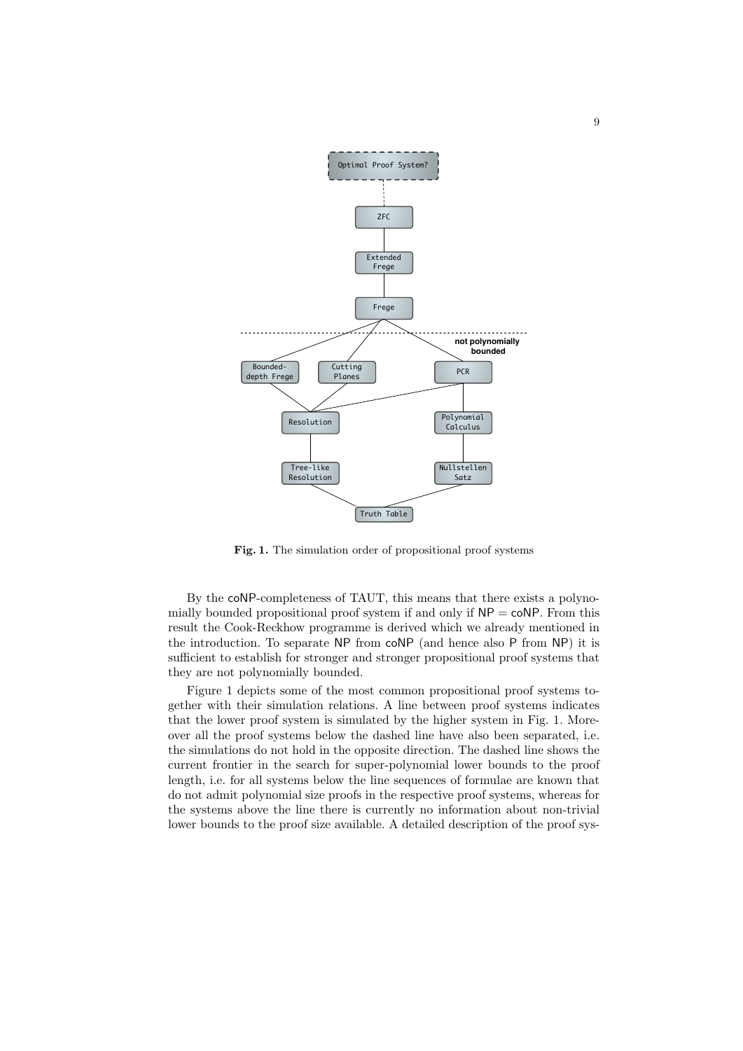**Fig. 1.** The simulation order of propositional proof systems

By the coNP-completeness of TAUT, this means that there exists a polynomially bounded propositional proof system if and only if NP = coNP. From this result the Cook-Reckhow programme is derived which we already mentioned in the introduction. To separate NP from coNP (and hence also P from NP) it is sufficient to establish for stronger and stronger propositional proof systems that they are not polynomially bounded.

Figure 1 depicts some of the most common propositional proof systems together with their simulation relations. A line between proof systems indicates that the lower proof system is simulated by the higher system in Fig. 1. Moreover all the proof systems below the dashed line have also been separated, i.e. the simulations do not hold in the opposite direction. The dashed line shows the current frontier in the search for super-polynomial lower bounds to the proof length, i.e. for all systems below the line sequences of formulae are known that do not admit polynomial size proofs in the respective proof systems, whereas for the systems above the line there is currently no information about non-trivial lower bounds to the proof size available. A detailed description of the proof sys-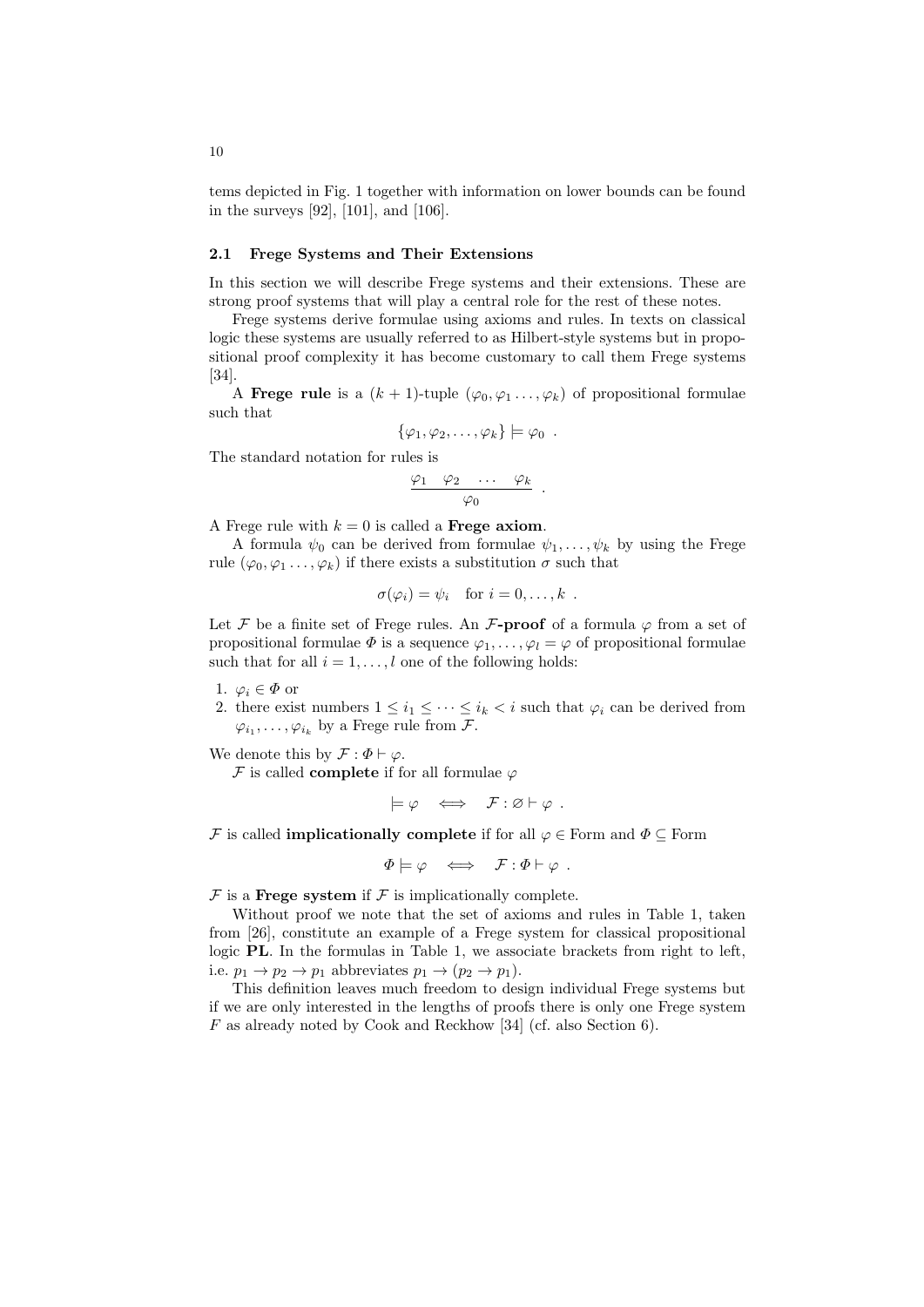tems depicted in Fig. 1 together with information on lower bounds can be found in the surveys [92], [101], and [106].

### 2.1 Frege Systems and Their Extensions

In this section we will describe Frege systems and their extensions. These are strong proof systems that will play a central role for the rest of these notes.

Frege systems derive formulae using axioms and rules. In texts on classical logic these systems are usually referred to as Hilbert-style systems but in propositional proof complexity it has become customary to call them Frege systems [34].

A **Frege rule** is a $(k+1)$-tuple $(\varphi_0, \varphi_1 \ldots, \varphi_k)$ of propositional formulae such that

$$\{\varphi_1, \varphi_2, \ldots, \varphi_k\} \models \varphi_0 \ .$$

The standard notation for rules is

$$\frac{\varphi_1 \quad \varphi_2 \quad \cdots \quad \varphi_k}{\varphi_0} \ .$$

A Frege rule with $k = 0$ is called a **Frege axiom**.

A formula $\psi_0$ can be derived from formulae $\psi_1, \ldots, \psi_k$ by using the Frege rule $(\varphi_0, \varphi_1 \ldots, \varphi_k)$ if there exists a substitution $\sigma$ such that

$$\sigma(\varphi_i) = \psi_i \quad \text{for } i = 0, \ldots, k \ .$$

Let $\mathcal{F}$ be a finite set of Frege rules. An **$\mathcal{F}$-proof** of a formula $\varphi$ from a set of propositional formulae $\Phi$ is a sequence $\varphi_1, \ldots, \varphi_l = \varphi$ of propositional formulae such that for all $i = 1, \ldots, l$ one of the following holds:

1. $\varphi_i \in \Phi$ or
2. there exist numbers $1 \leq i_1 \leq \cdots \leq i_k < i$ such that $\varphi_i$ can be derived from $\varphi_{i_1}, \ldots, \varphi_{i_k}$ by a Frege rule from $\mathcal{F}$.

We denote this by $\mathcal{F} : \Phi \vdash \varphi$.

$\mathcal{F}$ is called **complete** if for all formulae $\varphi$

$$\models \varphi \iff \mathcal{F} : \varnothing \vdash \varphi \ .$$

$\mathcal{F}$ is called **implicationally complete** if for all $\varphi \in \text{Form}$ and $\Phi \subseteq \text{Form}$

$$\Phi \models \varphi \iff \mathcal{F} : \Phi \vdash \varphi \ .$$

$\mathcal{F}$ is a **Frege system** if $\mathcal{F}$ is implicationally complete.

Without proof we note that the set of axioms and rules in Table 1, taken from [26], constitute an example of a Frege system for classical propositional logic **PL**. In the formulas in Table 1, we associate brackets from right to left, i.e. $p_1 \to p_2 \to p_1$ abbreviates $p_1 \to (p_2 \to p_1)$.

This definition leaves much freedom to design individual Frege systems but if we are only interested in the lengths of proofs there is only one Frege system $F$ as already noted by Cook and Reckhow [34] (cf. also Section 6).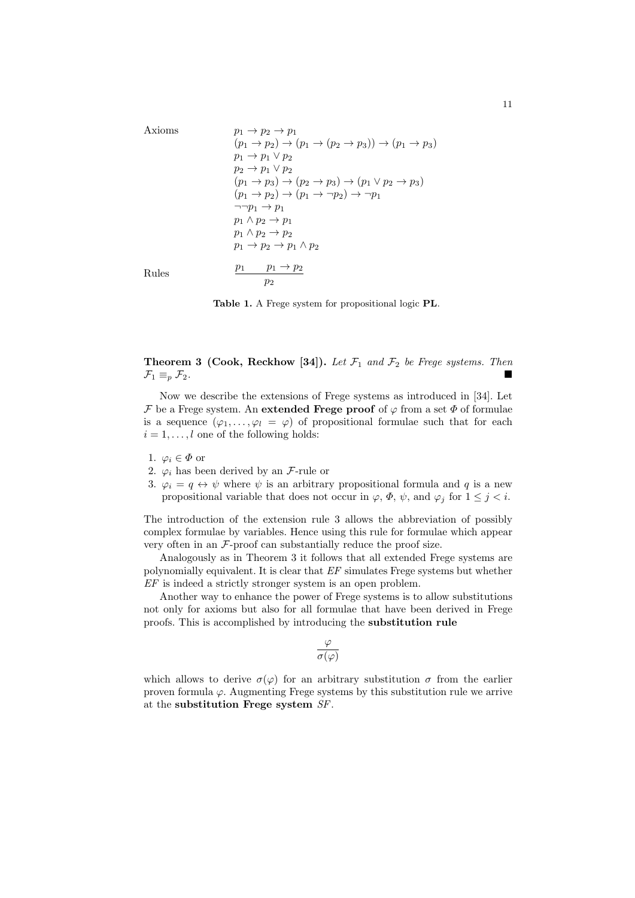| | |
|---|---|
| Axioms | $p_1 \to p_2 \to p_1$ |
| | $(p_1 \to p_2) \to (p_1 \to (p_2 \to p_3)) \to (p_1 \to p_3)$ |
| | $p_1 \to p_1 \lor p_2$ |
| | $p_2 \to p_1 \lor p_2$ |
| | $(p_1 \to p_3) \to (p_2 \to p_3) \to (p_1 \lor p_2 \to p_3)$ |
| | $(p_1 \to p_2) \to (p_1 \to \neg p_2) \to \neg p_1$ |
| | $\neg\neg p_1 \to p_1$ |
| | $p_1 \land p_2 \to p_1$ |
| | $p_1 \land p_2 \to p_2$ |
| | $p_1 \to p_2 \to p_1 \land p_2$ |
| Rules | $\dfrac{p_1 \qquad p_1 \to p_2}{p_2}$ |

**Table 1.** A Frege system for propositional logic **PL**.

**Theorem 3 (Cook, Reckhow [34]).** *Let $\mathcal{F}_1$ and $\mathcal{F}_2$ be Frege systems. Then $\mathcal{F}_1 \equiv_p \mathcal{F}_2$.* ∎

Now we describe the extensions of Frege systems as introduced in [34]. Let $\mathcal{F}$ be a Frege system. An **extended Frege proof** of $\varphi$ from a set $\Phi$ of formulae is a sequence $(\varphi_1, \ldots, \varphi_l = \varphi)$ of propositional formulae such that for each $i = 1, \ldots, l$ one of the following holds:

1. $\varphi_i \in \Phi$ or
2. $\varphi_i$ has been derived by an $\mathcal{F}$-rule or
3. $\varphi_i = q \leftrightarrow \psi$ where $\psi$ is an arbitrary propositional formula and $q$ is a new propositional variable that does not occur in $\varphi$, $\Phi$, $\psi$, and $\varphi_j$ for $1 \leq j < i$.

The introduction of the extension rule 3 allows the abbreviation of possibly complex formulae by variables. Hence using this rule for formulae which appear very often in an $\mathcal{F}$-proof can substantially reduce the proof size.

Analogously as in Theorem 3 it follows that all extended Frege systems are polynomially equivalent. It is clear that *EF* simulates Frege systems but whether *EF* is indeed a strictly stronger system is an open problem.

Another way to enhance the power of Frege systems is to allow substitutions not only for axioms but also for all formulae that have been derived in Frege proofs. This is accomplished by introducing the **substitution rule**

$$\frac{\varphi}{\sigma(\varphi)}$$

which allows to derive $\sigma(\varphi)$ for an arbitrary substitution $\sigma$ from the earlier proven formula $\varphi$. Augmenting Frege systems by this substitution rule we arrive at the **substitution Frege system** *SF*.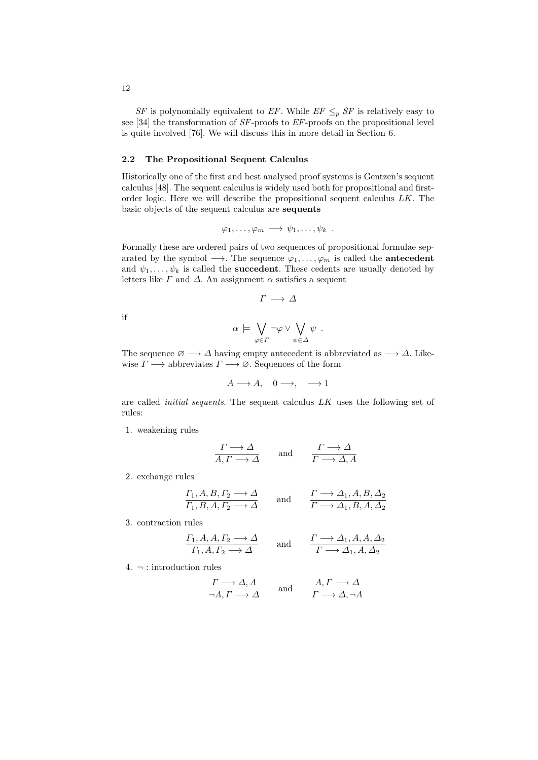*SF* is polynomially equivalent to *EF*. While $EF \leq_p SF$ is relatively easy to see [34] the transformation of *SF*-proofs to *EF*-proofs on the propositional level is quite involved [76]. We will discuss this in more detail in Section 6.

### 2.2 The Propositional Sequent Calculus

Historically one of the first and best analysed proof systems is Gentzen's sequent calculus [48]. The sequent calculus is widely used both for propositional and first-order logic. Here we will describe the propositional sequent calculus $LK$. The basic objects of the sequent calculus are **sequents**

$$\varphi_1, \ldots, \varphi_m \longrightarrow \psi_1, \ldots, \psi_k \ .$$

Formally these are ordered pairs of two sequences of propositional formulae separated by the symbol $\longrightarrow$. The sequence $\varphi_1, \ldots, \varphi_m$ is called the **antecedent** and $\psi_1, \ldots, \psi_k$ is called the **succedent**. These cedents are usually denoted by letters like $\Gamma$ and $\Delta$. An assignment $\alpha$ satisfies a sequent

$$\Gamma \longrightarrow \Delta$$

if

$$\alpha \models \bigvee_{\varphi \in \Gamma} \neg\varphi \vee \bigvee_{\psi \in \Delta} \psi \ .$$

The sequence $\varnothing \longrightarrow \Delta$ having empty antecedent is abbreviated as $\longrightarrow \Delta$. Likewise $\Gamma \longrightarrow$ abbreviates $\Gamma \longrightarrow \varnothing$. Sequences of the form

$$A \longrightarrow A, \quad 0 \longrightarrow, \quad \longrightarrow 1$$

are called *initial sequents*. The sequent calculus $LK$ uses the following set of rules:

1. weakening rules

$$\frac{\Gamma \longrightarrow \Delta}{A, \Gamma \longrightarrow \Delta} \qquad \text{and} \qquad \frac{\Gamma \longrightarrow \Delta}{\Gamma \longrightarrow \Delta, A}$$

2. exchange rules

$$\frac{\Gamma_1, A, B, \Gamma_2 \longrightarrow \Delta}{\Gamma_1, B, A, \Gamma_2 \longrightarrow \Delta} \qquad \text{and} \qquad \frac{\Gamma \longrightarrow \Delta_1, A, B, \Delta_2}{\Gamma \longrightarrow \Delta_1, B, A, \Delta_2}$$

3. contraction rules

$$\frac{\Gamma_1, A, A, \Gamma_2 \longrightarrow \Delta}{\Gamma_1, A, \Gamma_2 \longrightarrow \Delta} \qquad \text{and} \qquad \frac{\Gamma \longrightarrow \Delta_1, A, A, \Delta_2}{\Gamma \longrightarrow \Delta_1, A, \Delta_2}$$

4. $\neg$ : introduction rules

$$\frac{\Gamma \longrightarrow \Delta, A}{\neg A, \Gamma \longrightarrow \Delta} \qquad \text{and} \qquad \frac{A, \Gamma \longrightarrow \Delta}{\Gamma \longrightarrow \Delta, \neg A}$$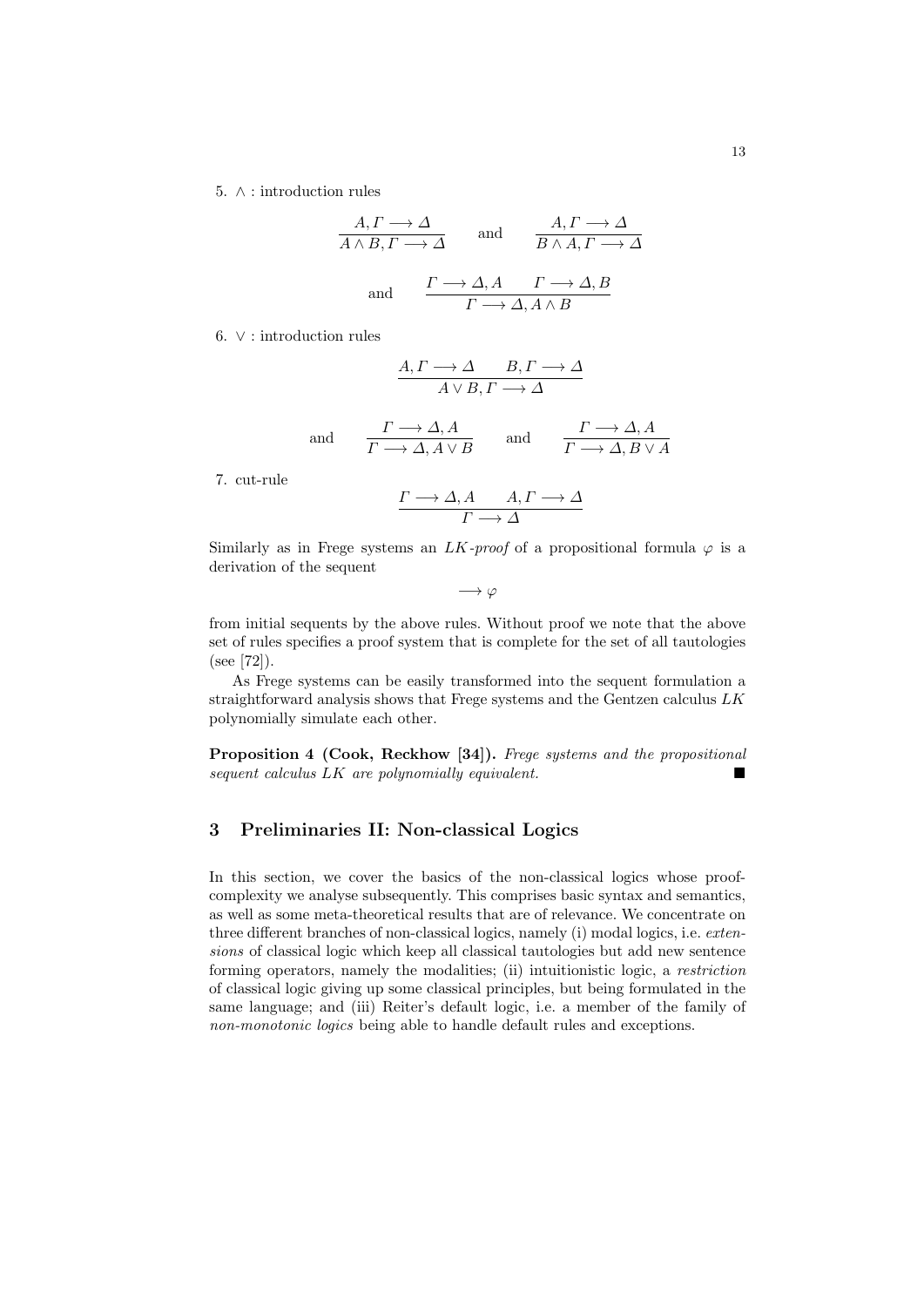5. $\wedge$ : introduction rules

$$\frac{A, \Gamma \longrightarrow \Delta}{A \wedge B, \Gamma \longrightarrow \Delta} \quad \text{and} \quad \frac{A, \Gamma \longrightarrow \Delta}{B \wedge A, \Gamma \longrightarrow \Delta}$$

$$\text{and} \quad \frac{\Gamma \longrightarrow \Delta, A \qquad \Gamma \longrightarrow \Delta, B}{\Gamma \longrightarrow \Delta, A \wedge B}$$

6. $\vee$ : introduction rules

$$\frac{A, \Gamma \longrightarrow \Delta \qquad B, \Gamma \longrightarrow \Delta}{A \vee B, \Gamma \longrightarrow \Delta}$$

$$\text{and} \quad \frac{\Gamma \longrightarrow \Delta, A}{\Gamma \longrightarrow \Delta, A \vee B} \quad \text{and} \quad \frac{\Gamma \longrightarrow \Delta, A}{\Gamma \longrightarrow \Delta, B \vee A}$$

7. cut-rule

$$\frac{\Gamma \longrightarrow \Delta, A \qquad A, \Gamma \longrightarrow \Delta}{\Gamma \longrightarrow \Delta}$$

Similarly as in Frege systems an *LK-proof* of a propositional formula $\varphi$ is a derivation of the sequent

$$\longrightarrow \varphi$$

from initial sequents by the above rules. Without proof we note that the above set of rules specifies a proof system that is complete for the set of all tautologies (see [72]).

As Frege systems can be easily transformed into the sequent formulation a straightforward analysis shows that Frege systems and the Gentzen calculus $LK$ polynomially simulate each other.

**Proposition 4 (Cook, Reckhow [34]).** *Frege systems and the propositional sequent calculus LK are polynomially equivalent.* ∎

## 3 Preliminaries II: Non-classical Logics

In this section, we cover the basics of the non-classical logics whose proof-complexity we analyse subsequently. This comprises basic syntax and semantics, as well as some meta-theoretical results that are of relevance. We concentrate on three different branches of non-classical logics, namely (i) modal logics, i.e. *extensions* of classical logic which keep all classical tautologies but add new sentence forming operators, namely the modalities; (ii) intuitionistic logic, a *restriction* of classical logic giving up some classical principles, but being formulated in the same language; and (iii) Reiter's default logic, i.e. a member of the family of *non-monotonic logics* being able to handle default rules and exceptions.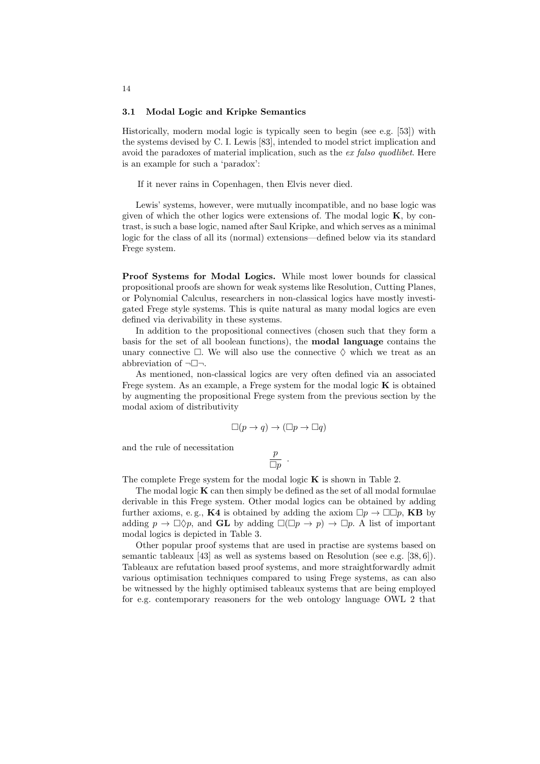### 3.1 Modal Logic and Kripke Semantics

Historically, modern modal logic is typically seen to begin (see e.g. [53]) with the systems devised by C. I. Lewis [83], intended to model strict implication and avoid the paradoxes of material implication, such as the *ex falso quodlibet*. Here is an example for such a 'paradox':

> If it never rains in Copenhagen, then Elvis never died.

Lewis' systems, however, were mutually incompatible, and no base logic was given of which the other logics were extensions of. The modal logic **K**, by contrast, is such a base logic, named after Saul Kripke, and which serves as a minimal logic for the class of all its (normal) extensions—defined below via its standard Frege system.

**Proof Systems for Modal Logics.** While most lower bounds for classical propositional proofs are shown for weak systems like Resolution, Cutting Planes, or Polynomial Calculus, researchers in non-classical logics have mostly investigated Frege style systems. This is quite natural as many modal logics are even defined via derivability in these systems.

In addition to the propositional connectives (chosen such that they form a basis for the set of all boolean functions), the **modal language** contains the unary connective $\Box$. We will also use the connective $\Diamond$ which we treat as an abbreviation of $\neg\Box\neg$.

As mentioned, non-classical logics are very often defined via an associated Frege system. As an example, a Frege system for the modal logic **K** is obtained by augmenting the propositional Frege system from the previous section by the modal axiom of distributivity

$$\Box(p \to q) \to (\Box p \to \Box q)$$

and the rule of necessitation

$$\frac{p}{\Box p} \ .$$

The complete Frege system for the modal logic **K** is shown in Table 2.

The modal logic **K** can then simply be defined as the set of all modal formulae derivable in this Frege system. Other modal logics can be obtained by adding further axioms, e. g., **K4** is obtained by adding the axiom $\Box p \to \Box\Box p$, **KB** by adding $p \to \Box\Diamond p$, and **GL** by adding $\Box(\Box p \to p) \to \Box p$. A list of important modal logics is depicted in Table 3.

Other popular proof systems that are used in practise are systems based on semantic tableaux [43] as well as systems based on Resolution (see e.g. [38, 6]). Tableaux are refutation based proof systems, and more straightforwardly admit various optimisation techniques compared to using Frege systems, as can also be witnessed by the highly optimised tableaux systems that are being employed for e.g. contemporary reasoners for the web ontology language OWL 2 that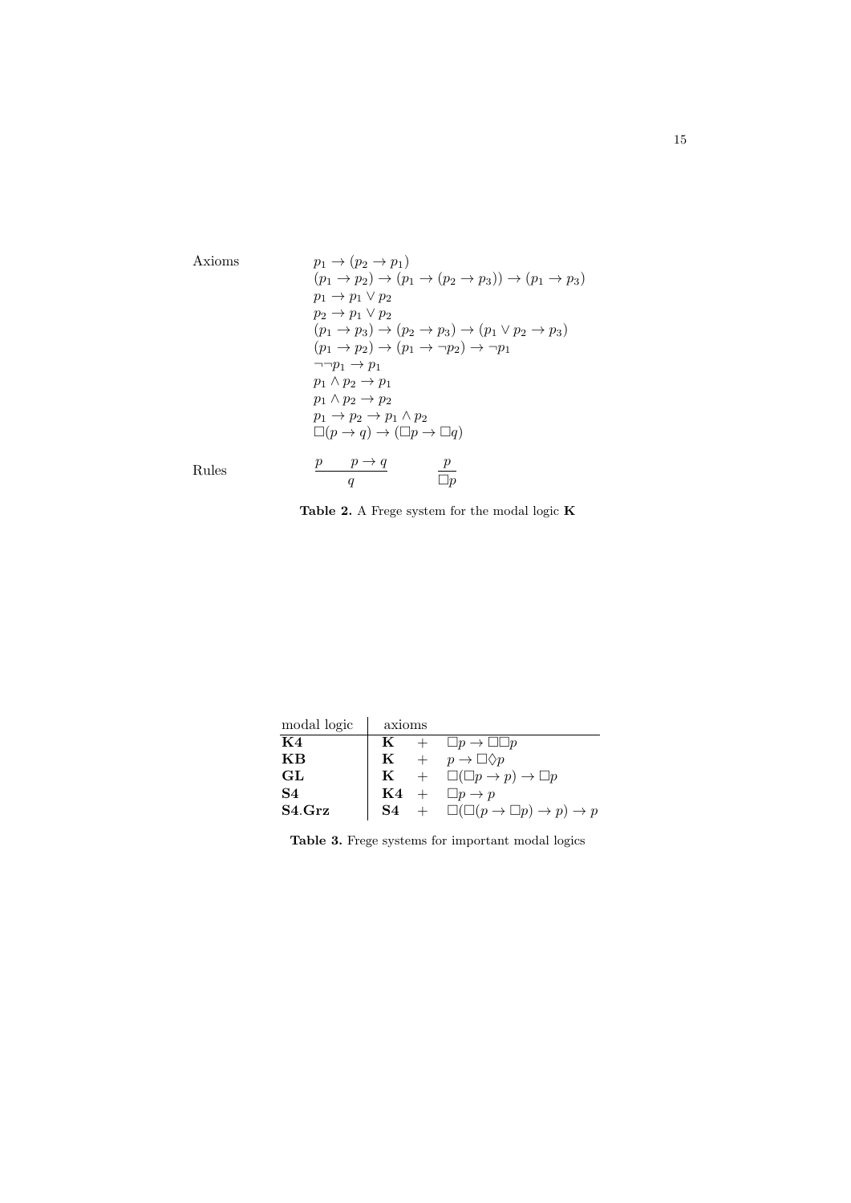| | |
|---|---|
| Axioms | $p_1 \to (p_2 \to p_1)$ |
| | $(p_1 \to p_2) \to (p_1 \to (p_2 \to p_3)) \to (p_1 \to p_3)$ |
| | $p_1 \to p_1 \vee p_2$ |
| | $p_2 \to p_1 \vee p_2$ |
| | $(p_1 \to p_3) \to (p_2 \to p_3) \to (p_1 \vee p_2 \to p_3)$ |
| | $(p_1 \to p_2) \to (p_1 \to \neg p_2) \to \neg p_1$ |
| | $\neg\neg p_1 \to p_1$ |
| | $p_1 \wedge p_2 \to p_1$ |
| | $p_1 \wedge p_2 \to p_2$ |
| | $p_1 \to p_2 \to p_1 \wedge p_2$ |
| | $\Box(p \to q) \to (\Box p \to \Box q)$ |
| Rules | $\dfrac{p \qquad p \to q}{q} \qquad \dfrac{p}{\Box p}$ |

**Table 2.** A Frege system for the modal logic **K**

| modal logic | axioms | | |
|---|---|---|---|
| **K4** | **K** | + | $\Box p \to \Box\Box p$ |
| **KB** | **K** | + | $p \to \Box\Diamond p$ |
| **GL** | **K** | + | $\Box(\Box p \to p) \to \Box p$ |
| **S4** | **K4** | + | $\Box p \to p$ |
| **S4.Grz** | **S4** | + | $\Box(\Box(p \to \Box p) \to p) \to p$ |

**Table 3.** Frege systems for important modal logics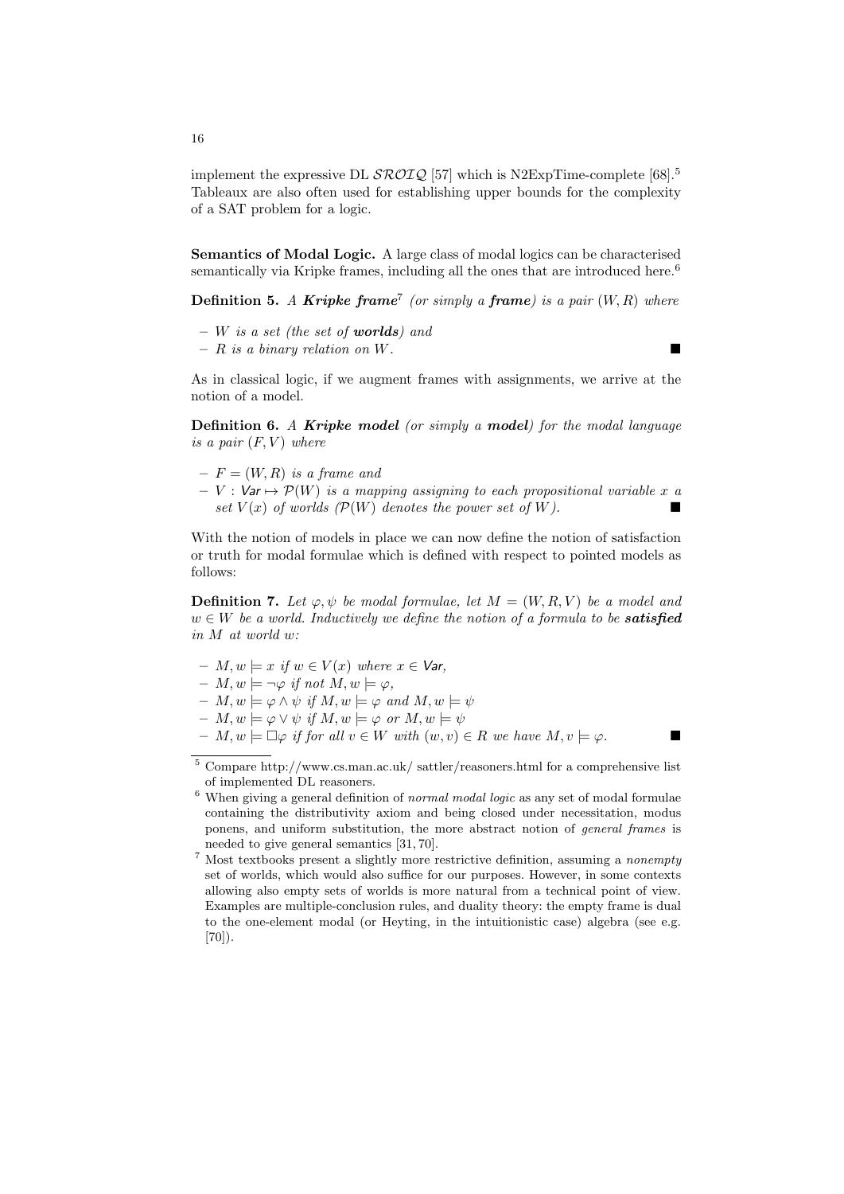implement the expressive DL $\mathcal{SROIQ}$ [57] which is N2ExpTime-complete [68].[5] Tableaux are also often used for establishing upper bounds for the complexity of a SAT problem for a logic.

**Semantics of Modal Logic.** A large class of modal logics can be characterised semantically via Kripke frames, including all the ones that are introduced here.[6]

**Definition 5.** *A **Kripke frame**[7] (or simply a **frame**) is a pair $(W, R)$ where*

- *$W$ is a set (the set of **worlds**) and*
- *$R$ is a binary relation on $W$.* ∎

As in classical logic, if we augment frames with assignments, we arrive at the notion of a model.

**Definition 6.** *A **Kripke model** (or simply a **model**) for the modal language is a pair $(F, V)$ where*

- *$F = (W, R)$ is a frame and*
- *$V : \mathsf{Var} \mapsto \mathcal{P}(W)$ is a mapping assigning to each propositional variable $x$ a set $V(x)$ of worlds ($\mathcal{P}(W)$ denotes the power set of $W$).* ∎

With the notion of models in place we can now define the notion of satisfaction or truth for modal formulae which is defined with respect to pointed models as follows:

**Definition 7.** *Let $\varphi, \psi$ be modal formulae, let $M = (W, R, V)$ be a model and $w \in W$ be a world. Inductively we define the notion of a formula to be **satisfied** in $M$ at world $w$:*

- *$M, w \models x$ if $w \in V(x)$ where $x \in \mathsf{Var}$,*
- *$M, w \models \neg\varphi$ if not $M, w \models \varphi$,*
- *$M, w \models \varphi \wedge \psi$ if $M, w \models \varphi$ and $M, w \models \psi$*
- *$M, w \models \varphi \vee \psi$ if $M, w \models \varphi$ or $M, w \models \psi$*
- *$M, w \models \Box\varphi$ if for all $v \in W$ with $(w, v) \in R$ we have $M, v \models \varphi$.* ∎

---

[5] Compare http://www.cs.man.ac.uk/ sattler/reasoners.html for a comprehensive list of implemented DL reasoners.

[6] When giving a general definition of *normal modal logic* as any set of modal formulae containing the distributivity axiom and being closed under necessitation, modus ponens, and uniform substitution, the more abstract notion of *general frames* is needed to give general semantics [31, 70].

[7] Most textbooks present a slightly more restrictive definition, assuming a *nonempty* set of worlds, which would also suffice for our purposes. However, in some contexts allowing also empty sets of worlds is more natural from a technical point of view. Examples are multiple-conclusion rules, and duality theory: the empty frame is dual to the one-element modal (or Heyting, in the intuitionistic case) algebra (see e.g. [70]).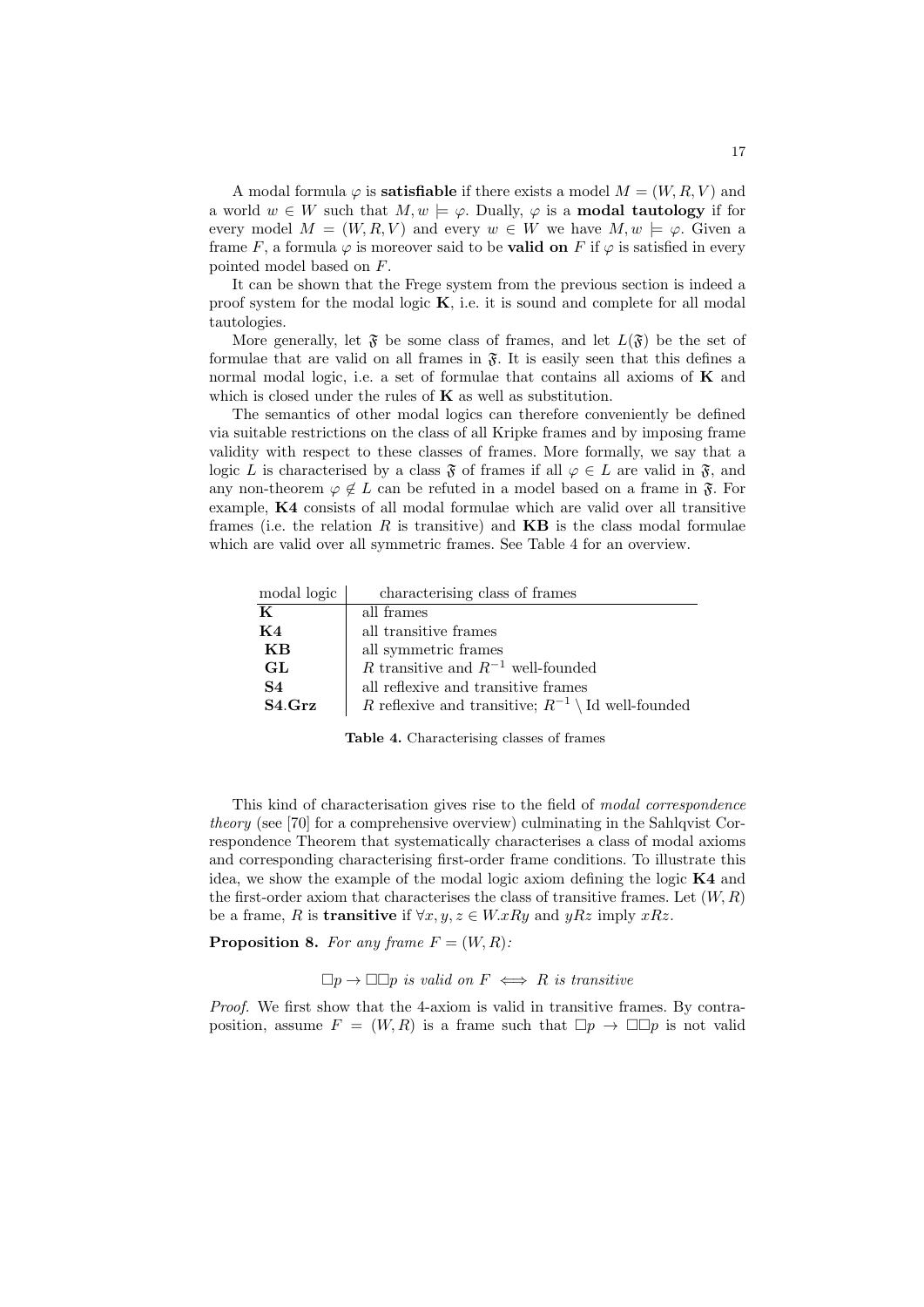A modal formula $\varphi$ is **satisfiable** if there exists a model $M = (W, R, V)$ and a world $w \in W$ such that $M, w \models \varphi$. Dually, $\varphi$ is a **modal tautology** if for every model $M = (W, R, V)$ and every $w \in W$ we have $M, w \models \varphi$. Given a frame $F$, a formula $\varphi$ is moreover said to be **valid on** $F$ if $\varphi$ is satisfied in every pointed model based on $F$.

It can be shown that the Frege system from the previous section is indeed a proof system for the modal logic **K**, i.e. it is sound and complete for all modal tautologies.

More generally, let $\mathfrak{F}$ be some class of frames, and let $L(\mathfrak{F})$ be the set of formulae that are valid on all frames in $\mathfrak{F}$. It is easily seen that this defines a normal modal logic, i.e. a set of formulae that contains all axioms of **K** and which is closed under the rules of **K** as well as substitution.

The semantics of other modal logics can therefore conveniently be defined via suitable restrictions on the class of all Kripke frames and by imposing frame validity with respect to these classes of frames. More formally, we say that a logic $L$ is characterised by a class $\mathfrak{F}$ of frames if all $\varphi \in L$ are valid in $\mathfrak{F}$, and any non-theorem $\varphi \notin L$ can be refuted in a model based on a frame in $\mathfrak{F}$. For example, **K4** consists of all modal formulae which are valid over all transitive frames (i.e. the relation $R$ is transitive) and **KB** is the class modal formulae which are valid over all symmetric frames. See Table 4 for an overview.

| modal logic | characterising class of frames |
|---|---|
| **K** | all frames |
| **K4** | all transitive frames |
| **KB** | all symmetric frames |
| **GL** | $R$ transitive and $R^{-1}$ well-founded |
| **S4** | all reflexive and transitive frames |
| **S4.Grz** | $R$ reflexive and transitive; $R^{-1} \setminus \mathrm{Id}$ well-founded |

**Table 4.** Characterising classes of frames

This kind of characterisation gives rise to the field of *modal correspondence theory* (see [70] for a comprehensive overview) culminating in the Sahlqvist Correspondence Theorem that systematically characterises a class of modal axioms and corresponding characterising first-order frame conditions. To illustrate this idea, we show the example of the modal logic axiom defining the logic **K4** and the first-order axiom that characterises the class of transitive frames. Let $(W, R)$ be a frame, $R$ is **transitive** if $\forall x, y, z \in W. xRy$ and $yRz$ imply $xRz$.

**Proposition 8.** *For any frame $F = (W, R)$:*

$$\Box p \to \Box\Box p \text{ is valid on } F \iff R \text{ is transitive}$$

*Proof.* We first show that the 4-axiom is valid in transitive frames. By contraposition, assume $F = (W, R)$ is a frame such that $\Box p \to \Box\Box p$ is not valid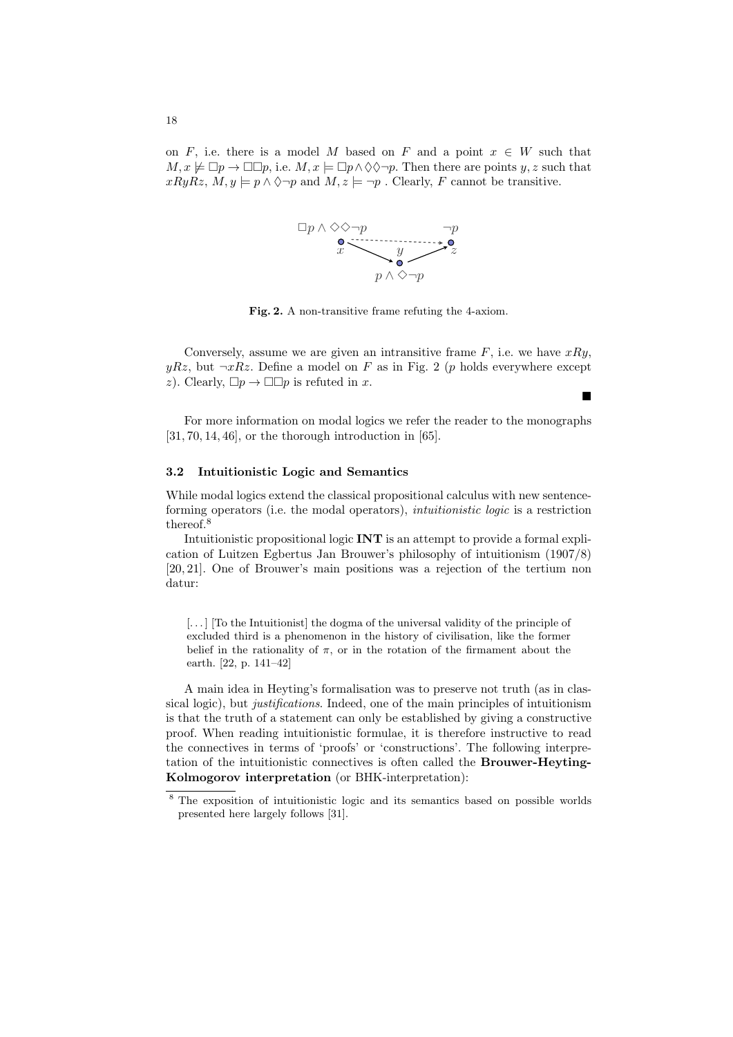on $F$, i.e. there is a model $M$ based on $F$ and a point $x \in W$ such that $M, x \not\models \Box p \to \Box\Box p$, i.e. $M, x \models \Box p \wedge \Diamond\Diamond\neg p$. Then there are points $y, z$ such that $xRyRz$, $M, y \models p \wedge \Diamond\neg p$ and $M, z \models \neg p$ . Clearly, $F$ cannot be transitive.

**Fig. 2.** A non-transitive frame refuting the 4-axiom.

Conversely, assume we are given an intransitive frame $F$, i.e. we have $xRy$, $yRz$, but $\neg xRz$. Define a model on $F$ as in Fig. 2 ($p$ holds everywhere except $z$). Clearly, $\Box p \to \Box\Box p$ is refuted in $x$.

■

For more information on modal logics we refer the reader to the monographs [31, 70, 14, 46], or the thorough introduction in [65].

### 3.2 Intuitionistic Logic and Semantics

While modal logics extend the classical propositional calculus with new sentence-forming operators (i.e. the modal operators), *intuitionistic logic* is a restriction thereof.[8]

Intuitionistic propositional logic **INT** is an attempt to provide a formal explication of Luitzen Egbertus Jan Brouwer's philosophy of intuitionism (1907/8) [20, 21]. One of Brouwer's main positions was a rejection of the tertium non datur:

> [...] [To the Intuitionist] the dogma of the universal validity of the principle of excluded third is a phenomenon in the history of civilisation, like the former belief in the rationality of $\pi$, or in the rotation of the firmament about the earth. [22, p. 141–42]

A main idea in Heyting's formalisation was to preserve not truth (as in classical logic), but *justifications*. Indeed, one of the main principles of intuitionism is that the truth of a statement can only be established by giving a constructive proof. When reading intuitionistic formulae, it is therefore instructive to read the connectives in terms of 'proofs' or 'constructions'. The following interpretation of the intuitionistic connectives is often called the **Brouwer-Heyting-Kolmogorov interpretation** (or BHK-interpretation):

[8] The exposition of intuitionistic logic and its semantics based on possible worlds presented here largely follows [31].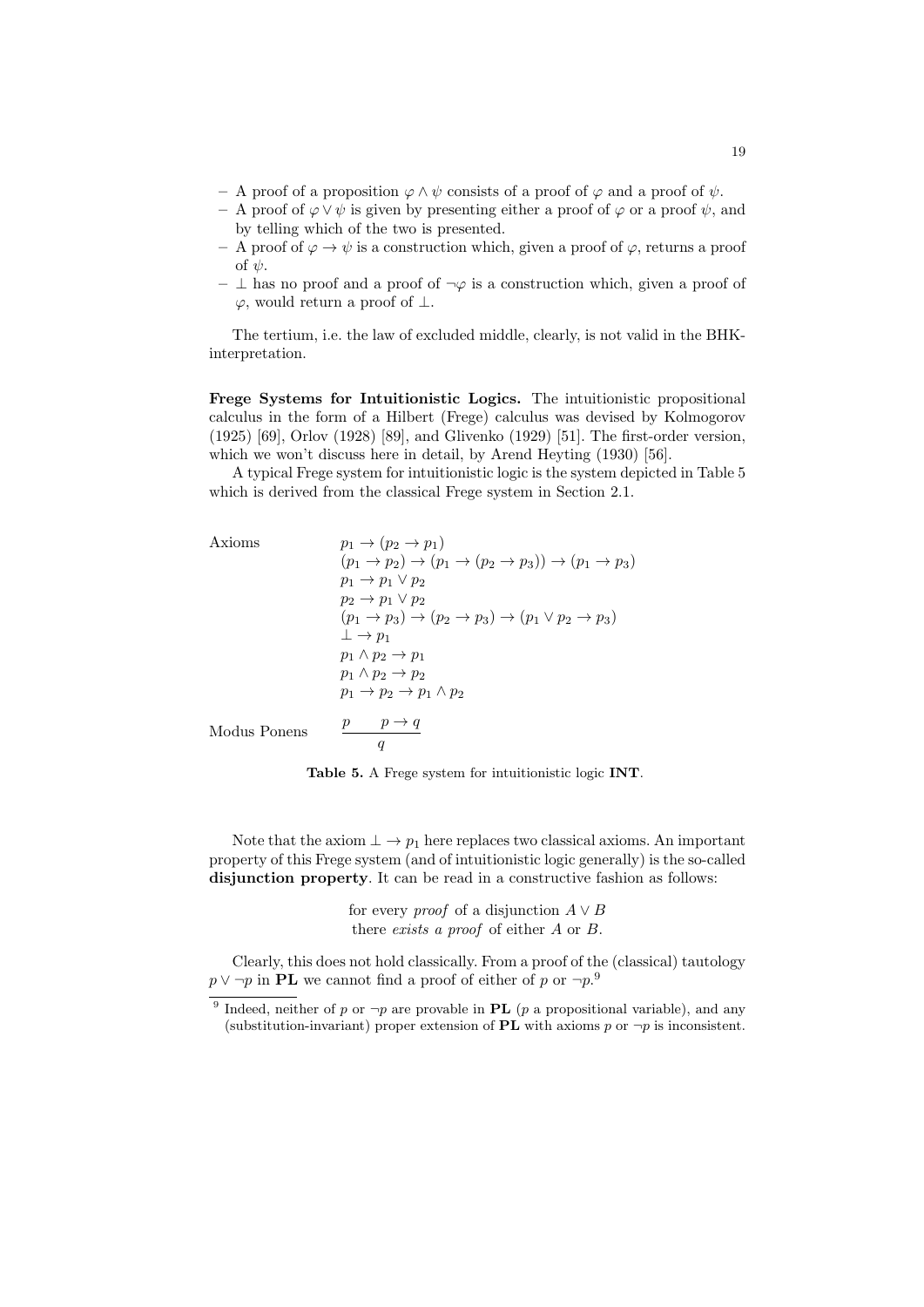- A proof of a proposition $\varphi \wedge \psi$ consists of a proof of $\varphi$ and a proof of $\psi$.
- A proof of $\varphi \vee \psi$ is given by presenting either a proof of $\varphi$ or a proof $\psi$, and by telling which of the two is presented.
- A proof of $\varphi \rightarrow \psi$ is a construction which, given a proof of $\varphi$, returns a proof of $\psi$.
- $\perp$ has no proof and a proof of $\neg\varphi$ is a construction which, given a proof of $\varphi$, would return a proof of $\perp$.

The tertium, i.e. the law of excluded middle, clearly, is not valid in the BHK-interpretation.

**Frege Systems for Intuitionistic Logics.** The intuitionistic propositional calculus in the form of a Hilbert (Frege) calculus was devised by Kolmogorov (1925) [69], Orlov (1928) [89], and Glivenko (1929) [51]. The first-order version, which we won't discuss here in detail, by Arend Heyting (1930) [56].

A typical Frege system for intuitionistic logic is the system depicted in Table 5 which is derived from the classical Frege system in Section 2.1.

| | |
|---|---|
| Axioms | $p_1 \rightarrow (p_2 \rightarrow p_1)$ |
| | $(p_1 \rightarrow p_2) \rightarrow (p_1 \rightarrow (p_2 \rightarrow p_3)) \rightarrow (p_1 \rightarrow p_3)$ |
| | $p_1 \rightarrow p_1 \vee p_2$ |
| | $p_2 \rightarrow p_1 \vee p_2$ |
| | $(p_1 \rightarrow p_3) \rightarrow (p_2 \rightarrow p_3) \rightarrow (p_1 \vee p_2 \rightarrow p_3)$ |
| | $\perp \rightarrow p_1$ |
| | $p_1 \wedge p_2 \rightarrow p_1$ |
| | $p_1 \wedge p_2 \rightarrow p_2$ |
| | $p_1 \rightarrow p_2 \rightarrow p_1 \wedge p_2$ |
| Modus Ponens | $\dfrac{p \qquad p \rightarrow q}{q}$ |

**Table 5.** A Frege system for intuitionistic logic **INT**.

Note that the axiom $\perp \rightarrow p_1$ here replaces two classical axioms. An important property of this Frege system (and of intuitionistic logic generally) is the so-called **disjunction property**. It can be read in a constructive fashion as follows:

for every *proof* of a disjunction $A \vee B$
there *exists a proof* of either $A$ or $B$.

Clearly, this does not hold classically. From a proof of the (classical) tautology $p \vee \neg p$ in **PL** we cannot find a proof of either of $p$ or $\neg p$.[9]

[9] Indeed, neither of $p$ or $\neg p$ are provable in **PL** ($p$ a propositional variable), and any (substitution-invariant) proper extension of **PL** with axioms $p$ or $\neg p$ is inconsistent.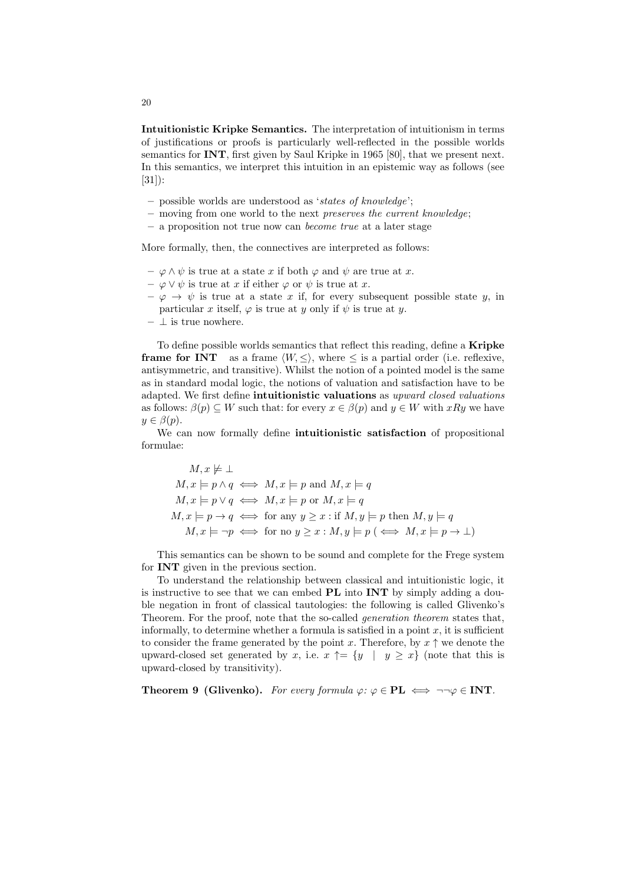**Intuitionistic Kripke Semantics.** The interpretation of intuitionism in terms of justifications or proofs is particularly well-reflected in the possible worlds semantics for **INT**, first given by Saul Kripke in 1965 [80], that we present next. In this semantics, we interpret this intuition in an epistemic way as follows (see [31]):

- possible worlds are understood as '*states of knowledge*';
- moving from one world to the next *preserves the current knowledge*;
- a proposition not true now can *become true* at a later stage

More formally, then, the connectives are interpreted as follows:

- $\varphi \wedge \psi$ is true at a state $x$ if both $\varphi$ and $\psi$ are true at $x$.
- $\varphi \vee \psi$ is true at $x$ if either $\varphi$ or $\psi$ is true at $x$.
- $\varphi \to \psi$ is true at a state $x$ if, for every subsequent possible state $y$, in particular $x$ itself, $\varphi$ is true at $y$ only if $\psi$ is true at $y$.
- $\bot$ is true nowhere.

To define possible worlds semantics that reflect this reading, define a **Kripke frame for INT** as a frame $\langle W, \leq \rangle$, where $\leq$ is a partial order (i.e. reflexive, antisymmetric, and transitive). Whilst the notion of a pointed model is the same as in standard modal logic, the notions of valuation and satisfaction have to be adapted. We first define **intuitionistic valuations** as *upward closed valuations* as follows: $\beta(p) \subseteq W$ such that: for every $x \in \beta(p)$ and $y \in W$ with $xRy$ we have $y \in \beta(p)$.

We can now formally define **intuitionistic satisfaction** of propositional formulae:

$$
\begin{aligned}
M, x &\not\models \bot \\
M, x \models p \wedge q &\iff M, x \models p \text{ and } M, x \models q \\
M, x \models p \vee q &\iff M, x \models p \text{ or } M, x \models q \\
M, x \models p \to q &\iff \text{for any } y \geq x : \text{if } M, y \models p \text{ then } M, y \models q \\
M, x \models \neg p &\iff \text{for no } y \geq x : M, y \models p \ (\iff M, x \models p \to \bot)
\end{aligned}
$$

This semantics can be shown to be sound and complete for the Frege system for **INT** given in the previous section.

To understand the relationship between classical and intuitionistic logic, it is instructive to see that we can embed **PL** into **INT** by simply adding a double negation in front of classical tautologies: the following is called Glivenko's Theorem. For the proof, note that the so-called *generation theorem* states that, informally, to determine whether a formula is satisfied in a point $x$, it is sufficient to consider the frame generated by the point $x$. Therefore, by $x \uparrow$ we denote the upward-closed set generated by $x$, i.e. $x \uparrow = \{y \mid y \geq x\}$ (note that this is upward-closed by transitivity).

**Theorem 9 (Glivenko).** *For every formula* $\varphi$: $\varphi \in \mathbf{PL} \iff \neg\neg\varphi \in \mathbf{INT}$.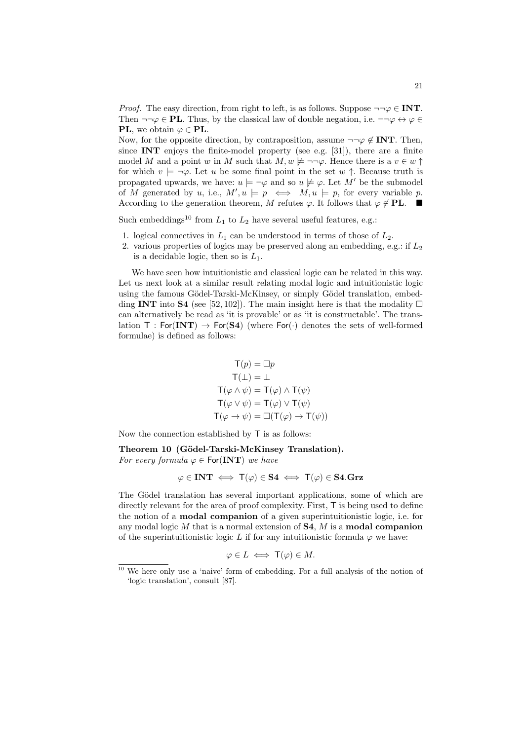*Proof.* The easy direction, from right to left, is as follows. Suppose $\neg\neg\varphi \in \mathbf{INT}$. Then $\neg\neg\varphi \in \mathbf{PL}$. Thus, by the classical law of double negation, i.e. $\neg\neg\varphi \leftrightarrow \varphi \in \mathbf{PL}$, we obtain $\varphi \in \mathbf{PL}$.

Now, for the opposite direction, by contraposition, assume $\neg\neg\varphi \notin \mathbf{INT}$. Then, since **INT** enjoys the finite-model property (see e.g. [31]), there are a finite model $M$ and a point $w$ in $M$ such that $M, w \not\models \neg\neg\varphi$. Hence there is a $v \in w\uparrow$ for which $v \models \neg\varphi$. Let $u$ be some final point in the set $w\uparrow$. Because truth is propagated upwards, we have: $u \models \neg\varphi$ and so $u \not\models \varphi$. Let $M'$ be the submodel of $M$ generated by $u$, i.e., $M', u \models p \iff M, u \models p$, for every variable $p$. According to the generation theorem, $M$ refutes $\varphi$. It follows that $\varphi \notin \mathbf{PL}$. ■

Such embeddings[10] from $L_1$ to $L_2$ have several useful features, e.g.:

1. logical connectives in $L_1$ can be understood in terms of those of $L_2$.
2. various properties of logics may be preserved along an embedding, e.g.: if $L_2$ is a decidable logic, then so is $L_1$.

We have seen how intuitionistic and classical logic can be related in this way. Let us next look at a similar result relating modal logic and intuitionistic logic using the famous Gödel-Tarski-McKinsey, or simply Gödel translation, embedding **INT** into **S4** (see [52, 102]). The main insight here is that the modality $\Box$ can alternatively be read as 'it is provable' or as 'it is constructable'. The translation $\mathsf{T} : \mathsf{For}(\mathbf{INT}) \to \mathsf{For}(\mathbf{S4})$ (where $\mathsf{For}(\cdot)$ denotes the sets of well-formed formulae) is defined as follows:

$$
\begin{aligned}
\mathsf{T}(p) &= \Box p \\
\mathsf{T}(\bot) &= \bot \\
\mathsf{T}(\varphi \wedge \psi) &= \mathsf{T}(\varphi) \wedge \mathsf{T}(\psi) \\
\mathsf{T}(\varphi \vee \psi) &= \mathsf{T}(\varphi) \vee \mathsf{T}(\psi) \\
\mathsf{T}(\varphi \to \psi) &= \Box(\mathsf{T}(\varphi) \to \mathsf{T}(\psi))
\end{aligned}
$$

Now the connection established by $\mathsf{T}$ is as follows:

**Theorem 10 (Gödel-Tarski-McKinsey Translation).**
*For every formula $\varphi \in \mathsf{For}(\mathbf{INT})$ we have*

$$\varphi \in \mathbf{INT} \iff \mathsf{T}(\varphi) \in \mathbf{S4} \iff \mathsf{T}(\varphi) \in \mathbf{S4.Grz}$$

The Gödel translation has several important applications, some of which are directly relevant for the area of proof complexity. First, $\mathsf{T}$ is being used to define the notion of a **modal companion** of a given superintuitionistic logic, i.e. for any modal logic $M$ that is a normal extension of **S4**, $M$ is a **modal companion** of the superintuitionistic logic $L$ if for any intuitionistic formula $\varphi$ we have:

$$\varphi \in L \iff \mathsf{T}(\varphi) \in M.$$

[10] We here only use a 'naive' form of embedding. For a full analysis of the notion of 'logic translation', consult [87].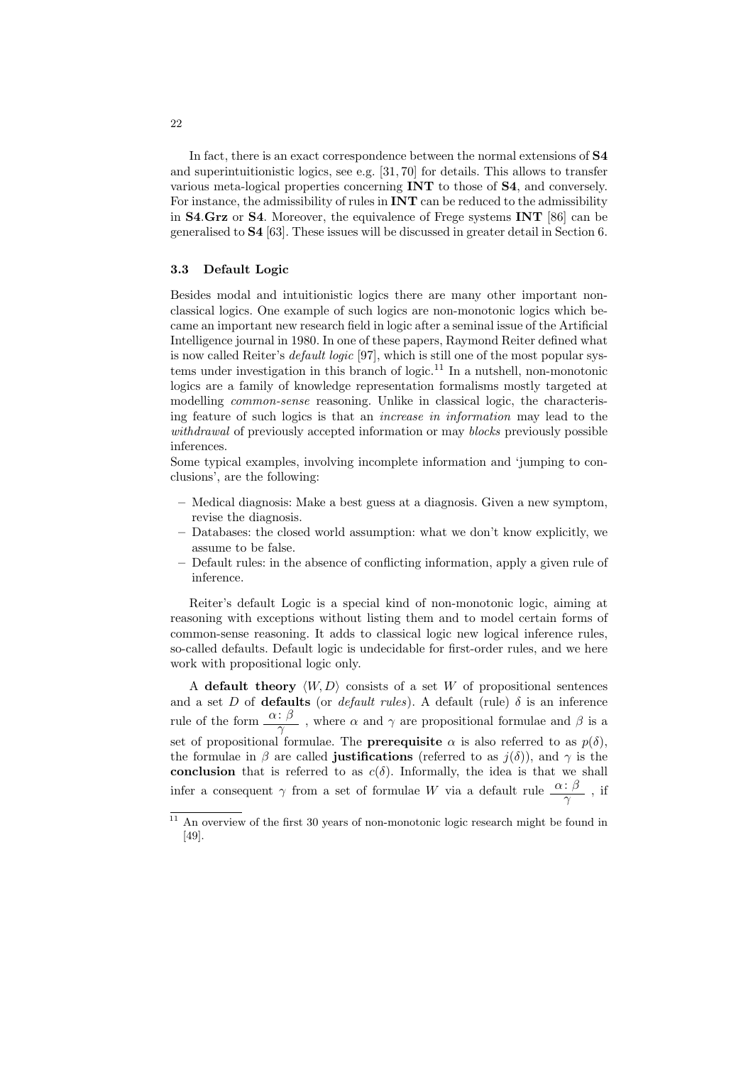In fact, there is an exact correspondence between the normal extensions of **S4** and superintuitionistic logics, see e.g. [31, 70] for details. This allows to transfer various meta-logical properties concerning **INT** to those of **S4**, and conversely. For instance, the admissibility of rules in **INT** can be reduced to the admissibility in **S4**.**Grz** or **S4**. Moreover, the equivalence of Frege systems **INT** [86] can be generalised to **S4** [63]. These issues will be discussed in greater detail in Section 6.

### 3.3 Default Logic

Besides modal and intuitionistic logics there are many other important non-classical logics. One example of such logics are non-monotonic logics which became an important new research field in logic after a seminal issue of the Artificial Intelligence journal in 1980. In one of these papers, Raymond Reiter defined what is now called Reiter's *default logic* [97], which is still one of the most popular systems under investigation in this branch of logic.[11] In a nutshell, non-monotonic logics are a family of knowledge representation formalisms mostly targeted at modelling *common-sense* reasoning. Unlike in classical logic, the characterising feature of such logics is that an *increase in information* may lead to the *withdrawal* of previously accepted information or may *blocks* previously possible inferences.
Some typical examples, involving incomplete information and 'jumping to conclusions', are the following:

- Medical diagnosis: Make a best guess at a diagnosis. Given a new symptom, revise the diagnosis.
- Databases: the closed world assumption: what we don't know explicitly, we assume to be false.
- Default rules: in the absence of conflicting information, apply a given rule of inference.

Reiter's default Logic is a special kind of non-monotonic logic, aiming at reasoning with exceptions without listing them and to model certain forms of common-sense reasoning. It adds to classical logic new logical inference rules, so-called defaults. Default logic is undecidable for first-order rules, and we here work with propositional logic only.

A **default theory** $\langle W, D\rangle$ consists of a set $W$ of propositional sentences and a set $D$ of **defaults** (or *default rules*). A default (rule) $\delta$ is an inference rule of the form $\dfrac{\alpha\colon \beta}{\gamma}$ , where $\alpha$ and $\gamma$ are propositional formulae and $\beta$ is a set of propositional formulae. The **prerequisite** $\alpha$ is also referred to as $p(\delta)$, the formulae in $\beta$ are called **justifications** (referred to as $j(\delta)$), and $\gamma$ is the **conclusion** that is referred to as $c(\delta)$. Informally, the idea is that we shall infer a consequent $\gamma$ from a set of formulae $W$ via a default rule $\dfrac{\alpha\colon \beta}{\gamma}$ , if

[11] An overview of the first 30 years of non-monotonic logic research might be found in [49].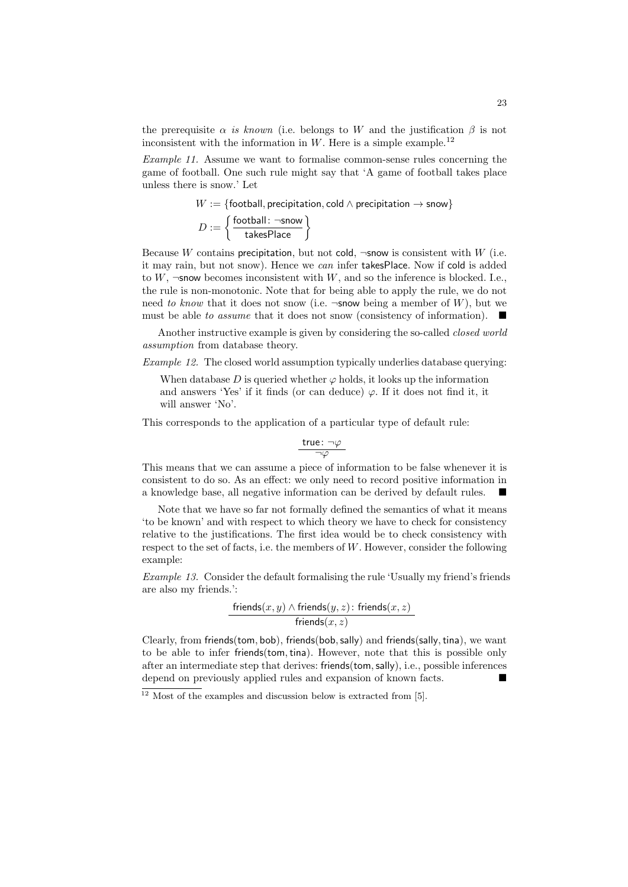the prerequisite $\alpha$ *is known* (i.e. belongs to $W$ and the justification $\beta$ is not inconsistent with the information in $W$. Here is a simple example.[12]

*Example 11.* Assume we want to formalise common-sense rules concerning the game of football. One such rule might say that 'A game of football takes place unless there is snow.' Let

$$W := \{\mathsf{football}, \mathsf{precipitation}, \mathsf{cold} \land \mathsf{precipitation} \to \mathsf{snow}\}$$

$$D := \left\{ \frac{\mathsf{football}\colon \neg\mathsf{snow}}{\mathsf{takesPlace}} \right\}$$

Because $W$ contains precipitation, but not cold, $\neg$snow is consistent with $W$ (i.e. it may rain, but not snow). Hence we *can* infer takesPlace. Now if cold is added to $W$, $\neg$snow becomes inconsistent with $W$, and so the inference is blocked. I.e., the rule is non-monotonic. Note that for being able to apply the rule, we do not need *to know* that it does not snow (i.e. $\neg$snow being a member of $W$), but we must be able *to assume* that it does not snow (consistency of information). ■

Another instructive example is given by considering the so-called *closed world assumption* from database theory.

*Example 12.* The closed world assumption typically underlies database querying:

> When database $D$ is queried whether $\varphi$ holds, it looks up the information and answers 'Yes' if it finds (or can deduce) $\varphi$. If it does not find it, it will answer 'No'.

This corresponds to the application of a particular type of default rule:

$$\frac{\mathsf{true}\colon \neg\varphi}{\neg\varphi}$$

This means that we can assume a piece of information to be false whenever it is consistent to do so. As an effect: we only need to record positive information in a knowledge base, all negative information can be derived by default rules. ■

Note that we have so far not formally defined the semantics of what it means 'to be known' and with respect to which theory we have to check for consistency relative to the justifications. The first idea would be to check consistency with respect to the set of facts, i.e. the members of $W$. However, consider the following example:

*Example 13.* Consider the default formalising the rule 'Usually my friend's friends are also my friends.':

$$\frac{\mathsf{friends}(x, y) \land \mathsf{friends}(y, z)\colon \mathsf{friends}(x, z)}{\mathsf{friends}(x, z)}$$

Clearly, from friends(tom, bob), friends(bob, sally) and friends(sally, tina), we want to be able to infer friends(tom, tina). However, note that this is possible only after an intermediate step that derives: friends(tom, sally), i.e., possible inferences depend on previously applied rules and expansion of known facts. ■

[12] Most of the examples and discussion below is extracted from [5].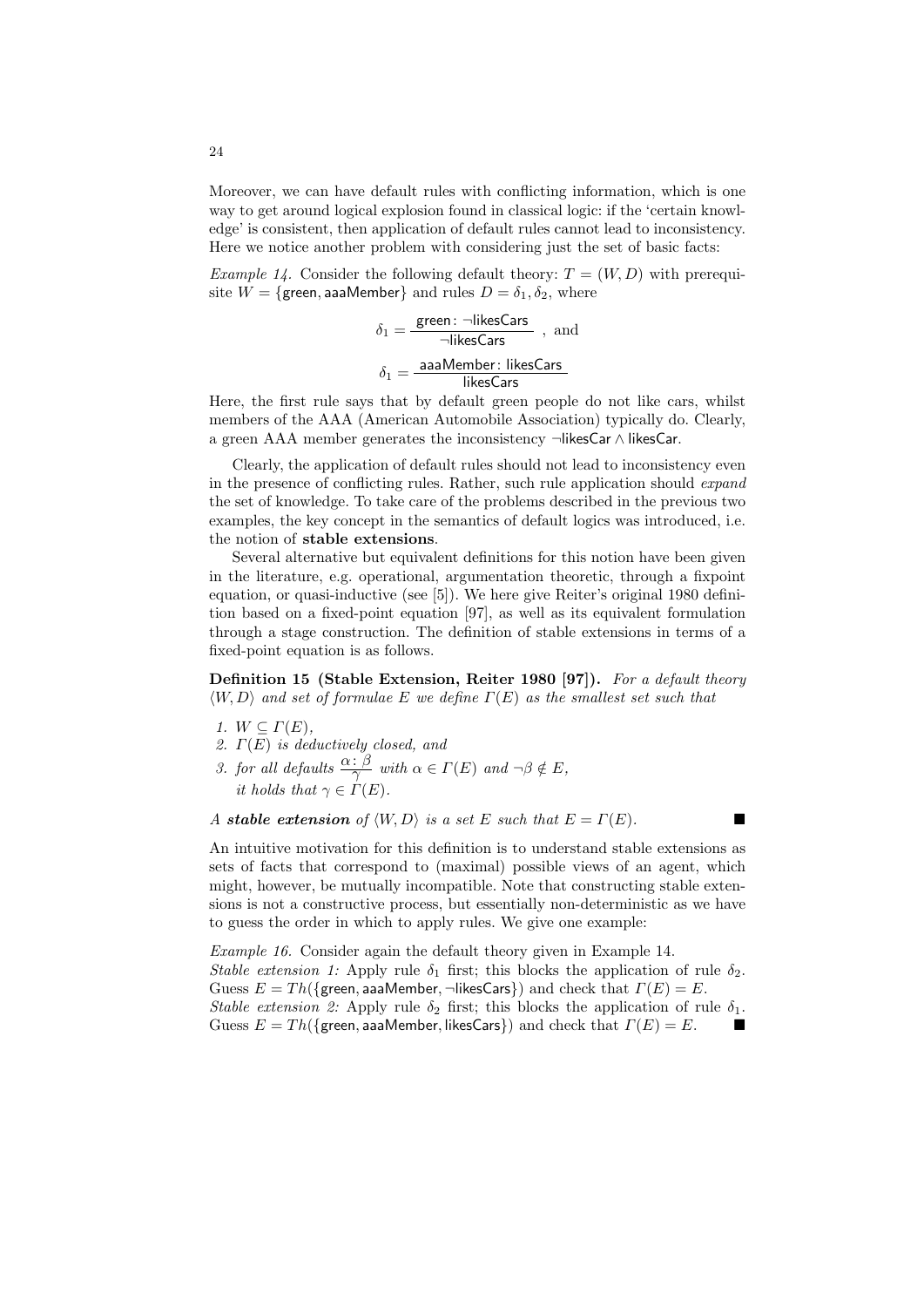Moreover, we can have default rules with conflicting information, which is one way to get around logical explosion found in classical logic: if the 'certain knowledge' is consistent, then application of default rules cannot lead to inconsistency. Here we notice another problem with considering just the set of basic facts:

*Example 14.* Consider the following default theory: $T = (W, D)$ with prerequisite $W = \{\mathsf{green}, \mathsf{aaaMember}\}$ and rules $D = \delta_1, \delta_2$, where

$$\delta_1 = \frac{\mathsf{green}\colon \neg\mathsf{likesCars}}{\neg\mathsf{likesCars}} \text{ , and}$$

$$\delta_1 = \frac{\mathsf{aaaMember}\colon \mathsf{likesCars}}{\mathsf{likesCars}}$$

Here, the first rule says that by default green people do not like cars, whilst members of the AAA (American Automobile Association) typically do. Clearly, a green AAA member generates the inconsistency $\neg\mathsf{likesCar} \wedge \mathsf{likesCar}$.

Clearly, the application of default rules should not lead to inconsistency even in the presence of conflicting rules. Rather, such rule application should *expand* the set of knowledge. To take care of the problems described in the previous two examples, the key concept in the semantics of default logics was introduced, i.e. the notion of **stable extensions**.

Several alternative but equivalent definitions for this notion have been given in the literature, e.g. operational, argumentation theoretic, through a fixpoint equation, or quasi-inductive (see [5]). We here give Reiter's original 1980 definition based on a fixed-point equation [97], as well as its equivalent formulation through a stage construction. The definition of stable extensions in terms of a fixed-point equation is as follows.

**Definition 15 (Stable Extension, Reiter 1980 [97]).** *For a default theory $\langle W, D\rangle$ and set of formulae $E$ we define $\Gamma(E)$ as the smallest set such that*

1. $W \subseteq \Gamma(E)$,
2. $\Gamma(E)$ *is deductively closed, and*
3. *for all defaults* $\frac{\alpha\colon \beta}{\gamma}$ *with* $\alpha \in \Gamma(E)$ *and* $\neg\beta \notin E$, *it holds that* $\gamma \in \Gamma(E)$.

*A* ***stable extension*** *of $\langle W, D\rangle$ is a set $E$ such that $E = \Gamma(E)$.* ■

An intuitive motivation for this definition is to understand stable extensions as sets of facts that correspond to (maximal) possible views of an agent, which might, however, be mutually incompatible. Note that constructing stable extensions is not a constructive process, but essentially non-deterministic as we have to guess the order in which to apply rules. We give one example:

*Example 16.* Consider again the default theory given in Example 14.
*Stable extension 1:* Apply rule $\delta_1$ first; this blocks the application of rule $\delta_2$. Guess $E = Th(\{\mathsf{green}, \mathsf{aaaMember}, \neg\mathsf{likesCars}\})$ and check that $\Gamma(E) = E$.
*Stable extension 2:* Apply rule $\delta_2$ first; this blocks the application of rule $\delta_1$. Guess $E = Th(\{\mathsf{green}, \mathsf{aaaMember}, \mathsf{likesCars}\})$ and check that $\Gamma(E) = E$. ■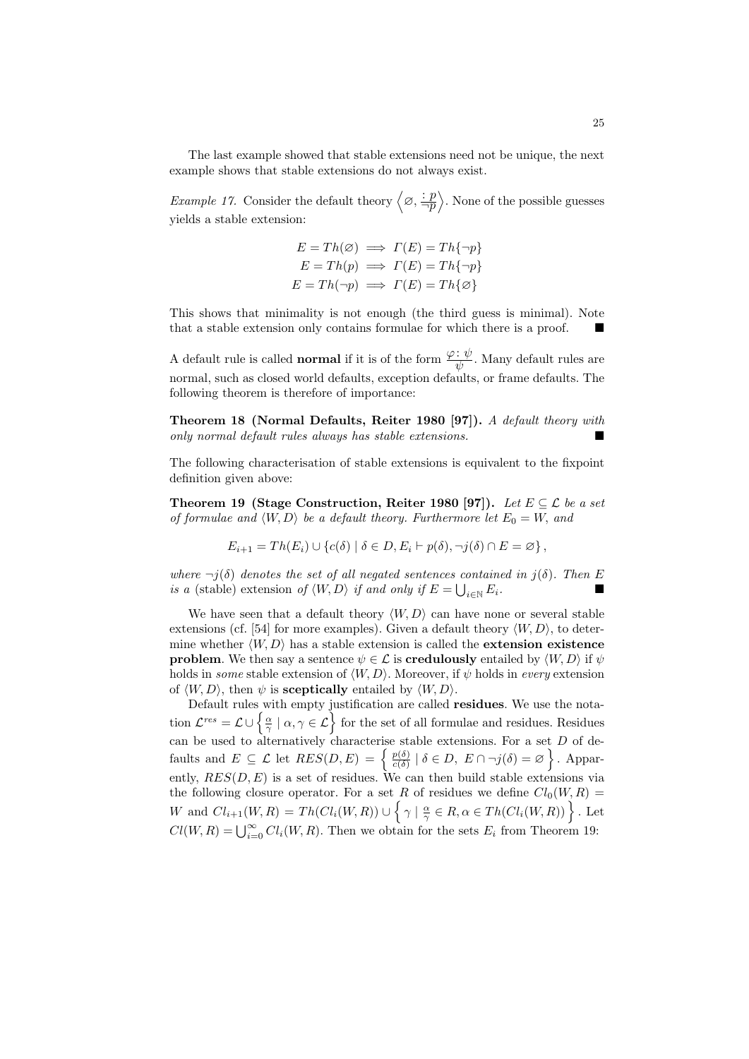The last example showed that stable extensions need not be unique, the next example shows that stable extensions do not always exist.

*Example 17.* Consider the default theory $\left\langle \varnothing, \frac{:p}{\neg p} \right\rangle$. None of the possible guesses yields a stable extension:

$$
\begin{aligned}
E = Th(\varnothing) &\implies \Gamma(E) = Th\{\neg p\} \\
E = Th(p) &\implies \Gamma(E) = Th\{\neg p\} \\
E = Th(\neg p) &\implies \Gamma(E) = Th\{\varnothing\}
\end{aligned}
$$

This shows that minimality is not enough (the third guess is minimal). Note that a stable extension only contains formulae for which there is a proof. ■

A default rule is called **normal** if it is of the form $\frac{\varphi : \psi}{\psi}$. Many default rules are normal, such as closed world defaults, exception defaults, or frame defaults. The following theorem is therefore of importance:

**Theorem 18 (Normal Defaults, Reiter 1980 [97]).** *A default theory with only normal default rules always has stable extensions.* ■

The following characterisation of stable extensions is equivalent to the fixpoint definition given above:

**Theorem 19 (Stage Construction, Reiter 1980 [97]).** *Let $E \subseteq \mathcal{L}$ be a set of formulae and $\langle W, D \rangle$ be a default theory. Furthermore let $E_0 = W$, and*

$$E_{i+1} = Th(E_i) \cup \{c(\delta) \mid \delta \in D, E_i \vdash p(\delta), \neg j(\delta) \cap E = \varnothing\},$$

*where $\neg j(\delta)$ denotes the set of all negated sentences contained in $j(\delta)$. Then $E$ is a* (stable) extension *of $\langle W, D \rangle$ if and only if $E = \bigcup_{i \in \mathbb{N}} E_i$.* ■

We have seen that a default theory $\langle W, D \rangle$ can have none or several stable extensions (cf. [54] for more examples). Given a default theory $\langle W, D \rangle$, to determine whether $\langle W, D \rangle$ has a stable extension is called the **extension existence problem**. We then say a sentence $\psi \in \mathcal{L}$ is **credulously** entailed by $\langle W, D \rangle$ if $\psi$ holds in *some* stable extension of $\langle W, D \rangle$. Moreover, if $\psi$ holds in *every* extension of $\langle W, D \rangle$, then $\psi$ is **sceptically** entailed by $\langle W, D \rangle$.

Default rules with empty justification are called **residues**. We use the notation $\mathcal{L}^{res} = \mathcal{L} \cup \left\{ \frac{\alpha}{\gamma} \mid \alpha, \gamma \in \mathcal{L} \right\}$ for the set of all formulae and residues. Residues can be used to alternatively characterise stable extensions. For a set $D$ of defaults and $E \subseteq \mathcal{L}$ let $RES(D, E) = \left\{ \frac{p(\delta)}{c(\delta)} \mid \delta \in D,\ E \cap \neg j(\delta) = \varnothing \right\}$. Apparently, $RES(D, E)$ is a set of residues. We can then build stable extensions via the following closure operator. For a set $R$ of residues we define $Cl_0(W, R) = W$ and $Cl_{i+1}(W, R) = Th(Cl_i(W, R)) \cup \left\{ \gamma \mid \frac{\alpha}{\gamma} \in R, \alpha \in Th(Cl_i(W, R)) \right\}$. Let $Cl(W, R) = \bigcup_{i=0}^{\infty} Cl_i(W, R)$. Then we obtain for the sets $E_i$ from Theorem 19: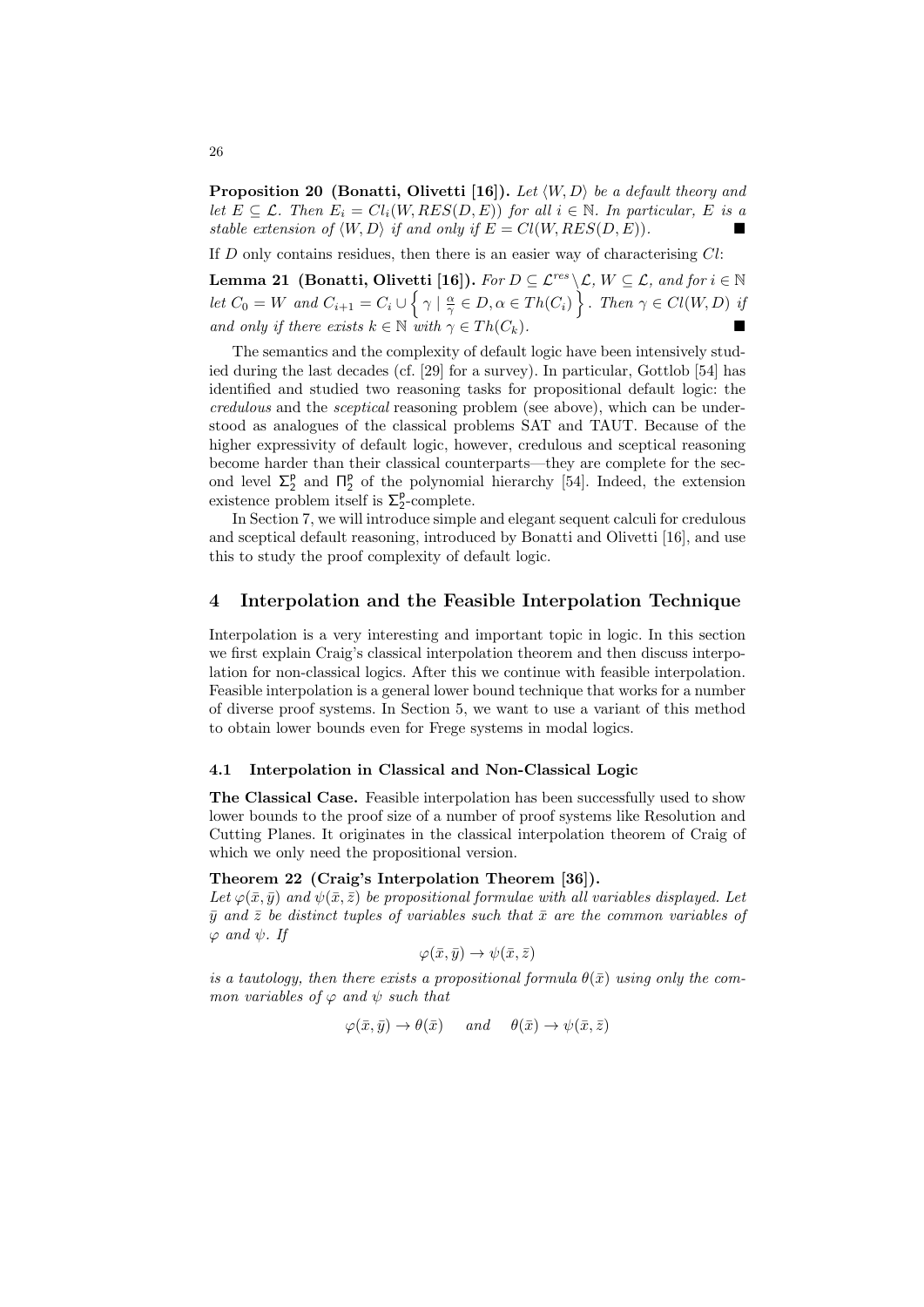**Proposition 20 (Bonatti, Olivetti [16]).** *Let $\langle W, D\rangle$ be a default theory and let $E \subseteq \mathcal{L}$. Then $E_i = Cl_i(W, RES(D, E))$ for all $i \in \mathbb{N}$. In particular, $E$ is a stable extension of $\langle W, D\rangle$ if and only if $E = Cl(W, RES(D, E))$.* ■

If $D$ only contains residues, then there is an easier way of characterising $Cl$:

**Lemma 21 (Bonatti, Olivetti [16]).** *For $D \subseteq \mathcal{L}^{res} \setminus \mathcal{L}$, $W \subseteq \mathcal{L}$, and for $i \in \mathbb{N}$ let $C_0 = W$ and $C_{i+1} = C_i \cup \left\{ \gamma \mid \frac{\alpha}{\gamma} \in D, \alpha \in Th(C_i) \right\}$. Then $\gamma \in Cl(W, D)$ if and only if there exists $k \in \mathbb{N}$ with $\gamma \in Th(C_k)$.* ■

The semantics and the complexity of default logic have been intensively studied during the last decades (cf. [29] for a survey). In particular, Gottlob [54] has identified and studied two reasoning tasks for propositional default logic: the *credulous* and the *sceptical* reasoning problem (see above), which can be understood as analogues of the classical problems SAT and TAUT. Because of the higher expressivity of default logic, however, credulous and sceptical reasoning become harder than their classical counterparts—they are complete for the second level $\Sigma_2^{\mathsf{p}}$ and $\Pi_2^{\mathsf{p}}$ of the polynomial hierarchy [54]. Indeed, the extension existence problem itself is $\Sigma_2^{\mathsf{p}}$-complete.

In Section 7, we will introduce simple and elegant sequent calculi for credulous and sceptical default reasoning, introduced by Bonatti and Olivetti [16], and use this to study the proof complexity of default logic.

## 4 Interpolation and the Feasible Interpolation Technique

Interpolation is a very interesting and important topic in logic. In this section we first explain Craig's classical interpolation theorem and then discuss interpolation for non-classical logics. After this we continue with feasible interpolation. Feasible interpolation is a general lower bound technique that works for a number of diverse proof systems. In Section 5, we want to use a variant of this method to obtain lower bounds even for Frege systems in modal logics.

### 4.1 Interpolation in Classical and Non-Classical Logic

**The Classical Case.** Feasible interpolation has been successfully used to show lower bounds to the proof size of a number of proof systems like Resolution and Cutting Planes. It originates in the classical interpolation theorem of Craig of which we only need the propositional version.

**Theorem 22 (Craig's Interpolation Theorem [36]).**
*Let $\varphi(\bar{x}, \bar{y})$ and $\psi(\bar{x}, \bar{z})$ be propositional formulae with all variables displayed. Let $\bar{y}$ and $\bar{z}$ be distinct tuples of variables such that $\bar{x}$ are the common variables of $\varphi$ and $\psi$. If*

$$\varphi(\bar{x}, \bar{y}) \to \psi(\bar{x}, \bar{z})$$

*is a tautology, then there exists a propositional formula $\theta(\bar{x})$ using only the common variables of $\varphi$ and $\psi$ such that*

$$\varphi(\bar{x}, \bar{y}) \to \theta(\bar{x}) \quad \text{and} \quad \theta(\bar{x}) \to \psi(\bar{x}, \bar{z})$$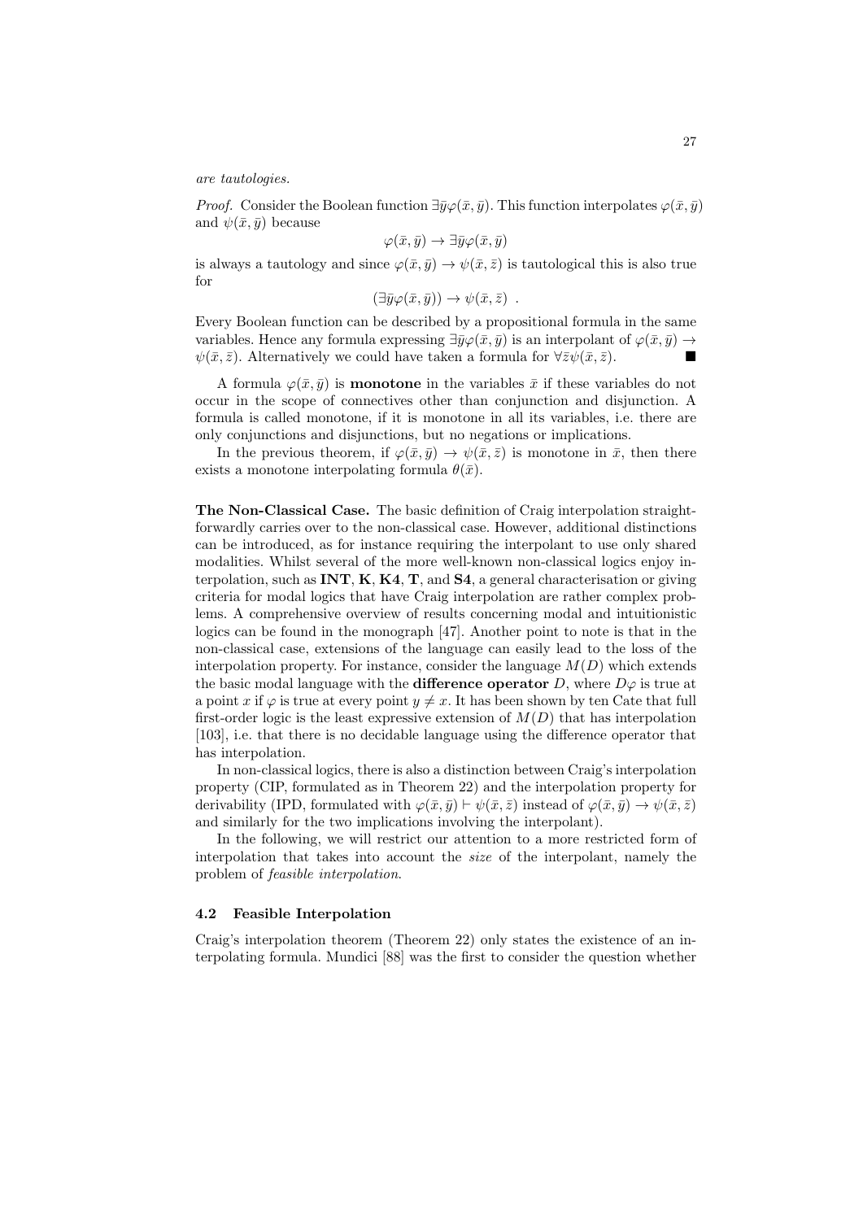*are tautologies.*

*Proof.* Consider the Boolean function $\exists\bar{y}\varphi(\bar{x},\bar{y})$. This function interpolates $\varphi(\bar{x},\bar{y})$ and $\psi(\bar{x},\bar{y})$ because

$$\varphi(\bar{x},\bar{y}) \to \exists\bar{y}\varphi(\bar{x},\bar{y})$$

is always a tautology and since $\varphi(\bar{x},\bar{y}) \to \psi(\bar{x},\bar{z})$ is tautological this is also true for

$$(\exists\bar{y}\varphi(\bar{x},\bar{y})) \to \psi(\bar{x},\bar{z}) \ .$$

Every Boolean function can be described by a propositional formula in the same variables. Hence any formula expressing $\exists\bar{y}\varphi(\bar{x},\bar{y})$ is an interpolant of $\varphi(\bar{x},\bar{y}) \to \psi(\bar{x},\bar{z})$. Alternatively we could have taken a formula for $\forall\bar{z}\psi(\bar{x},\bar{z})$. ∎

A formula $\varphi(\bar{x},\bar{y})$ is **monotone** in the variables $\bar{x}$ if these variables do not occur in the scope of connectives other than conjunction and disjunction. A formula is called monotone, if it is monotone in all its variables, i.e. there are only conjunctions and disjunctions, but no negations or implications.

In the previous theorem, if $\varphi(\bar{x},\bar{y}) \to \psi(\bar{x},\bar{z})$ is monotone in $\bar{x}$, then there exists a monotone interpolating formula $\theta(\bar{x})$.

**The Non-Classical Case.** The basic definition of Craig interpolation straightforwardly carries over to the non-classical case. However, additional distinctions can be introduced, as for instance requiring the interpolant to use only shared modalities. Whilst several of the more well-known non-classical logics enjoy interpolation, such as **INT**, **K**, **K4**, **T**, and **S4**, a general characterisation or giving criteria for modal logics that have Craig interpolation are rather complex problems. A comprehensive overview of results concerning modal and intuitionistic logics can be found in the monograph [47]. Another point to note is that in the non-classical case, extensions of the language can easily lead to the loss of the interpolation property. For instance, consider the language $M(D)$ which extends the basic modal language with the **difference operator** $D$, where $D\varphi$ is true at a point $x$ if $\varphi$ is true at every point $y \neq x$. It has been shown by ten Cate that full first-order logic is the least expressive extension of $M(D)$ that has interpolation [103], i.e. that there is no decidable language using the difference operator that has interpolation.

In non-classical logics, there is also a distinction between Craig's interpolation property (CIP, formulated as in Theorem 22) and the interpolation property for derivability (IPD, formulated with $\varphi(\bar{x},\bar{y}) \vdash \psi(\bar{x},\bar{z})$ instead of $\varphi(\bar{x},\bar{y}) \to \psi(\bar{x},\bar{z})$ and similarly for the two implications involving the interpolant).

In the following, we will restrict our attention to a more restricted form of interpolation that takes into account the *size* of the interpolant, namely the problem of *feasible interpolation*.

### 4.2 Feasible Interpolation

Craig's interpolation theorem (Theorem 22) only states the existence of an interpolating formula. Mundici [88] was the first to consider the question whether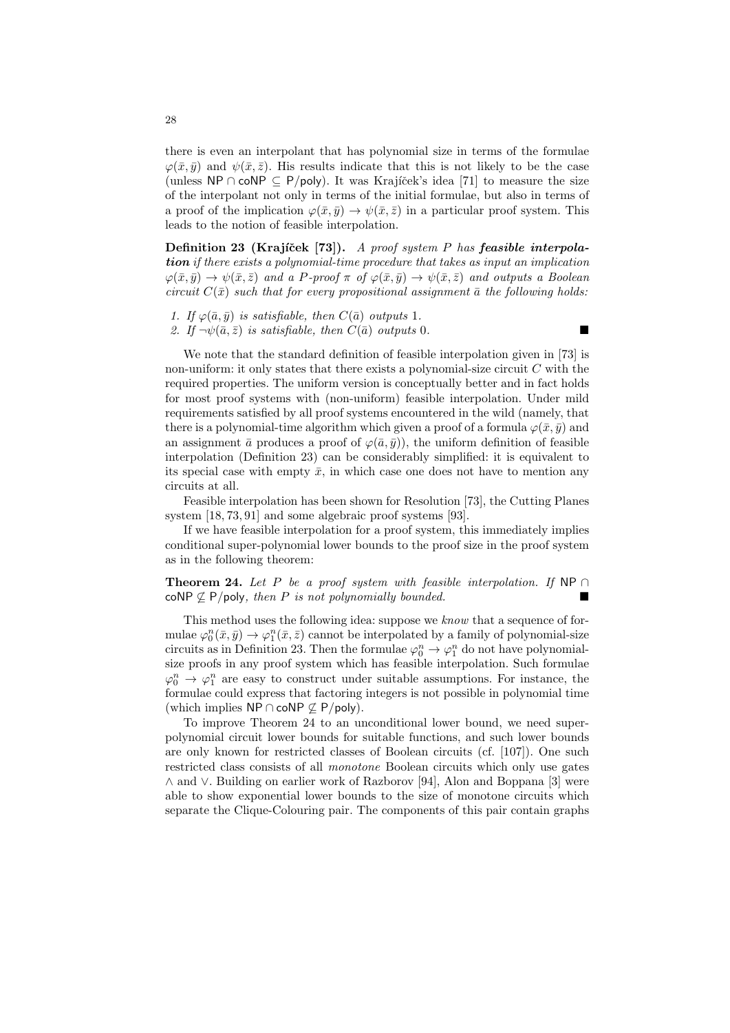there is even an interpolant that has polynomial size in terms of the formulae $\varphi(\bar{x}, \bar{y})$ and $\psi(\bar{x}, \bar{z})$. His results indicate that this is not likely to be the case (unless $\mathsf{NP} \cap \mathsf{coNP} \subseteq \mathsf{P/poly}$). It was Krajíček's idea [71] to measure the size of the interpolant not only in terms of the initial formulae, but also in terms of a proof of the implication $\varphi(\bar{x}, \bar{y}) \to \psi(\bar{x}, \bar{z})$ in a particular proof system. This leads to the notion of feasible interpolation.

**Definition 23 (Krajíček [73]).** *A proof system $P$ has* ***feasible interpolation*** *if there exists a polynomial-time procedure that takes as input an implication $\varphi(\bar{x}, \bar{y}) \to \psi(\bar{x}, \bar{z})$ and a $P$-proof $\pi$ of $\varphi(\bar{x}, \bar{y}) \to \psi(\bar{x}, \bar{z})$ and outputs a Boolean circuit $C(\bar{x})$ such that for every propositional assignment $\bar{a}$ the following holds:*

1. *If $\varphi(\bar{a}, \bar{y})$ is satisfiable, then $C(\bar{a})$ outputs* 1.
2. *If $\neg\psi(\bar{a}, \bar{z})$ is satisfiable, then $C(\bar{a})$ outputs* 0. ■

We note that the standard definition of feasible interpolation given in [73] is non-uniform: it only states that there exists a polynomial-size circuit $C$ with the required properties. The uniform version is conceptually better and in fact holds for most proof systems with (non-uniform) feasible interpolation. Under mild requirements satisfied by all proof systems encountered in the wild (namely, that there is a polynomial-time algorithm which given a proof of a formula $\varphi(\bar{x}, \bar{y})$ and an assignment $\bar{a}$ produces a proof of $\varphi(\bar{a}, \bar{y})$), the uniform definition of feasible interpolation (Definition 23) can be considerably simplified: it is equivalent to its special case with empty $\bar{x}$, in which case one does not have to mention any circuits at all.

Feasible interpolation has been shown for Resolution [73], the Cutting Planes system [18, 73, 91] and some algebraic proof systems [93].

If we have feasible interpolation for a proof system, this immediately implies conditional super-polynomial lower bounds to the proof size in the proof system as in the following theorem:

**Theorem 24.** *Let $P$ be a proof system with feasible interpolation. If $\mathsf{NP} \cap \mathsf{coNP} \not\subseteq \mathsf{P/poly}$, then $P$ is not polynomially bounded.* ■

This method uses the following idea: suppose we *know* that a sequence of formulae $\varphi_0^n(\bar{x}, \bar{y}) \to \varphi_1^n(\bar{x}, \bar{z})$ cannot be interpolated by a family of polynomial-size circuits as in Definition 23. Then the formulae $\varphi_0^n \to \varphi_1^n$ do not have polynomial-size proofs in any proof system which has feasible interpolation. Such formulae $\varphi_0^n \to \varphi_1^n$ are easy to construct under suitable assumptions. For instance, the formulae could express that factoring integers is not possible in polynomial time (which implies $\mathsf{NP} \cap \mathsf{coNP} \not\subseteq \mathsf{P/poly}$).

To improve Theorem 24 to an unconditional lower bound, we need super-polynomial circuit lower bounds for suitable functions, and such lower bounds are only known for restricted classes of Boolean circuits (cf. [107]). One such restricted class consists of all *monotone* Boolean circuits which only use gates $\wedge$ and $\vee$. Building on earlier work of Razborov [94], Alon and Boppana [3] were able to show exponential lower bounds to the size of monotone circuits which separate the Clique-Colouring pair. The components of this pair contain graphs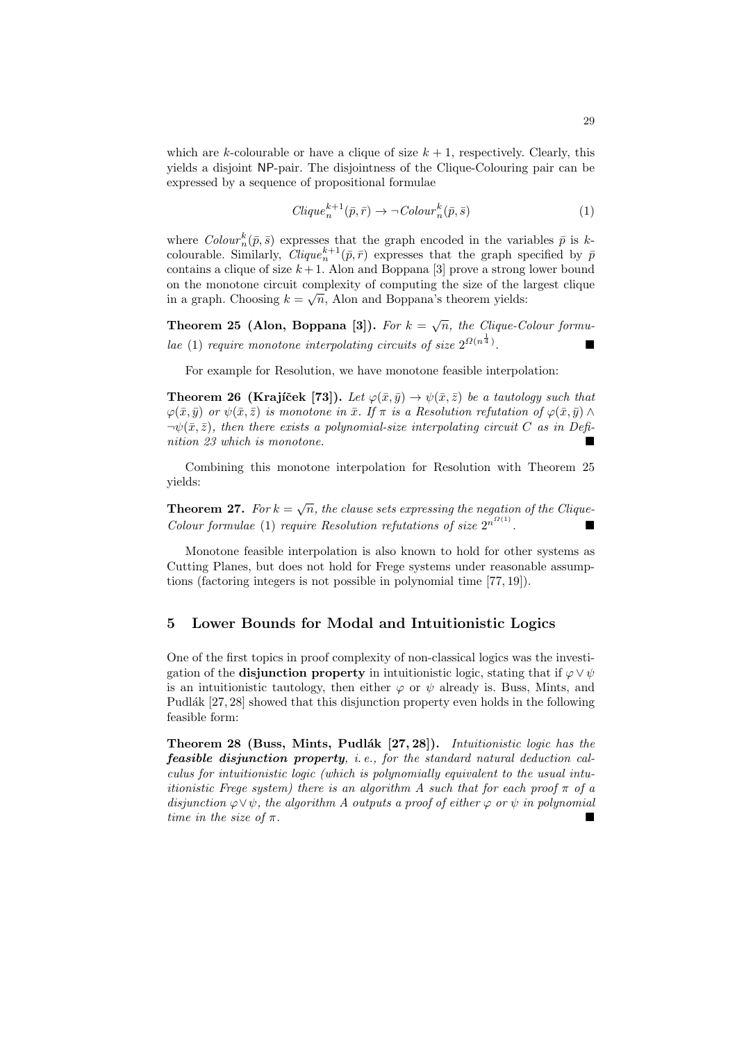which are $k$-colourable or have a clique of size $k+1$, respectively. Clearly, this yields a disjoint NP-pair. The disjointness of the Clique-Colouring pair can be expressed by a sequence of propositional formulae

$$Clique_n^{k+1}(\bar{p}, \bar{r}) \rightarrow \neg Colour_n^k(\bar{p}, \bar{s}) \quad (1)$$

where $Colour_n^k(\bar{p}, \bar{s})$ expresses that the graph encoded in the variables $\bar{p}$ is $k$-colourable. Similarly, $Clique_n^{k+1}(\bar{p}, \bar{r})$ expresses that the graph specified by $\bar{p}$ contains a clique of size $k+1$. Alon and Boppana [3] prove a strong lower bound on the monotone circuit complexity of computing the size of the largest clique in a graph. Choosing $k = \sqrt{n}$, Alon and Boppana's theorem yields:

**Theorem 25 (Alon, Boppana [3]).** *For $k = \sqrt{n}$, the Clique-Colour formulae* (1) *require monotone interpolating circuits of size $2^{\Omega(n^{\frac{1}{4}})}$.* ∎

For example for Resolution, we have monotone feasible interpolation:

**Theorem 26 (Krajíček [73]).** *Let $\varphi(\bar{x}, \bar{y}) \rightarrow \psi(\bar{x}, \bar{z})$ be a tautology such that $\varphi(\bar{x}, \bar{y})$ or $\psi(\bar{x}, \bar{z})$ is monotone in $\bar{x}$. If $\pi$ is a Resolution refutation of $\varphi(\bar{x}, \bar{y}) \wedge \neg\psi(\bar{x}, \bar{z})$, then there exists a polynomial-size interpolating circuit $C$ as in Definition 23 which is monotone.* ∎

Combining this monotone interpolation for Resolution with Theorem 25 yields:

**Theorem 27.** *For $k = \sqrt{n}$, the clause sets expressing the negation of the Clique-Colour formulae* (1) *require Resolution refutations of size $2^{n^{\Omega(1)}}$.* ∎

Monotone feasible interpolation is also known to hold for other systems as Cutting Planes, but does not hold for Frege systems under reasonable assumptions (factoring integers is not possible in polynomial time [77, 19]).

## 5 Lower Bounds for Modal and Intuitionistic Logics

One of the first topics in proof complexity of non-classical logics was the investigation of the **disjunction property** in intuitionistic logic, stating that if $\varphi \vee \psi$ is an intuitionistic tautology, then either $\varphi$ or $\psi$ already is. Buss, Mints, and Pudlák [27, 28] showed that this disjunction property even holds in the following feasible form:

**Theorem 28 (Buss, Mints, Pudlák [27, 28]).** *Intuitionistic logic has the **feasible disjunction property**, i. e., for the standard natural deduction calculus for intuitionistic logic (which is polynomially equivalent to the usual intuitionistic Frege system) there is an algorithm $A$ such that for each proof $\pi$ of a disjunction $\varphi \vee \psi$, the algorithm $A$ outputs a proof of either $\varphi$ or $\psi$ in polynomial time in the size of $\pi$.* ∎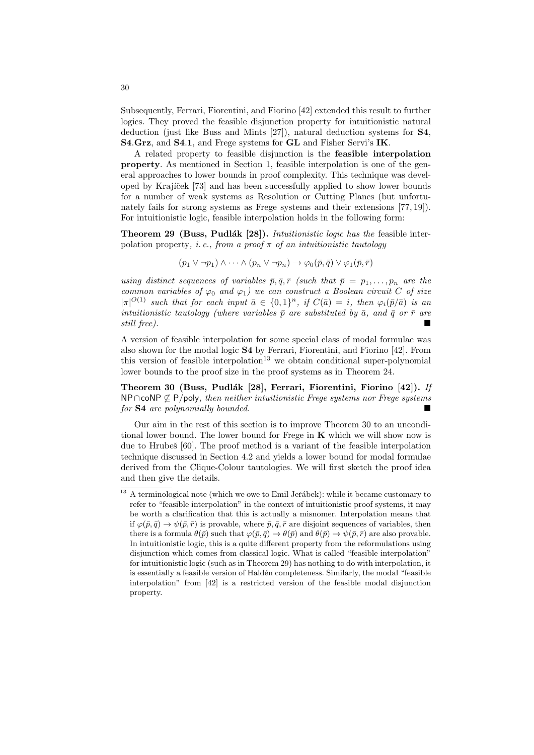Subsequently, Ferrari, Fiorentini, and Fiorino [42] extended this result to further logics. They proved the feasible disjunction property for intuitionistic natural deduction (just like Buss and Mints [27]), natural deduction systems for **S4**, **S4.Grz**, and **S4.1**, and Frege systems for **GL** and Fisher Servi's **IK**.

A related property to feasible disjunction is the **feasible interpolation property**. As mentioned in Section 1, feasible interpolation is one of the general approaches to lower bounds in proof complexity. This technique was developed by Krajíček [73] and has been successfully applied to show lower bounds for a number of weak systems as Resolution or Cutting Planes (but unfortunately fails for strong systems as Frege systems and their extensions [77, 19]). For intuitionistic logic, feasible interpolation holds in the following form:

**Theorem 29 (Buss, Pudlák [28]).** *Intuitionistic logic has the* feasible interpolation property*, i. e., from a proof $\pi$ of an intuitionistic tautology*

$$(p_1 \vee \neg p_1) \wedge \cdots \wedge (p_n \vee \neg p_n) \rightarrow \varphi_0(\bar{p}, \bar{q}) \vee \varphi_1(\bar{p}, \bar{r})$$

*using distinct sequences of variables $\bar{p}, \bar{q}, \bar{r}$ (such that $\bar{p} = p_1, \ldots, p_n$ are the common variables of $\varphi_0$ and $\varphi_1$) we can construct a Boolean circuit $C$ of size $|\pi|^{O(1)}$ such that for each input $\bar{a} \in \{0, 1\}^n$, if $C(\bar{a}) = i$, then $\varphi_i(\bar{p}/\bar{a})$ is an intuitionistic tautology (where variables $\bar{p}$ are substituted by $\bar{a}$, and $\bar{q}$ or $\bar{r}$ are still free).* ∎

A version of feasible interpolation for some special class of modal formulae was also shown for the modal logic **S4** by Ferrari, Fiorentini, and Fiorino [42]. From this version of feasible interpolation[13] we obtain conditional super-polynomial lower bounds to the proof size in the proof systems as in Theorem 24.

**Theorem 30 (Buss, Pudlák [28], Ferrari, Fiorentini, Fiorino [42]).** *If $\mathsf{NP} \cap \mathsf{coNP} \not\subseteq \mathsf{P/poly}$, then neither intuitionistic Frege systems nor Frege systems for **S4** are polynomially bounded.* ∎

Our aim in the rest of this section is to improve Theorem 30 to an unconditional lower bound. The lower bound for Frege in **K** which we will show now is due to Hrubeš [60]. The proof method is a variant of the feasible interpolation technique discussed in Section 4.2 and yields a lower bound for modal formulae derived from the Clique-Colour tautologies. We will first sketch the proof idea and then give the details.

[13] A terminological note (which we owe to Emil Jeřábek): while it became customary to refer to "feasible interpolation" in the context of intuitionistic proof systems, it may be worth a clarification that this is actually a misnomer. Interpolation means that if $\varphi(\bar{p}, \bar{q}) \rightarrow \psi(\bar{p}, \bar{r})$ is provable, where $\bar{p}, \bar{q}, \bar{r}$ are disjoint sequences of variables, then there is a formula $\theta(\bar{p})$ such that $\varphi(\bar{p}, \bar{q}) \rightarrow \theta(\bar{p})$ and $\theta(\bar{p}) \rightarrow \psi(\bar{p}, \bar{r})$ are also provable. In intuitionistic logic, this is a quite different property from the reformulations using disjunction which comes from classical logic. What is called "feasible interpolation" for intuitionistic logic (such as in Theorem 29) has nothing to do with interpolation, it is essentially a feasible version of Haldén completeness. Similarly, the modal "feasible interpolation" from [42] is a restricted version of the feasible modal disjunction property.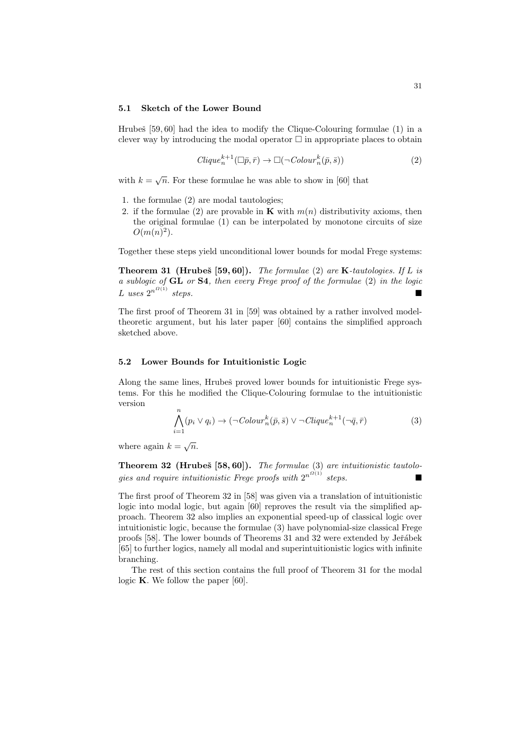### 5.1 Sketch of the Lower Bound

Hrubeš [59, 60] had the idea to modify the Clique-Colouring formulae (1) in a clever way by introducing the modal operator $\Box$ in appropriate places to obtain

$$Clique_n^{k+1}(\Box\bar{p}, \bar{r}) \to \Box(\neg Colour_n^k(\bar{p}, \bar{s})) \tag{2}$$

with $k = \sqrt{n}$. For these formulae he was able to show in [60] that

1. the formulae (2) are modal tautologies;
2. if the formulae (2) are provable in $\mathbf{K}$ with $m(n)$ distributivity axioms, then the original formulae (1) can be interpolated by monotone circuits of size $O(m(n)^2)$.

Together these steps yield unconditional lower bounds for modal Frege systems:

**Theorem 31 (Hrubeš [59, 60]).** *The formulae* (2) *are* $\mathbf{K}$*-tautologies. If* $L$ *is a sublogic of* $\mathbf{GL}$ *or* $\mathbf{S4}$*, then every Frege proof of the formulae* (2) *in the logic* $L$ *uses* $2^{n^{\Omega(1)}}$ *steps.* ■

The first proof of Theorem 31 in [59] was obtained by a rather involved model-theoretic argument, but his later paper [60] contains the simplified approach sketched above.

### 5.2 Lower Bounds for Intuitionistic Logic

Along the same lines, Hrubeš proved lower bounds for intuitionistic Frege systems. For this he modified the Clique-Colouring formulae to the intuitionistic version

$$\bigwedge_{i=1}^{n}(p_i \vee q_i) \to (\neg Colour_n^k(\bar{p}, \bar{s}) \vee \neg Clique_n^{k+1}(\neg\bar{q}, \bar{r}) \tag{3}$$

where again $k = \sqrt{n}$.

**Theorem 32 (Hrubeš [58, 60]).** *The formulae* (3) *are intuitionistic tautologies and require intuitionistic Frege proofs with* $2^{n^{\Omega(1)}}$ *steps.* ■

The first proof of Theorem 32 in [58] was given via a translation of intuitionistic logic into modal logic, but again [60] reproves the result via the simplified approach. Theorem 32 also implies an exponential speed-up of classical logic over intuitionistic logic, because the formulae (3) have polynomial-size classical Frege proofs [58]. The lower bounds of Theorems 31 and 32 were extended by Jeřábek [65] to further logics, namely all modal and superintuitionistic logics with infinite branching.

The rest of this section contains the full proof of Theorem 31 for the modal logic $\mathbf{K}$. We follow the paper [60].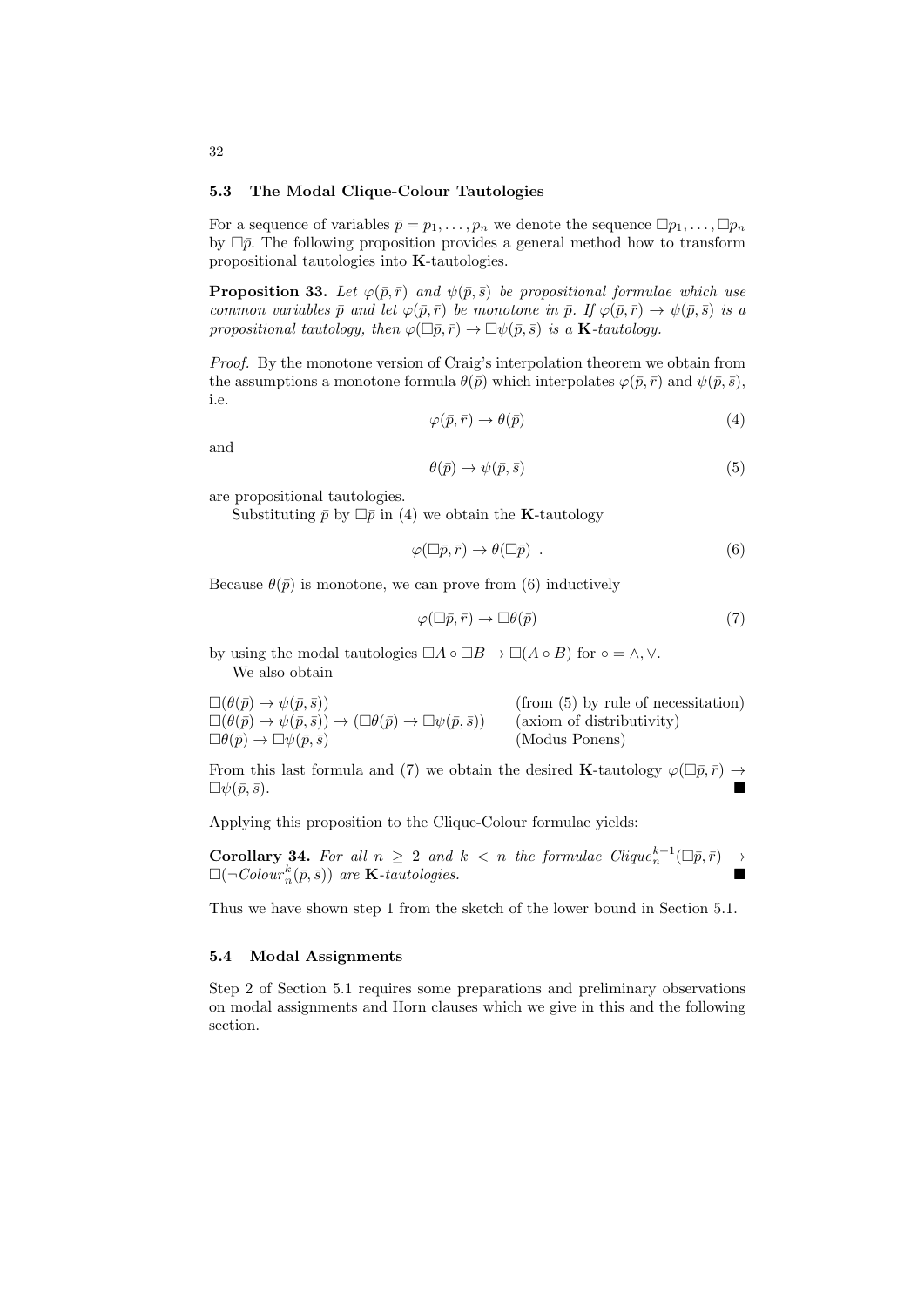### 5.3 The Modal Clique-Colour Tautologies

For a sequence of variables $\bar{p} = p_1, \ldots, p_n$ we denote the sequence $\Box p_1, \ldots, \Box p_n$ by $\Box\bar{p}$. The following proposition provides a general method how to transform propositional tautologies into **K**-tautologies.

**Proposition 33.** *Let $\varphi(\bar{p}, \bar{r})$ and $\psi(\bar{p}, \bar{s})$ be propositional formulae which use common variables $\bar{p}$ and let $\varphi(\bar{p}, \bar{r})$ be monotone in $\bar{p}$. If $\varphi(\bar{p}, \bar{r}) \to \psi(\bar{p}, \bar{s})$ is a propositional tautology, then $\varphi(\Box\bar{p}, \bar{r}) \to \Box\psi(\bar{p}, \bar{s})$ is a* **K***-tautology.*

*Proof.* By the monotone version of Craig's interpolation theorem we obtain from the assumptions a monotone formula $\theta(\bar{p})$ which interpolates $\varphi(\bar{p}, \bar{r})$ and $\psi(\bar{p}, \bar{s})$, i.e.

$$\varphi(\bar{p}, \bar{r}) \to \theta(\bar{p}) \tag{4}$$

and

$$\theta(\bar{p}) \to \psi(\bar{p}, \bar{s}) \tag{5}$$

are propositional tautologies.

Substituting $\bar{p}$ by $\Box\bar{p}$ in (4) we obtain the **K**-tautology

$$\varphi(\Box\bar{p}, \bar{r}) \to \theta(\Box\bar{p}) \ . \tag{6}$$

Because $\theta(\bar{p})$ is monotone, we can prove from (6) inductively

$$\varphi(\Box\bar{p}, \bar{r}) \to \Box\theta(\bar{p}) \tag{7}$$

by using the modal tautologies $\Box A \circ \Box B \to \Box(A \circ B)$ for $\circ = \wedge, \vee$.

We also obtain

| | |
|---|---|
| $\Box(\theta(\bar{p}) \to \psi(\bar{p}, \bar{s}))$ | (from (5) by rule of necessitation) |
| $\Box(\theta(\bar{p}) \to \psi(\bar{p}, \bar{s})) \to (\Box\theta(\bar{p}) \to \Box\psi(\bar{p}, \bar{s}))$ | (axiom of distributivity) |
| $\Box\theta(\bar{p}) \to \Box\psi(\bar{p}, \bar{s})$ | (Modus Ponens) |

From this last formula and (7) we obtain the desired **K**-tautology $\varphi(\Box\bar{p}, \bar{r}) \to \Box\psi(\bar{p}, \bar{s})$. ∎

Applying this proposition to the Clique-Colour formulae yields:

**Corollary 34.** *For all $n \geq 2$ and $k < n$ the formulae $Clique_n^{k+1}(\Box\bar{p}, \bar{r}) \to \Box(\neg Colour_n^k(\bar{p}, \bar{s}))$ are* **K***-tautologies.* ∎

Thus we have shown step 1 from the sketch of the lower bound in Section 5.1.

### 5.4 Modal Assignments

Step 2 of Section 5.1 requires some preparations and preliminary observations on modal assignments and Horn clauses which we give in this and the following section.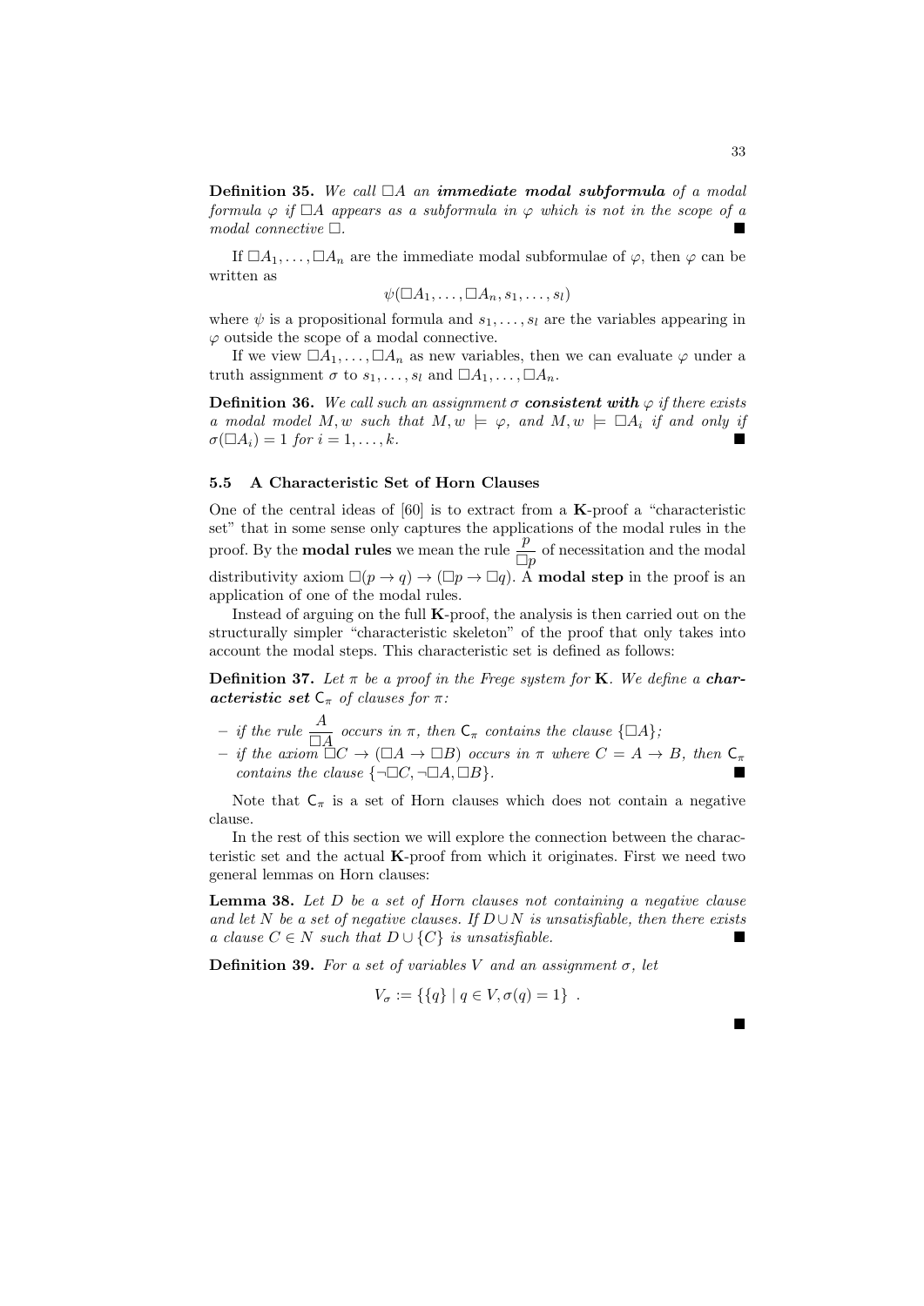**Definition 35.** *We call $\Box A$ an **immediate modal subformula** of a modal formula $\varphi$ if $\Box A$ appears as a subformula in $\varphi$ which is not in the scope of a modal connective $\Box$.* ■

If $\Box A_1, \ldots, \Box A_n$ are the immediate modal subformulae of $\varphi$, then $\varphi$ can be written as

$$\psi(\Box A_1, \ldots, \Box A_n, s_1, \ldots, s_l)$$

where $\psi$ is a propositional formula and $s_1, \ldots, s_l$ are the variables appearing in $\varphi$ outside the scope of a modal connective.

If we view $\Box A_1, \ldots, \Box A_n$ as new variables, then we can evaluate $\varphi$ under a truth assignment $\sigma$ to $s_1, \ldots, s_l$ and $\Box A_1, \ldots, \Box A_n$.

**Definition 36.** *We call such an assignment $\sigma$ **consistent with** $\varphi$ if there exists a modal model $M, w$ such that $M, w \models \varphi$, and $M, w \models \Box A_i$ if and only if $\sigma(\Box A_i) = 1$ for $i = 1, \ldots, k$.* ■

### 5.5 A Characteristic Set of Horn Clauses

One of the central ideas of [60] is to extract from a **K**-proof a "characteristic set" that in some sense only captures the applications of the modal rules in the proof. By the **modal rules** we mean the rule $\dfrac{p}{\Box p}$ of necessitation and the modal distributivity axiom $\Box(p \to q) \to (\Box p \to \Box q)$. A **modal step** in the proof is an application of one of the modal rules.

Instead of arguing on the full **K**-proof, the analysis is then carried out on the structurally simpler "characteristic skeleton" of the proof that only takes into account the modal steps. This characteristic set is defined as follows:

**Definition 37.** *Let $\pi$ be a proof in the Frege system for **K**. We define a **characteristic set** $\mathsf{C}_\pi$ of clauses for $\pi$:*

- *if the rule $\dfrac{A}{\Box A}$ occurs in $\pi$, then $\mathsf{C}_\pi$ contains the clause $\{\Box A\}$;*
- *if the axiom $\Box C \to (\Box A \to \Box B)$ occurs in $\pi$ where $C = A \to B$, then $\mathsf{C}_\pi$ contains the clause $\{\neg\Box C, \neg\Box A, \Box B\}$.* ■

Note that $\mathsf{C}_\pi$ is a set of Horn clauses which does not contain a negative clause.

In the rest of this section we will explore the connection between the characteristic set and the actual **K**-proof from which it originates. First we need two general lemmas on Horn clauses:

**Lemma 38.** *Let $D$ be a set of Horn clauses not containing a negative clause and let $N$ be a set of negative clauses. If $D \cup N$ is unsatisfiable, then there exists a clause $C \in N$ such that $D \cup \{C\}$ is unsatisfiable.* ■

**Definition 39.** *For a set of variables $V$ and an assignment $\sigma$, let*

$$V_\sigma := \{\{q\} \mid q \in V, \sigma(q) = 1\} \ .$$

■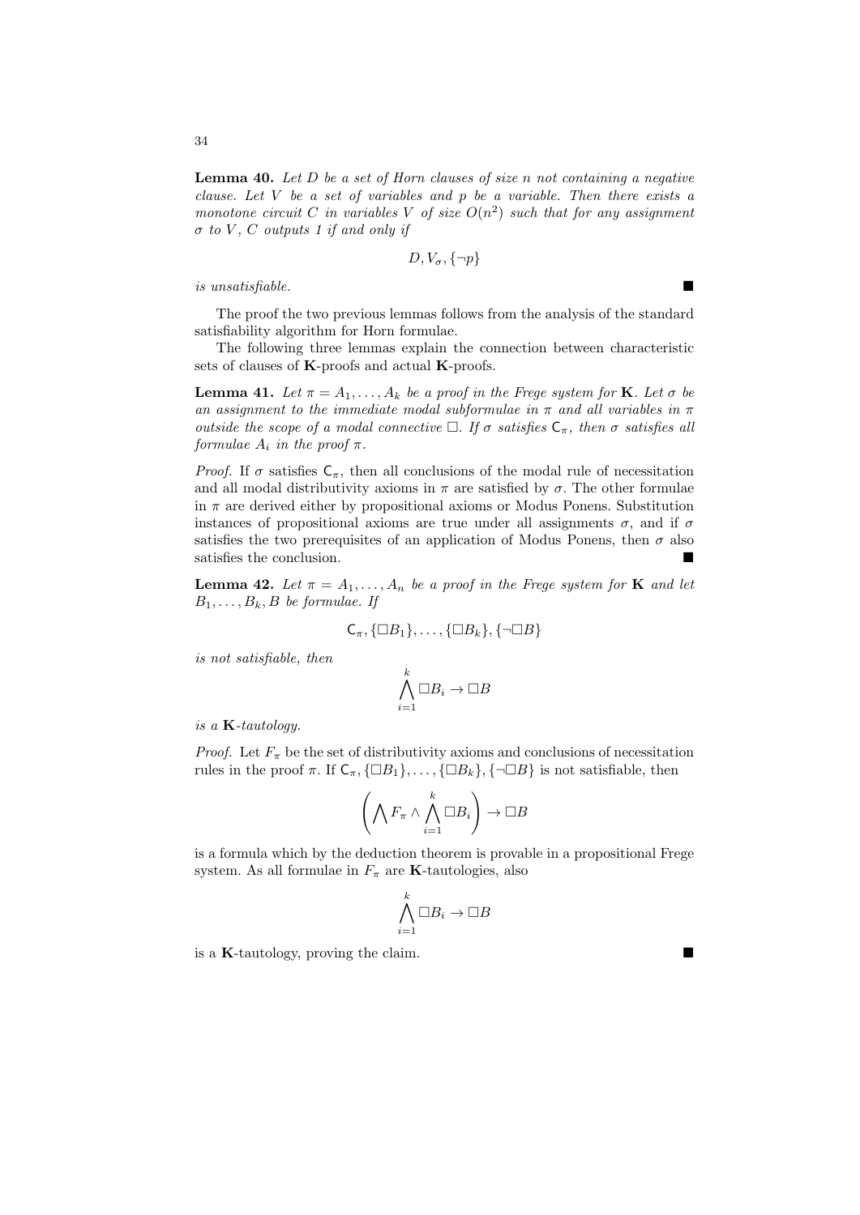**Lemma 40.** *Let $D$ be a set of Horn clauses of size $n$ not containing a negative clause. Let $V$ be a set of variables and $p$ be a variable. Then there exists a monotone circuit $C$ in variables $V$ of size $O(n^2)$ such that for any assignment $\sigma$ to $V$, $C$ outputs 1 if and only if*

$$D, V_\sigma, \{\neg p\}$$

*is unsatisfiable.* ∎

The proof the two previous lemmas follows from the analysis of the standard satisfiability algorithm for Horn formulae.

The following three lemmas explain the connection between characteristic sets of clauses of **K**-proofs and actual **K**-proofs.

**Lemma 41.** *Let $\pi = A_1, \ldots, A_k$ be a proof in the Frege system for* **K**. *Let $\sigma$ be an assignment to the immediate modal subformulae in $\pi$ and all variables in $\pi$ outside the scope of a modal connective $\Box$. If $\sigma$ satisfies $\mathsf{C}_\pi$, then $\sigma$ satisfies all formulae $A_i$ in the proof $\pi$.*

*Proof.* If $\sigma$ satisfies $\mathsf{C}_\pi$, then all conclusions of the modal rule of necessitation and all modal distributivity axioms in $\pi$ are satisfied by $\sigma$. The other formulae in $\pi$ are derived either by propositional axioms or Modus Ponens. Substitution instances of propositional axioms are true under all assignments $\sigma$, and if $\sigma$ satisfies the two prerequisites of an application of Modus Ponens, then $\sigma$ also satisfies the conclusion. ∎

**Lemma 42.** *Let $\pi = A_1, \ldots, A_n$ be a proof in the Frege system for* **K** *and let $B_1, \ldots, B_k, B$ be formulae. If*

$$\mathsf{C}_\pi, \{\Box B_1\}, \ldots, \{\Box B_k\}, \{\neg \Box B\}$$

*is not satisfiable, then*

$$\bigwedge_{i=1}^{k} \Box B_i \to \Box B$$

*is a* **K**-*tautology.*

*Proof.* Let $F_\pi$ be the set of distributivity axioms and conclusions of necessitation rules in the proof $\pi$. If $\mathsf{C}_\pi, \{\Box B_1\}, \ldots, \{\Box B_k\}, \{\neg \Box B\}$ is not satisfiable, then

$$\left( \bigwedge F_\pi \wedge \bigwedge_{i=1}^{k} \Box B_i \right) \to \Box B$$

is a formula which by the deduction theorem is provable in a propositional Frege system. As all formulae in $F_\pi$ are **K**-tautologies, also

$$\bigwedge_{i=1}^{k} \Box B_i \to \Box B$$

is a **K**-tautology, proving the claim. ∎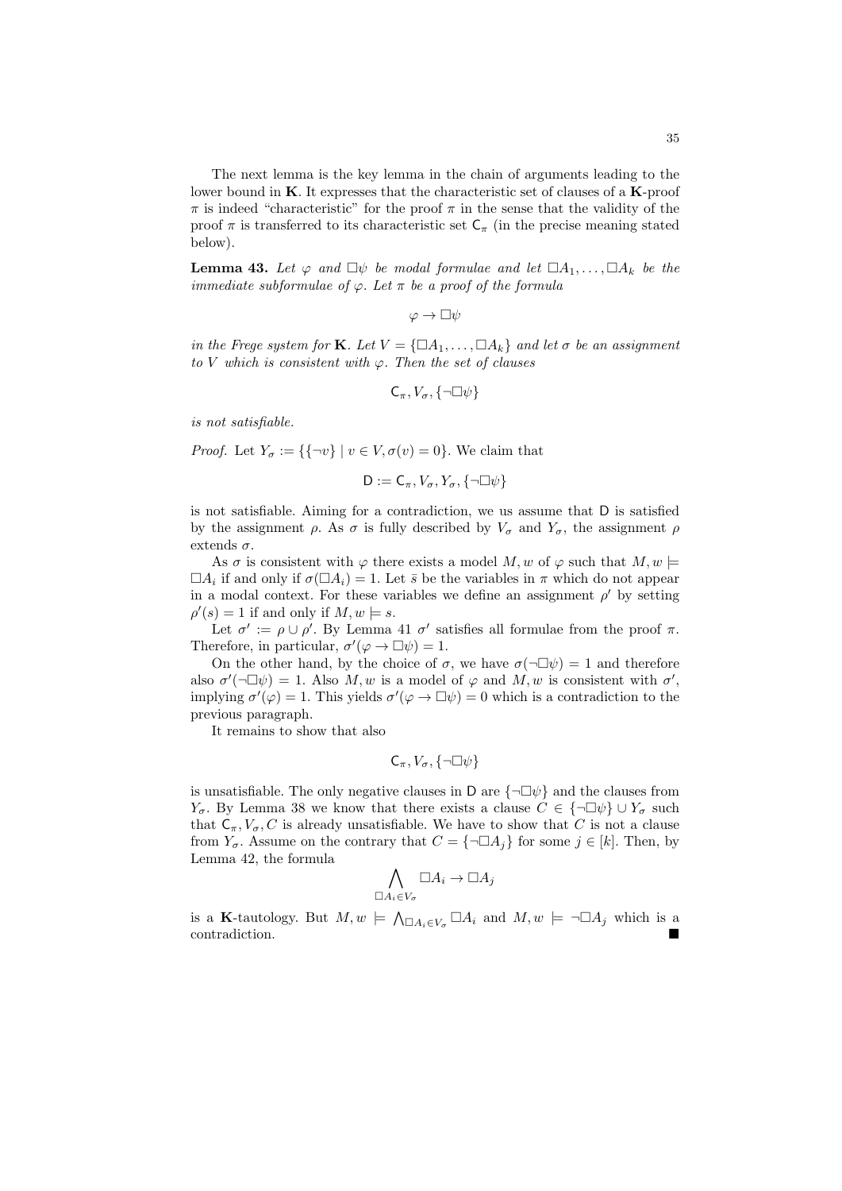The next lemma is the key lemma in the chain of arguments leading to the lower bound in **K**. It expresses that the characteristic set of clauses of a **K**-proof $\pi$ is indeed "characteristic" for the proof $\pi$ in the sense that the validity of the proof $\pi$ is transferred to its characteristic set $\mathsf{C}_\pi$ (in the precise meaning stated below).

**Lemma 43.** *Let $\varphi$ and $\Box\psi$ be modal formulae and let $\Box A_1, \ldots, \Box A_k$ be the immediate subformulae of $\varphi$. Let $\pi$ be a proof of the formula*

$$\varphi \to \Box\psi$$

*in the Frege system for* **K**. *Let $V = \{\Box A_1, \ldots, \Box A_k\}$ and let $\sigma$ be an assignment to $V$ which is consistent with $\varphi$. Then the set of clauses*

$$\mathsf{C}_\pi, V_\sigma, \{\neg\Box\psi\}$$

*is not satisfiable.*

*Proof.* Let $Y_\sigma := \{\{\neg v\} \mid v \in V, \sigma(v) = 0\}$. We claim that

$$\mathsf{D} := \mathsf{C}_\pi, V_\sigma, Y_\sigma, \{\neg\Box\psi\}$$

is not satisfiable. Aiming for a contradiction, we us assume that $\mathsf{D}$ is satisfied by the assignment $\rho$. As $\sigma$ is fully described by $V_\sigma$ and $Y_\sigma$, the assignment $\rho$ extends $\sigma$.

As $\sigma$ is consistent with $\varphi$ there exists a model $M, w$ of $\varphi$ such that $M, w \models \Box A_i$ if and only if $\sigma(\Box A_i) = 1$. Let $\bar{s}$ be the variables in $\pi$ which do not appear in a modal context. For these variables we define an assignment $\rho'$ by setting $\rho'(s) = 1$ if and only if $M, w \models s$.

Let $\sigma' := \rho \cup \rho'$. By Lemma 41 $\sigma'$ satisfies all formulae from the proof $\pi$. Therefore, in particular, $\sigma'(\varphi \to \Box\psi) = 1$.

On the other hand, by the choice of $\sigma$, we have $\sigma(\neg\Box\psi) = 1$ and therefore also $\sigma'(\neg\Box\psi) = 1$. Also $M, w$ is a model of $\varphi$ and $M, w$ is consistent with $\sigma'$, implying $\sigma'(\varphi) = 1$. This yields $\sigma'(\varphi \to \Box\psi) = 0$ which is a contradiction to the previous paragraph.

It remains to show that also

$$\mathsf{C}_\pi, V_\sigma, \{\neg\Box\psi\}$$

is unsatisfiable. The only negative clauses in $\mathsf{D}$ are $\{\neg\Box\psi\}$ and the clauses from $Y_\sigma$. By Lemma 38 we know that there exists a clause $C \in \{\neg\Box\psi\} \cup Y_\sigma$ such that $\mathsf{C}_\pi, V_\sigma, C$ is already unsatisfiable. We have to show that $C$ is not a clause from $Y_\sigma$. Assume on the contrary that $C = \{\neg\Box A_j\}$ for some $j \in [k]$. Then, by Lemma 42, the formula

$$\bigwedge_{\Box A_i \in V_\sigma} \Box A_i \to \Box A_j$$

is a **K**-tautology. But $M, w \models \bigwedge_{\Box A_i \in V_\sigma} \Box A_i$ and $M, w \models \neg\Box A_j$ which is a contradiction. ∎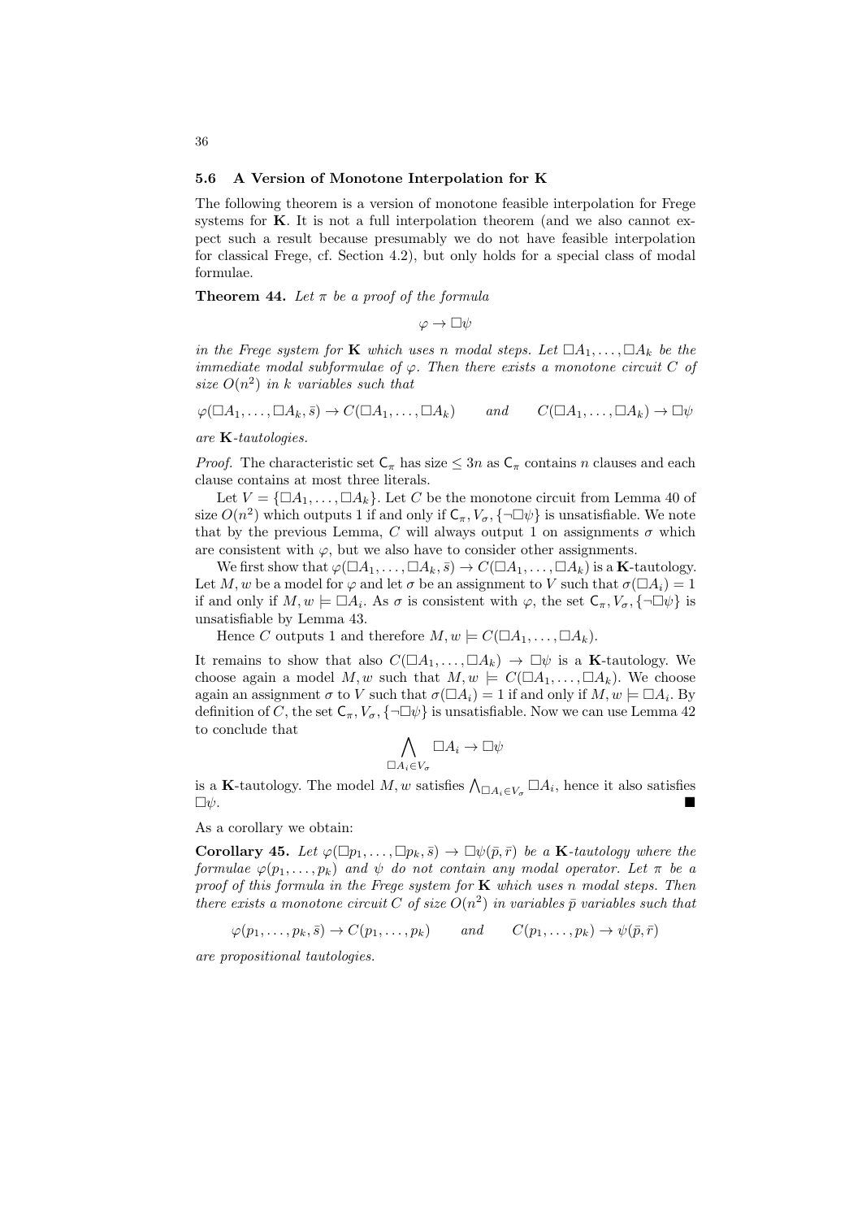### 5.6 A Version of Monotone Interpolation for K

The following theorem is a version of monotone feasible interpolation for Frege systems for **K**. It is not a full interpolation theorem (and we also cannot expect such a result because presumably we do not have feasible interpolation for classical Frege, cf. Section 4.2), but only holds for a special class of modal formulae.

**Theorem 44.** *Let $\pi$ be a proof of the formula*

$$\varphi \to \Box\psi$$

*in the Frege system for* **K** *which uses $n$ modal steps. Let $\Box A_1, \dots, \Box A_k$ be the immediate modal subformulae of $\varphi$. Then there exists a monotone circuit $C$ of size $O(n^2)$ in $k$ variables such that*

$$\varphi(\Box A_1, \dots, \Box A_k, \bar{s}) \to C(\Box A_1, \dots, \Box A_k) \qquad \text{and} \qquad C(\Box A_1, \dots, \Box A_k) \to \Box\psi$$

*are* **K***-tautologies.*

*Proof.* The characteristic set $\mathsf{C}_\pi$ has size $\leq 3n$ as $\mathsf{C}_\pi$ contains $n$ clauses and each clause contains at most three literals.

Let $V = \{\Box A_1, \dots, \Box A_k\}$. Let $C$ be the monotone circuit from Lemma 40 of size $O(n^2)$ which outputs 1 if and only if $\mathsf{C}_\pi, V_\sigma, \{\neg\Box\psi\}$ is unsatisfiable. We note that by the previous Lemma, $C$ will always output 1 on assignments $\sigma$ which are consistent with $\varphi$, but we also have to consider other assignments.

We first show that $\varphi(\Box A_1, \dots, \Box A_k, \bar{s}) \to C(\Box A_1, \dots, \Box A_k)$ is a **K**-tautology. Let $M, w$ be a model for $\varphi$ and let $\sigma$ be an assignment to $V$ such that $\sigma(\Box A_i) = 1$ if and only if $M, w \models \Box A_i$. As $\sigma$ is consistent with $\varphi$, the set $\mathsf{C}_\pi, V_\sigma, \{\neg\Box\psi\}$ is unsatisfiable by Lemma 43.

Hence $C$ outputs 1 and therefore $M, w \models C(\Box A_1, \dots, \Box A_k)$.

It remains to show that also $C(\Box A_1, \dots, \Box A_k) \to \Box\psi$ is a **K**-tautology. We choose again a model $M, w$ such that $M, w \models C(\Box A_1, \dots, \Box A_k)$. We choose again an assignment $\sigma$ to $V$ such that $\sigma(\Box A_i) = 1$ if and only if $M, w \models \Box A_i$. By definition of $C$, the set $\mathsf{C}_\pi, V_\sigma, \{\neg\Box\psi\}$ is unsatisfiable. Now we can use Lemma 42 to conclude that

$$\bigwedge_{\Box A_i \in V_\sigma} \Box A_i \to \Box\psi$$

is a **K**-tautology. The model $M, w$ satisfies $\bigwedge_{\Box A_i \in V_\sigma} \Box A_i$, hence it also satisfies $\Box\psi$. ∎

As a corollary we obtain:

**Corollary 45.** *Let $\varphi(\Box p_1, \dots, \Box p_k, \bar{s}) \to \Box\psi(\bar{p}, \bar{r})$ be a* **K***-tautology where the formulae $\varphi(p_1, \dots, p_k)$ and $\psi$ do not contain any modal operator. Let $\pi$ be a proof of this formula in the Frege system for* **K** *which uses $n$ modal steps. Then there exists a monotone circuit $C$ of size $O(n^2)$ in variables $\bar{p}$ variables such that*

$$\varphi(p_1, \dots, p_k, \bar{s}) \to C(p_1, \dots, p_k) \qquad \text{and} \qquad C(p_1, \dots, p_k) \to \psi(\bar{p}, \bar{r})$$

*are propositional tautologies.*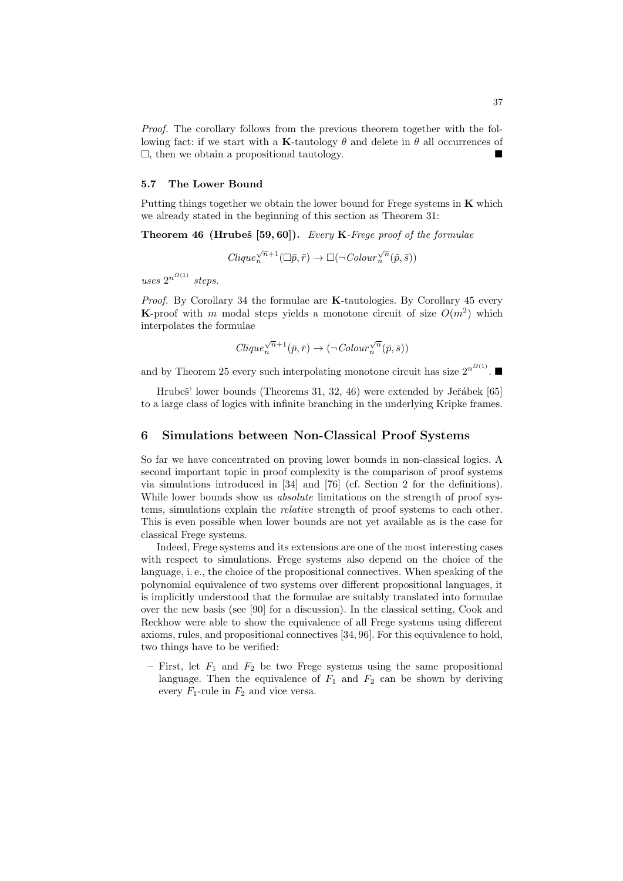*Proof.* The corollary follows from the previous theorem together with the following fact: if we start with a **K**-tautology $\theta$ and delete in $\theta$ all occurrences of $\Box$, then we obtain a propositional tautology. ∎

### 5.7 The Lower Bound

Putting things together we obtain the lower bound for Frege systems in **K** which we already stated in the beginning of this section as Theorem 31:

**Theorem 46 (Hrubeš [59, 60]).** *Every* **K***-Frege proof of the formulae*

$$Clique_n^{\sqrt{n}+1}(\Box\bar{p}, \bar{r}) \to \Box(\neg Colour_n^{\sqrt{n}}(\bar{p}, \bar{s}))$$

*uses* $2^{n^{\Omega(1)}}$ *steps.*

*Proof.* By Corollary 34 the formulae are **K**-tautologies. By Corollary 45 every **K**-proof with $m$ modal steps yields a monotone circuit of size $O(m^2)$ which interpolates the formulae

$$Clique_n^{\sqrt{n}+1}(\bar{p}, \bar{r}) \to (\neg Colour_n^{\sqrt{n}}(\bar{p}, \bar{s}))$$

and by Theorem 25 every such interpolating monotone circuit has size $2^{n^{\Omega(1)}}$. ∎

Hrubeš' lower bounds (Theorems 31, 32, 46) were extended by Jeřábek [65] to a large class of logics with infinite branching in the underlying Kripke frames.

## 6 Simulations between Non-Classical Proof Systems

So far we have concentrated on proving lower bounds in non-classical logics. A second important topic in proof complexity is the comparison of proof systems via simulations introduced in [34] and [76] (cf. Section 2 for the definitions). While lower bounds show us *absolute* limitations on the strength of proof systems, simulations explain the *relative* strength of proof systems to each other. This is even possible when lower bounds are not yet available as is the case for classical Frege systems.

Indeed, Frege systems and its extensions are one of the most interesting cases with respect to simulations. Frege systems also depend on the choice of the language, i. e., the choice of the propositional connectives. When speaking of the polynomial equivalence of two systems over different propositional languages, it is implicitly understood that the formulae are suitably translated into formulae over the new basis (see [90] for a discussion). In the classical setting, Cook and Reckhow were able to show the equivalence of all Frege systems using different axioms, rules, and propositional connectives [34, 96]. For this equivalence to hold, two things have to be verified:

– First, let $F_1$ and $F_2$ be two Frege systems using the same propositional language. Then the equivalence of $F_1$ and $F_2$ can be shown by deriving every $F_1$-rule in $F_2$ and vice versa.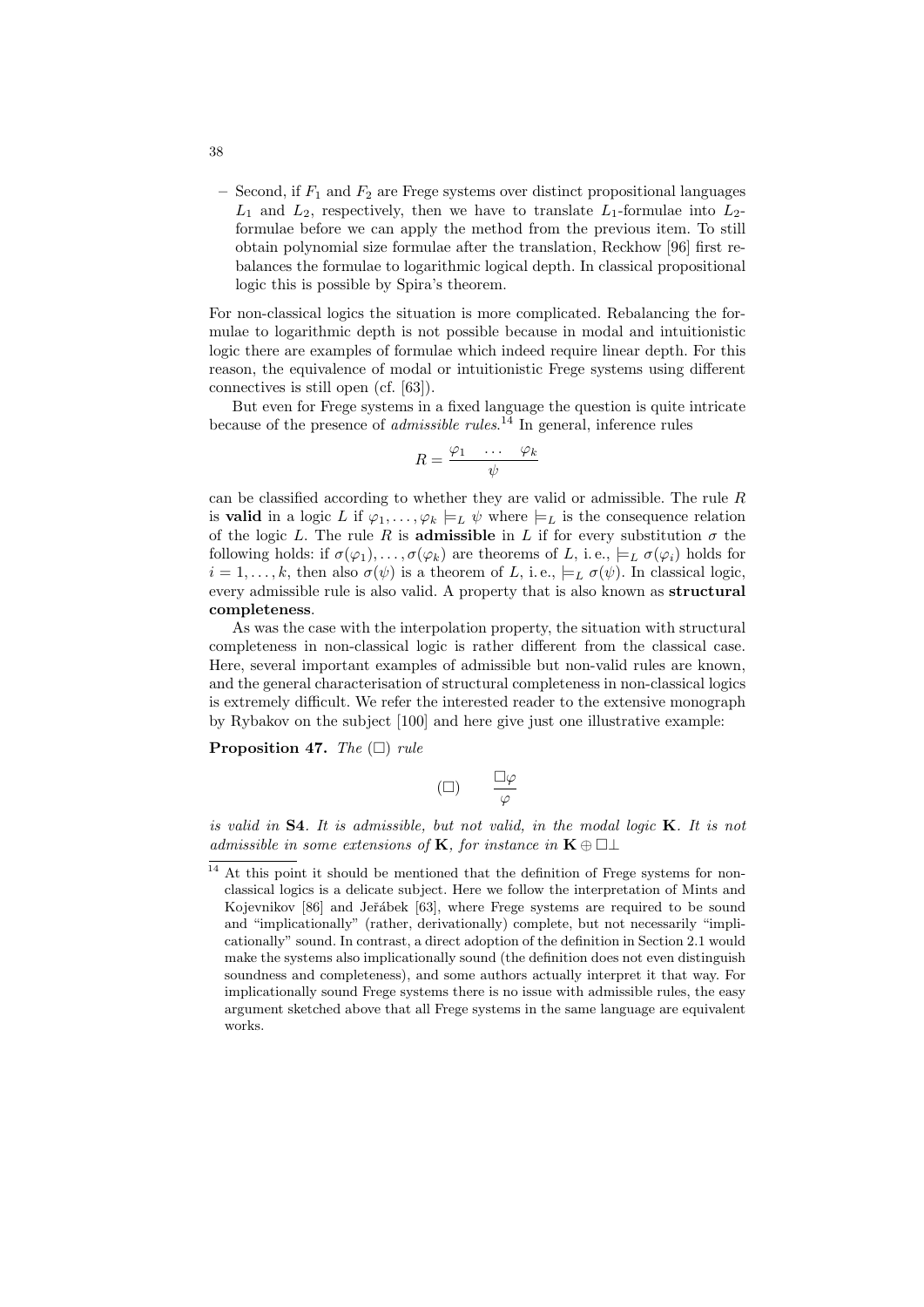– Second, if $F_1$ and $F_2$ are Frege systems over distinct propositional languages $L_1$ and $L_2$, respectively, then we have to translate $L_1$-formulae into $L_2$-formulae before we can apply the method from the previous item. To still obtain polynomial size formulae after the translation, Reckhow [96] first rebalances the formulae to logarithmic logical depth. In classical propositional logic this is possible by Spira's theorem.

For non-classical logics the situation is more complicated. Rebalancing the formulae to logarithmic depth is not possible because in modal and intuitionistic logic there are examples of formulae which indeed require linear depth. For this reason, the equivalence of modal or intuitionistic Frege systems using different connectives is still open (cf. [63]).

But even for Frege systems in a fixed language the question is quite intricate because of the presence of *admissible rules*.[14] In general, inference rules

$$R = \frac{\varphi_1 \quad \ldots \quad \varphi_k}{\psi}$$

can be classified according to whether they are valid or admissible. The rule $R$ is **valid** in a logic $L$ if $\varphi_1, \ldots, \varphi_k \models_L \psi$ where $\models_L$ is the consequence relation of the logic $L$. The rule $R$ is **admissible** in $L$ if for every substitution $\sigma$ the following holds: if $\sigma(\varphi_1), \ldots, \sigma(\varphi_k)$ are theorems of $L$, i. e., $\models_L \sigma(\varphi_i)$ holds for $i = 1, \ldots, k$, then also $\sigma(\psi)$ is a theorem of $L$, i. e., $\models_L \sigma(\psi)$. In classical logic, every admissible rule is also valid. A property that is also known as **structural completeness**.

As was the case with the interpolation property, the situation with structural completeness in non-classical logic is rather different from the classical case. Here, several important examples of admissible but non-valid rules are known, and the general characterisation of structural completeness in non-classical logics is extremely difficult. We refer the interested reader to the extensive monograph by Rybakov on the subject [100] and here give just one illustrative example:

**Proposition 47.** *The* $(\Box)$ *rule*

$$(\Box) \qquad \frac{\Box\varphi}{\varphi}$$

*is valid in* **S4**. *It is admissible, but not valid, in the modal logic* **K**. *It is not admissible in some extensions of* **K**, *for instance in* $\mathbf{K} \oplus \Box\bot$

[14] At this point it should be mentioned that the definition of Frege systems for non-classical logics is a delicate subject. Here we follow the interpretation of Mints and Kojevnikov [86] and Jeřábek [63], where Frege systems are required to be sound and "implicationally" (rather, derivationally) complete, but not necessarily "implicationally" sound. In contrast, a direct adoption of the definition in Section 2.1 would make the systems also implicationally sound (the definition does not even distinguish soundness and completeness), and some authors actually interpret it that way. For implicationally sound Frege systems there is no issue with admissible rules, the easy argument sketched above that all Frege systems in the same language are equivalent works.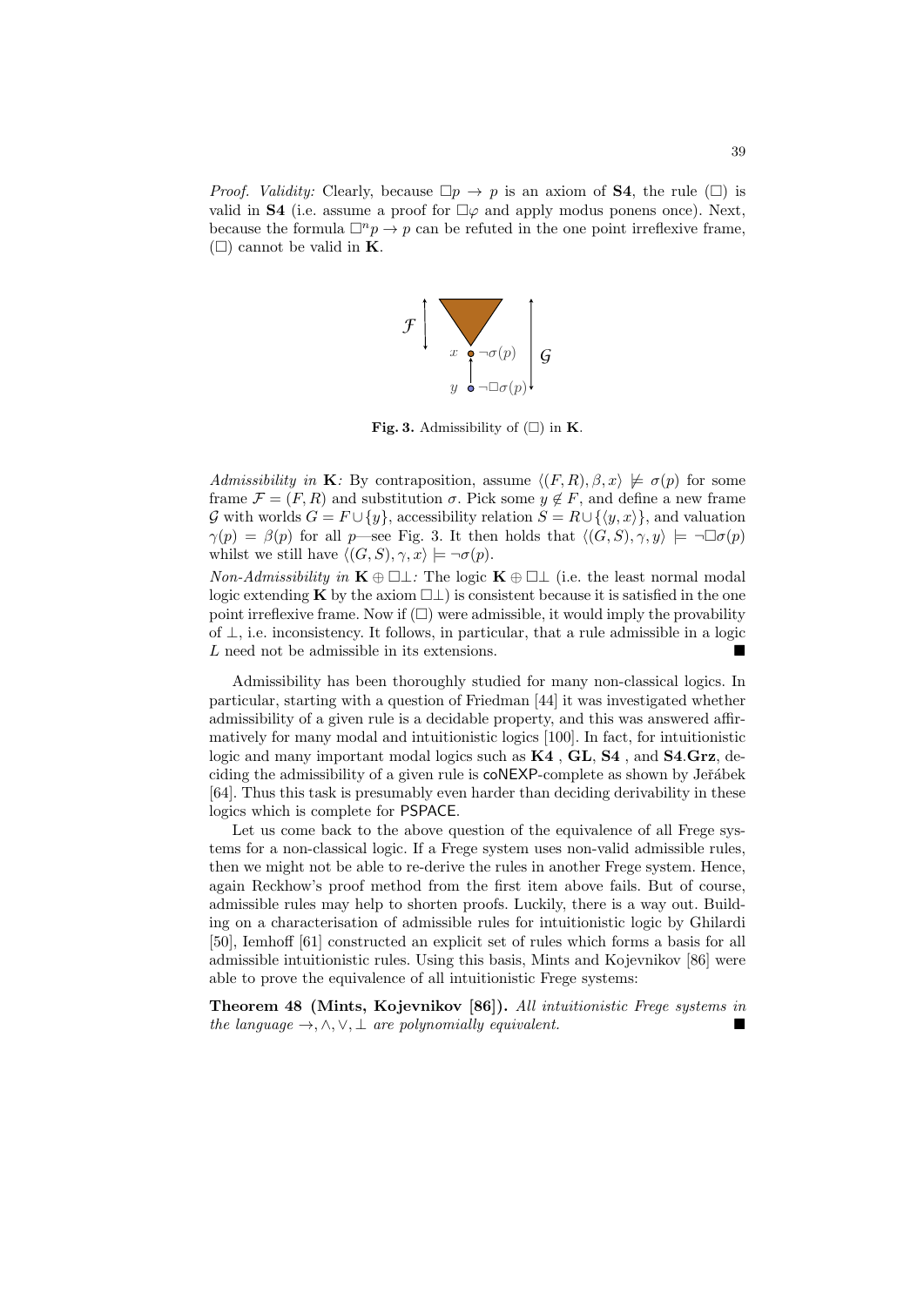*Proof. Validity:* Clearly, because $\Box p \to p$ is an axiom of **S4**, the rule $(\Box)$ is valid in **S4** (i.e. assume a proof for $\Box\varphi$ and apply modus ponens once). Next, because the formula $\Box^n p \to p$ can be refuted in the one point irreflexive frame, $(\Box)$ cannot be valid in **K**.

**Fig. 3.** Admissibility of $(\Box)$ in **K**.

*Admissibility in* **K***:* By contraposition, assume $\langle (F,R), \beta, x\rangle \not\models \sigma(p)$ for some frame $\mathcal{F} = (F,R)$ and substitution $\sigma$. Pick some $y \notin F$, and define a new frame $\mathcal{G}$ with worlds $G = F \cup \{y\}$, accessibility relation $S = R \cup \{\langle y, x\rangle\}$, and valuation $\gamma(p) = \beta(p)$ for all $p$—see Fig. 3. It then holds that $\langle (G,S), \gamma, y\rangle \models \neg\Box\sigma(p)$ whilst we still have $\langle (G,S), \gamma, x\rangle \models \neg\sigma(p)$.

*Non-Admissibility in* $\mathbf{K} \oplus \Box\bot$*:* The logic $\mathbf{K} \oplus \Box\bot$ (i.e. the least normal modal logic extending **K** by the axiom $\Box\bot$) is consistent because it is satisfied in the one point irreflexive frame. Now if $(\Box)$ were admissible, it would imply the provability of $\bot$, i.e. inconsistency. It follows, in particular, that a rule admissible in a logic $L$ need not be admissible in its extensions. ∎

Admissibility has been thoroughly studied for many non-classical logics. In particular, starting with a question of Friedman [44] it was investigated whether admissibility of a given rule is a decidable property, and this was answered affirmatively for many modal and intuitionistic logics [100]. In fact, for intuitionistic logic and many important modal logics such as **K4** , **GL**, **S4** , and **S4**.**Grz**, deciding the admissibility of a given rule is coNEXP-complete as shown by Jeřábek [64]. Thus this task is presumably even harder than deciding derivability in these logics which is complete for PSPACE.

Let us come back to the above question of the equivalence of all Frege systems for a non-classical logic. If a Frege system uses non-valid admissible rules, then we might not be able to re-derive the rules in another Frege system. Hence, again Reckhow's proof method from the first item above fails. But of course, admissible rules may help to shorten proofs. Luckily, there is a way out. Building on a characterisation of admissible rules for intuitionistic logic by Ghilardi [50], Iemhoff [61] constructed an explicit set of rules which forms a basis for all admissible intuitionistic rules. Using this basis, Mints and Kojevnikov [86] were able to prove the equivalence of all intuitionistic Frege systems:

**Theorem 48 (Mints, Kojevnikov [86]).** *All intuitionistic Frege systems in the language* $\to, \wedge, \vee, \bot$ *are polynomially equivalent.* ∎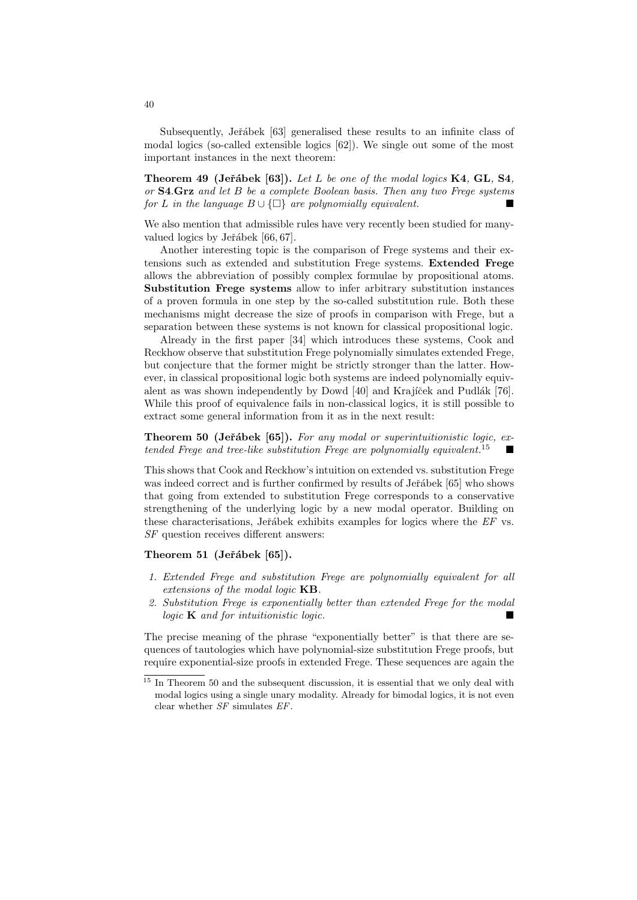Subsequently, Jeřábek [63] generalised these results to an infinite class of modal logics (so-called extensible logics [62]). We single out some of the most important instances in the next theorem:

**Theorem 49 (Jeřábek [63]).** *Let $L$ be one of the modal logics* **K4**, **GL**, **S4**, *or* **S4.Grz** *and let $B$ be a complete Boolean basis. Then any two Frege systems for $L$ in the language $B \cup \{\Box\}$ are polynomially equivalent.* ■

We also mention that admissible rules have very recently been studied for many-valued logics by Jeřábek [66, 67].

Another interesting topic is the comparison of Frege systems and their extensions such as extended and substitution Frege systems. **Extended Frege** allows the abbreviation of possibly complex formulae by propositional atoms. **Substitution Frege systems** allow to infer arbitrary substitution instances of a proven formula in one step by the so-called substitution rule. Both these mechanisms might decrease the size of proofs in comparison with Frege, but a separation between these systems is not known for classical propositional logic.

Already in the first paper [34] which introduces these systems, Cook and Reckhow observe that substitution Frege polynomially simulates extended Frege, but conjecture that the former might be strictly stronger than the latter. However, in classical propositional logic both systems are indeed polynomially equivalent as was shown independently by Dowd [40] and Krajíček and Pudlák [76]. While this proof of equivalence fails in non-classical logics, it is still possible to extract some general information from it as in the next result:

**Theorem 50 (Jeřábek [65]).** *For any modal or superintuitionistic logic, extended Frege and tree-like substitution Frege are polynomially equivalent.*[15] ■

This shows that Cook and Reckhow's intuition on extended vs. substitution Frege was indeed correct and is further confirmed by results of Jeřábek [65] who shows that going from extended to substitution Frege corresponds to a conservative strengthening of the underlying logic by a new modal operator. Building on these characterisations, Jeřábek exhibits examples for logics where the *EF* vs. *SF* question receives different answers:

**Theorem 51 (Jeřábek [65]).**

1. *Extended Frege and substitution Frege are polynomially equivalent for all extensions of the modal logic* **KB**.
2. *Substitution Frege is exponentially better than extended Frege for the modal logic* **K** *and for intuitionistic logic.* ■

The precise meaning of the phrase "exponentially better" is that there are sequences of tautologies which have polynomial-size substitution Frege proofs, but require exponential-size proofs in extended Frege. These sequences are again the

[15] In Theorem 50 and the subsequent discussion, it is essential that we only deal with modal logics using a single unary modality. Already for bimodal logics, it is not even clear whether *SF* simulates *EF*.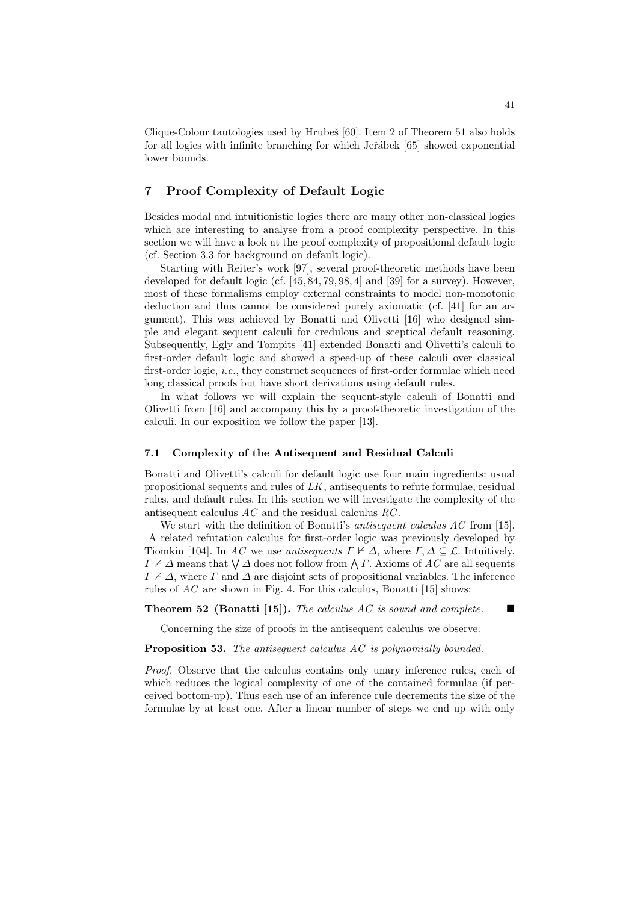Clique-Colour tautologies used by Hrubeš [60]. Item 2 of Theorem 51 also holds for all logics with infinite branching for which Jeřábek [65] showed exponential lower bounds.

## 7 Proof Complexity of Default Logic

Besides modal and intuitionistic logics there are many other non-classical logics which are interesting to analyse from a proof complexity perspective. In this section we will have a look at the proof complexity of propositional default logic (cf. Section 3.3 for background on default logic).

Starting with Reiter's work [97], several proof-theoretic methods have been developed for default logic (cf. [45, 84, 79, 98, 4] and [39] for a survey). However, most of these formalisms employ external constraints to model non-monotonic deduction and thus cannot be considered purely axiomatic (cf. [41] for an argument). This was achieved by Bonatti and Olivetti [16] who designed simple and elegant sequent calculi for credulous and sceptical default reasoning. Subsequently, Egly and Tompits [41] extended Bonatti and Olivetti's calculi to first-order default logic and showed a speed-up of these calculi over classical first-order logic, *i.e.*, they construct sequences of first-order formulae which need long classical proofs but have short derivations using default rules.

In what follows we will explain the sequent-style calculi of Bonatti and Olivetti from [16] and accompany this by a proof-theoretic investigation of the calculi. In our exposition we follow the paper [13].

### 7.1 Complexity of the Antisequent and Residual Calculi

Bonatti and Olivetti's calculi for default logic use four main ingredients: usual propositional sequents and rules of $LK$, antisequents to refute formulae, residual rules, and default rules. In this section we will investigate the complexity of the antisequent calculus $AC$ and the residual calculus $RC$.

We start with the definition of Bonatti's *antisequent calculus* $AC$ from [15]. A related refutation calculus for first-order logic was previously developed by Tiomkin [104]. In $AC$ we use *antisequents* $\Gamma \nvdash \Delta$, where $\Gamma, \Delta \subseteq \mathcal{L}$. Intuitively, $\Gamma \nvdash \Delta$ means that $\bigvee \Delta$ does not follow from $\bigwedge \Gamma$. Axioms of $AC$ are all sequents $\Gamma \nvdash \Delta$, where $\Gamma$ and $\Delta$ are disjoint sets of propositional variables. The inference rules of $AC$ are shown in Fig. 4. For this calculus, Bonatti [15] shows:

**Theorem 52 (Bonatti [15]).** *The calculus $AC$ is sound and complete.* ∎

Concerning the size of proofs in the antisequent calculus we observe:

**Proposition 53.** *The antisequent calculus $AC$ is polynomially bounded.*

*Proof.* Observe that the calculus contains only unary inference rules, each of which reduces the logical complexity of one of the contained formulae (if perceived bottom-up). Thus each use of an inference rule decrements the size of the formulae by at least one. After a linear number of steps we end up with only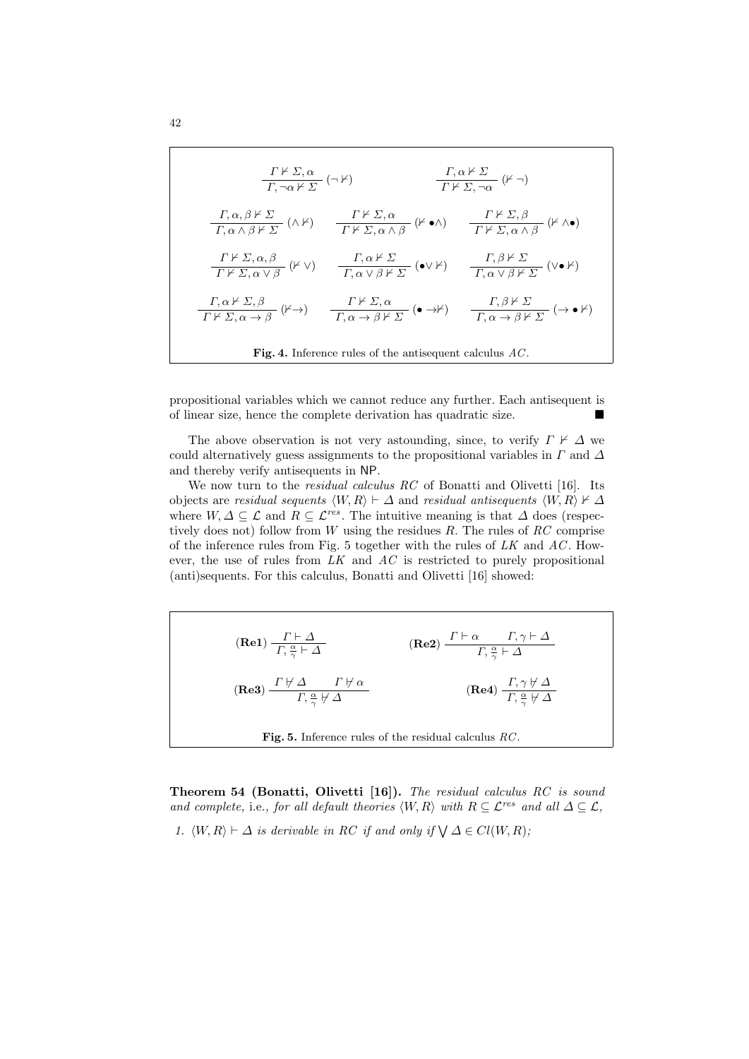$$\frac{\Gamma \nvdash \Sigma, \alpha}{\Gamma, \neg\alpha \nvdash \Sigma}\ (\neg \nvdash) \qquad \frac{\Gamma, \alpha \nvdash \Sigma}{\Gamma \nvdash \Sigma, \neg\alpha}\ (\nvdash \neg)$$

$$\frac{\Gamma, \alpha, \beta \nvdash \Sigma}{\Gamma, \alpha \wedge \beta \nvdash \Sigma}\ (\wedge \nvdash) \qquad \frac{\Gamma \nvdash \Sigma, \alpha}{\Gamma \nvdash \Sigma, \alpha \wedge \beta}\ (\nvdash \bullet\wedge) \qquad \frac{\Gamma \nvdash \Sigma, \beta}{\Gamma \nvdash \Sigma, \alpha \wedge \beta}\ (\nvdash \wedge\bullet)$$

$$\frac{\Gamma \nvdash \Sigma, \alpha, \beta}{\Gamma \nvdash \Sigma, \alpha \vee \beta}\ (\nvdash \vee) \qquad \frac{\Gamma, \alpha \nvdash \Sigma}{\Gamma, \alpha \vee \beta \nvdash \Sigma}\ (\bullet\vee \nvdash) \qquad \frac{\Gamma, \beta \nvdash \Sigma}{\Gamma, \alpha \vee \beta \nvdash \Sigma}\ (\vee\bullet \nvdash)$$

$$\frac{\Gamma, \alpha \nvdash \Sigma, \beta}{\Gamma \nvdash \Sigma, \alpha \to \beta}\ (\nvdash\to) \qquad \frac{\Gamma \nvdash \Sigma, \alpha}{\Gamma, \alpha \to \beta \nvdash \Sigma}\ (\bullet \to\nvdash) \qquad \frac{\Gamma, \beta \nvdash \Sigma}{\Gamma, \alpha \to \beta \nvdash \Sigma}\ (\to \bullet\nvdash)$$

**Fig. 4.** Inference rules of the antisequent calculus $AC$.

propositional variables which we cannot reduce any further. Each antisequent is of linear size, hence the complete derivation has quadratic size. ■

The above observation is not very astounding, since, to verify $\Gamma \nvdash \Delta$ we could alternatively guess assignments to the propositional variables in $\Gamma$ and $\Delta$ and thereby verify antisequents in NP.

We now turn to the *residual calculus* $RC$ of Bonatti and Olivetti [16]. Its objects are *residual sequents* $\langle W, R\rangle \vdash \Delta$ and *residual antisequents* $\langle W, R\rangle \nvdash \Delta$ where $W, \Delta \subseteq \mathcal{L}$ and $R \subseteq \mathcal{L}^{res}$. The intuitive meaning is that $\Delta$ does (respectively does not) follow from $W$ using the residues $R$. The rules of $RC$ comprise of the inference rules from Fig. 5 together with the rules of $LK$ and $AC$. However, the use of rules from $LK$ and $AC$ is restricted to purely propositional (anti)sequents. For this calculus, Bonatti and Olivetti [16] showed:

$$(\mathbf{Re1})\ \frac{\Gamma \vdash \Delta}{\Gamma, \frac{\alpha}{\gamma} \vdash \Delta} \qquad (\mathbf{Re2})\ \frac{\Gamma \vdash \alpha \qquad \Gamma, \gamma \vdash \Delta}{\Gamma, \frac{\alpha}{\gamma} \vdash \Delta}$$

$$(\mathbf{Re3})\ \frac{\Gamma \nvdash \Delta \qquad \Gamma \nvdash \alpha}{\Gamma, \frac{\alpha}{\gamma} \nvdash \Delta} \qquad (\mathbf{Re4})\ \frac{\Gamma, \gamma \nvdash \Delta}{\Gamma, \frac{\alpha}{\gamma} \nvdash \Delta}$$

**Fig. 5.** Inference rules of the residual calculus $RC$.

**Theorem 54 (Bonatti, Olivetti [16]).** *The residual calculus $RC$ is sound and complete,* i.e.*, for all default theories $\langle W, R\rangle$ with $R \subseteq \mathcal{L}^{res}$ and all $\Delta \subseteq \mathcal{L}$,*

1. *$\langle W, R\rangle \vdash \Delta$ is derivable in $RC$ if and only if $\bigvee \Delta \in Cl(W, R)$;*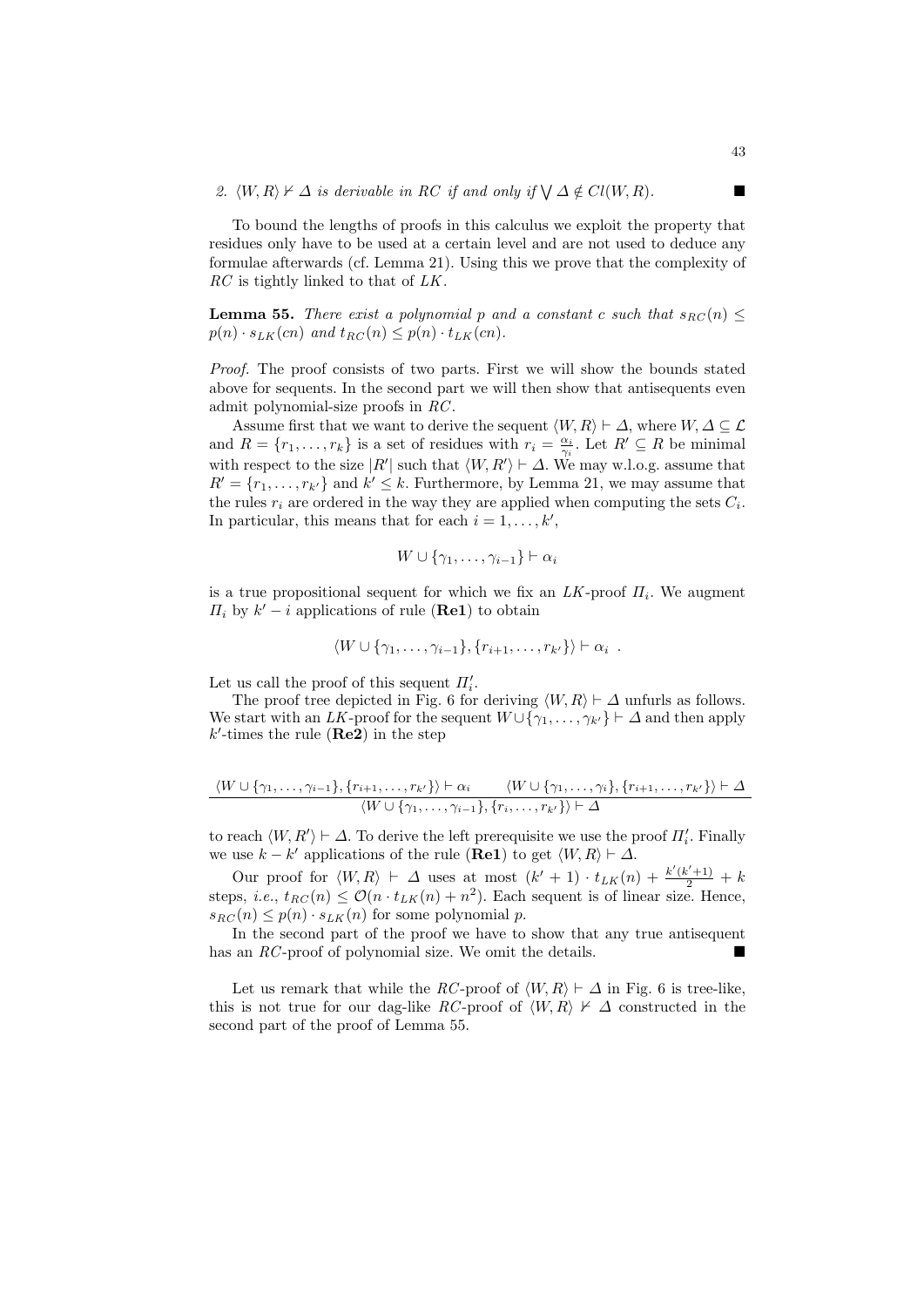2. $\langle W, R\rangle \nvdash \Delta$ *is derivable in RC if and only if* $\bigvee \Delta \notin Cl(W, R)$. ■

To bound the lengths of proofs in this calculus we exploit the property that residues only have to be used at a certain level and are not used to deduce any formulae afterwards (cf. Lemma 21). Using this we prove that the complexity of $RC$ is tightly linked to that of $LK$.

**Lemma 55.** *There exist a polynomial $p$ and a constant $c$ such that $s_{RC}(n) \leq p(n) \cdot s_{LK}(cn)$ and $t_{RC}(n) \leq p(n) \cdot t_{LK}(cn)$.*

*Proof.* The proof consists of two parts. First we will show the bounds stated above for sequents. In the second part we will then show that antisequents even admit polynomial-size proofs in $RC$.

Assume first that we want to derive the sequent $\langle W, R\rangle \vdash \Delta$, where $W, \Delta \subseteq \mathcal{L}$ and $R = \{r_1, \dots, r_k\}$ is a set of residues with $r_i = \frac{\alpha_i}{\gamma_i}$. Let $R' \subseteq R$ be minimal with respect to the size $|R'|$ such that $\langle W, R'\rangle \vdash \Delta$. We may w.l.o.g. assume that $R' = \{r_1, \dots, r_{k'}\}$ and $k' \leq k$. Furthermore, by Lemma 21, we may assume that the rules $r_i$ are ordered in the way they are applied when computing the sets $C_i$. In particular, this means that for each $i = 1, \dots, k'$,

$$W \cup \{\gamma_1, \dots, \gamma_{i-1}\} \vdash \alpha_i$$

is a true propositional sequent for which we fix an $LK$-proof $\Pi_i$. We augment $\Pi_i$ by $k' - i$ applications of rule (**Re1**) to obtain

$$\langle W \cup \{\gamma_1, \dots, \gamma_{i-1}\}, \{r_{i+1}, \dots, r_{k'}\}\rangle \vdash \alpha_i \ .$$

Let us call the proof of this sequent $\Pi_i'$.

The proof tree depicted in Fig. 6 for deriving $\langle W, R\rangle \vdash \Delta$ unfurls as follows. We start with an $LK$-proof for the sequent $W \cup \{\gamma_1, \dots, \gamma_{k'}\} \vdash \Delta$ and then apply $k'$-times the rule (**Re2**) in the step

$$\frac{\langle W \cup \{\gamma_1, \dots, \gamma_{i-1}\}, \{r_{i+1}, \dots, r_{k'}\}\rangle \vdash \alpha_i \qquad \langle W \cup \{\gamma_1, \dots, \gamma_i\}, \{r_{i+1}, \dots, r_{k'}\}\rangle \vdash \Delta}{\langle W \cup \{\gamma_1, \dots, \gamma_{i-1}\}, \{r_i, \dots, r_{k'}\}\rangle \vdash \Delta}$$

to reach $\langle W, R'\rangle \vdash \Delta$. To derive the left prerequisite we use the proof $\Pi_i'$. Finally we use $k - k'$ applications of the rule (**Re1**) to get $\langle W, R\rangle \vdash \Delta$.

Our proof for $\langle W, R\rangle \vdash \Delta$ uses at most $(k'+1) \cdot t_{LK}(n) + \frac{k'(k'+1)}{2} + k$ steps, *i.e.*, $t_{RC}(n) \leq \mathcal{O}(n \cdot t_{LK}(n) + n^2)$. Each sequent is of linear size. Hence, $s_{RC}(n) \leq p(n) \cdot s_{LK}(n)$ for some polynomial $p$.

In the second part of the proof we have to show that any true antisequent has an $RC$-proof of polynomial size. We omit the details. ■

Let us remark that while the $RC$-proof of $\langle W, R\rangle \vdash \Delta$ in Fig. 6 is tree-like, this is not true for our dag-like $RC$-proof of $\langle W, R\rangle \nvdash \Delta$ constructed in the second part of the proof of Lemma 55.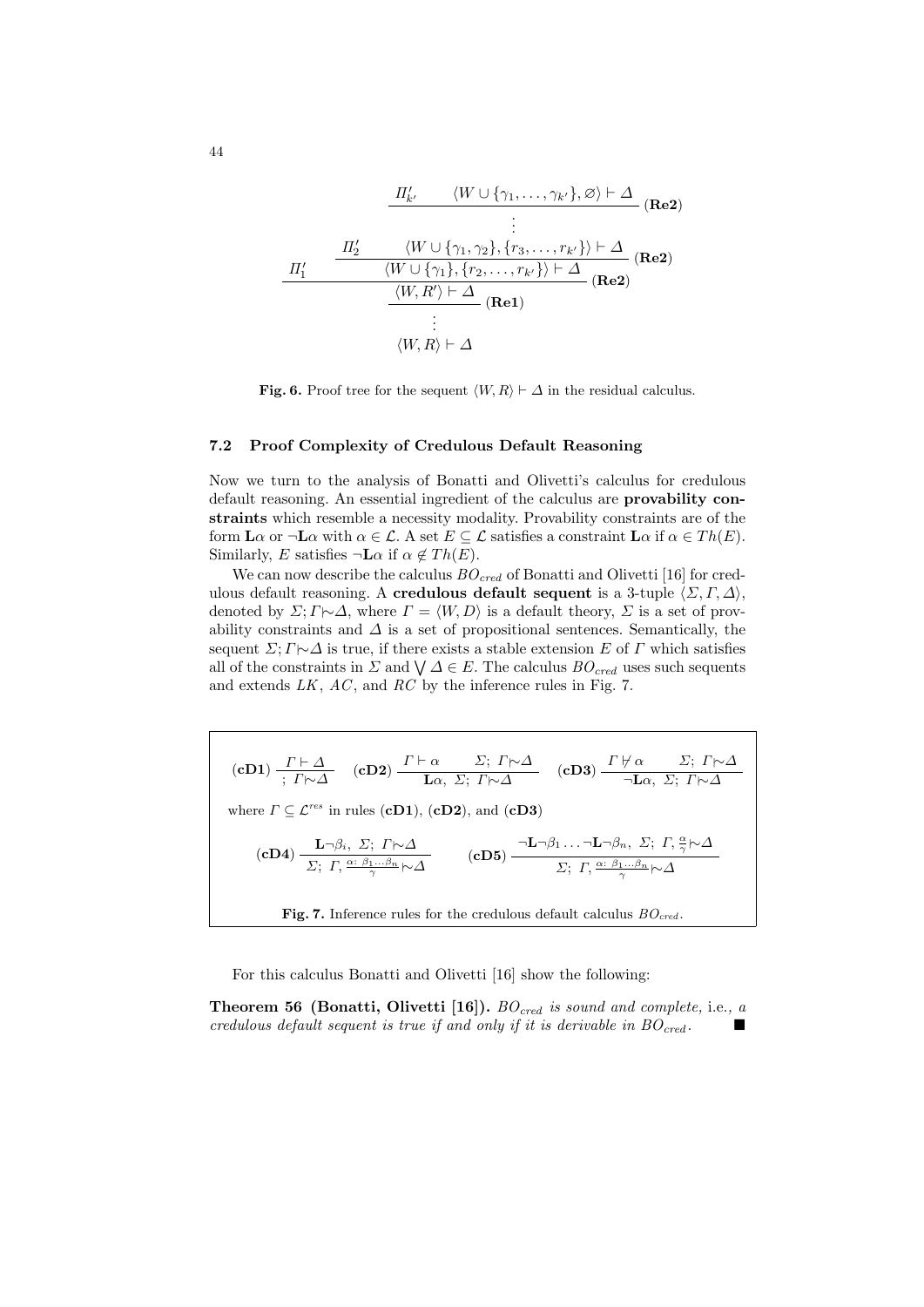$$
\dfrac{\Pi'_1 \qquad \dfrac{\Pi'_2 \qquad \dfrac{\dfrac{\Pi'_{k'} \qquad \langle W \cup \{\gamma_1, \ldots, \gamma_{k'}\}, \varnothing \rangle \vdash \Delta}{\vdots}\,(\mathbf{Re2})}{\langle W \cup \{\gamma_1, \gamma_2\}, \{r_3, \ldots, r_{k'}\} \rangle \vdash \Delta}\,(\mathbf{Re2})}{\langle W \cup \{\gamma_1\}, \{r_2, \ldots, r_{k'}\} \rangle \vdash \Delta}\,(\mathbf{Re2})
$$

$$
\dfrac{\langle W \cup \{\gamma_1\}, \{r_2, \ldots, r_{k'}\} \rangle \vdash \Delta}{\langle W, R' \rangle \vdash \Delta}\,(\mathbf{Re1}) \qquad \begin{array}{c} \vdots \\ \langle W, R \rangle \vdash \Delta \end{array}
$$

**Fig. 6.** Proof tree for the sequent $\langle W, R \rangle \vdash \Delta$ in the residual calculus.

### 7.2 Proof Complexity of Credulous Default Reasoning

Now we turn to the analysis of Bonatti and Olivetti's calculus for credulous default reasoning. An essential ingredient of the calculus are **provability constraints** which resemble a necessity modality. Provability constraints are of the form $\mathbf{L}\alpha$ or $\neg\mathbf{L}\alpha$ with $\alpha \in \mathcal{L}$. A set $E \subseteq \mathcal{L}$ satisfies a constraint $\mathbf{L}\alpha$ if $\alpha \in Th(E)$. Similarly, $E$ satisfies $\neg\mathbf{L}\alpha$ if $\alpha \notin Th(E)$.

We can now describe the calculus $BO_{cred}$ of Bonatti and Olivetti [16] for credulous default reasoning. A **credulous default sequent** is a 3-tuple $\langle \Sigma, \Gamma, \Delta \rangle$, denoted by $\Sigma; \Gamma {\mid\!\sim} \Delta$, where $\Gamma = \langle W, D \rangle$ is a default theory, $\Sigma$ is a set of provability constraints and $\Delta$ is a set of propositional sentences. Semantically, the sequent $\Sigma; \Gamma {\mid\!\sim} \Delta$ is true, if there exists a stable extension $E$ of $\Gamma$ which satisfies all of the constraints in $\Sigma$ and $\bigvee \Delta \in E$. The calculus $BO_{cred}$ uses such sequents and extends $LK$, $AC$, and $RC$ by the inference rules in Fig. 7.

$$
(\mathbf{cD1})\ \frac{\Gamma \vdash \Delta}{;\ \Gamma {\mid\!\sim} \Delta} \qquad (\mathbf{cD2})\ \frac{\Gamma \vdash \alpha \qquad \Sigma;\ \Gamma {\mid\!\sim} \Delta}{\mathbf{L}\alpha,\ \Sigma;\ \Gamma {\mid\!\sim} \Delta} \qquad (\mathbf{cD3})\ \frac{\Gamma \nvdash \alpha \qquad \Sigma;\ \Gamma {\mid\!\sim} \Delta}{\neg\mathbf{L}\alpha,\ \Sigma;\ \Gamma {\mid\!\sim} \Delta}
$$

where $\Gamma \subseteq \mathcal{L}^{res}$ in rules (**cD1**), (**cD2**), and (**cD3**)

$$
(\mathbf{cD4})\ \frac{\mathbf{L}\neg\beta_i,\ \Sigma;\ \Gamma {\mid\!\sim} \Delta}{\Sigma;\ \Gamma, \frac{\alpha:\ \beta_1 \ldots \beta_n}{\gamma} {\mid\!\sim} \Delta} \qquad (\mathbf{cD5})\ \frac{\neg\mathbf{L}\neg\beta_1 \ldots \neg\mathbf{L}\neg\beta_n,\ \Sigma;\ \Gamma, \frac{\alpha}{\gamma} {\mid\!\sim} \Delta}{\Sigma;\ \Gamma, \frac{\alpha:\ \beta_1 \ldots \beta_n}{\gamma} {\mid\!\sim} \Delta}
$$

**Fig. 7.** Inference rules for the credulous default calculus $BO_{cred}$.

For this calculus Bonatti and Olivetti [16] show the following:

**Theorem 56 (Bonatti, Olivetti [16]).** *$BO_{cred}$ is sound and complete,* i.e., *a credulous default sequent is true if and only if it is derivable in $BO_{cred}$.* ∎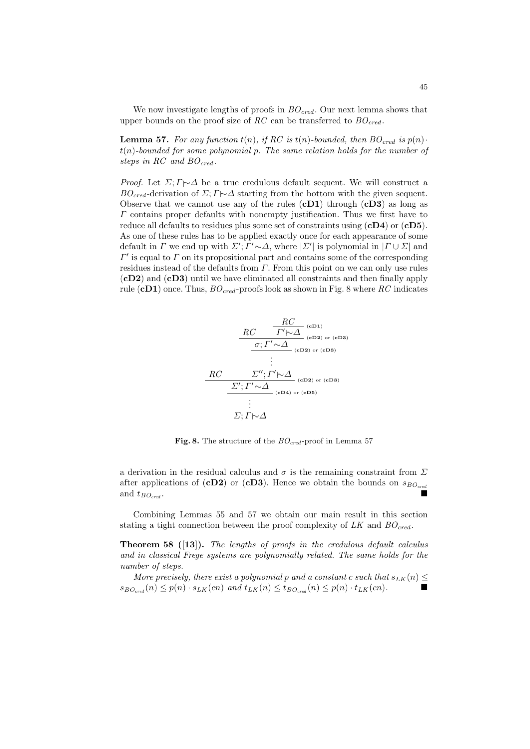We now investigate lengths of proofs in $BO_{cred}$. Our next lemma shows that upper bounds on the proof size of $RC$ can be transferred to $BO_{cred}$.

**Lemma 57.** *For any function $t(n)$, if $RC$ is $t(n)$-bounded, then $BO_{cred}$ is $p(n) \cdot t(n)$-bounded for some polynomial $p$. The same relation holds for the number of steps in $RC$ and $BO_{cred}$.*

*Proof.* Let $\Sigma; \Gamma \mathrel{\mid\!\sim} \Delta$ be a true credulous default sequent. We will construct a $BO_{cred}$-derivation of $\Sigma; \Gamma \mathrel{\mid\!\sim} \Delta$ starting from the bottom with the given sequent. Observe that we cannot use any of the rules (**cD1**) through (**cD3**) as long as $\Gamma$ contains proper defaults with nonempty justification. Thus we first have to reduce all defaults to residues plus some set of constraints using (**cD4**) or (**cD5**). As one of these rules has to be applied exactly once for each appearance of some default in $\Gamma$ we end up with $\Sigma'; \Gamma' \mathrel{\mid\!\sim} \Delta$, where $|\Sigma'|$ is polynomial in $|\Gamma \cup \Sigma|$ and $\Gamma'$ is equal to $\Gamma$ on its propositional part and contains some of the corresponding residues instead of the defaults from $\Gamma$. From this point on we can only use rules (**cD2**) and (**cD3**) until we have eliminated all constraints and then finally apply rule (**cD1**) once. Thus, $BO_{cred}$-proofs look as shown in Fig. 8 where $RC$ indicates

$$
\dfrac{\dfrac{\dfrac{RC \qquad \dfrac{\dfrac{RC \qquad \dfrac{RC}{\Gamma' \mathrel{\mid\!\sim} \Delta}\,(\mathbf{cD1})}{\sigma; \Gamma' \mathrel{\mid\!\sim} \Delta}\,(\mathbf{cD2})\text{ or }(\mathbf{cD3})}{\vdots}}{\Sigma''; \Gamma' \mathrel{\mid\!\sim} \Delta}}{\Sigma'; \Gamma' \mathrel{\mid\!\sim} \Delta}\,(\mathbf{cD2})\text{ or }(\mathbf{cD3})}{\vdots \atop \Sigma; \Gamma \mathrel{\mid\!\sim} \Delta}\,(\mathbf{cD4})\text{ or }(\mathbf{cD5})
$$

**Fig. 8.** The structure of the $BO_{cred}$-proof in Lemma 57

a derivation in the residual calculus and $\sigma$ is the remaining constraint from $\Sigma$ after applications of (**cD2**) or (**cD3**). Hence we obtain the bounds on $s_{BO_{cred}}$ and $t_{BO_{cred}}$. ∎

Combining Lemmas 55 and 57 we obtain our main result in this section stating a tight connection between the proof complexity of $LK$ and $BO_{cred}$.

**Theorem 58 ([13]).** *The lengths of proofs in the credulous default calculus and in classical Frege systems are polynomially related. The same holds for the number of steps.*

*More precisely, there exist a polynomial $p$ and a constant $c$ such that $s_{LK}(n) \leq s_{BO_{cred}}(n) \leq p(n) \cdot s_{LK}(cn)$ and $t_{LK}(n) \leq t_{BO_{cred}}(n) \leq p(n) \cdot t_{LK}(cn)$.* ∎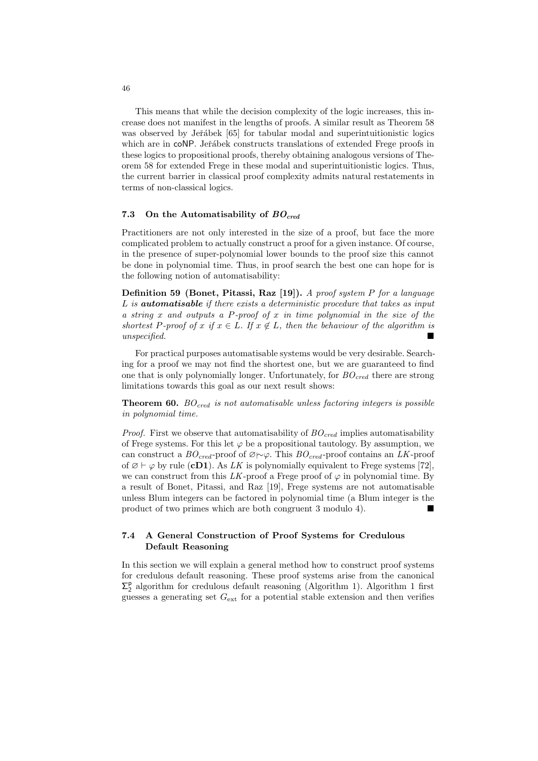This means that while the decision complexity of the logic increases, this increase does not manifest in the lengths of proofs. A similar result as Theorem 58 was observed by Jeřábek [65] for tabular modal and superintuitionistic logics which are in coNP. Jeřábek constructs translations of extended Frege proofs in these logics to propositional proofs, thereby obtaining analogous versions of Theorem 58 for extended Frege in these modal and superintuitionistic logics. Thus, the current barrier in classical proof complexity admits natural restatements in terms of non-classical logics.

### 7.3 On the Automatisability of $BO_{cred}$

Practitioners are not only interested in the size of a proof, but face the more complicated problem to actually construct a proof for a given instance. Of course, in the presence of super-polynomial lower bounds to the proof size this cannot be done in polynomial time. Thus, in proof search the best one can hope for is the following notion of automatisability:

**Definition 59 (Bonet, Pitassi, Raz [19]).** *A proof system $P$ for a language $L$ is* ***automatisable*** *if there exists a deterministic procedure that takes as input a string $x$ and outputs a $P$-proof of $x$ in time polynomial in the size of the shortest $P$-proof of $x$ if $x \in L$. If $x \notin L$, then the behaviour of the algorithm is unspecified.* ∎

For practical purposes automatisable systems would be very desirable. Searching for a proof we may not find the shortest one, but we are guaranteed to find one that is only polynomially longer. Unfortunately, for $BO_{cred}$ there are strong limitations towards this goal as our next result shows:

**Theorem 60.** *$BO_{cred}$ is not automatisable unless factoring integers is possible in polynomial time.*

*Proof.* First we observe that automatisability of $BO_{cred}$ implies automatisability of Frege systems. For this let $\varphi$ be a propositional tautology. By assumption, we can construct a $BO_{cred}$-proof of $\varnothing \mid\!\sim \varphi$. This $BO_{cred}$-proof contains an $LK$-proof of $\varnothing \vdash \varphi$ by rule (**cD1**). As $LK$ is polynomially equivalent to Frege systems [72], we can construct from this $LK$-proof a Frege proof of $\varphi$ in polynomial time. By a result of Bonet, Pitassi, and Raz [19], Frege systems are not automatisable unless Blum integers can be factored in polynomial time (a Blum integer is the product of two primes which are both congruent 3 modulo 4). ∎

### 7.4 A General Construction of Proof Systems for Credulous Default Reasoning

In this section we will explain a general method how to construct proof systems for credulous default reasoning. These proof systems arise from the canonical $\Sigma_2^p$ algorithm for credulous default reasoning (Algorithm 1). Algorithm 1 first guesses a generating set $G_{\text{ext}}$ for a potential stable extension and then verifies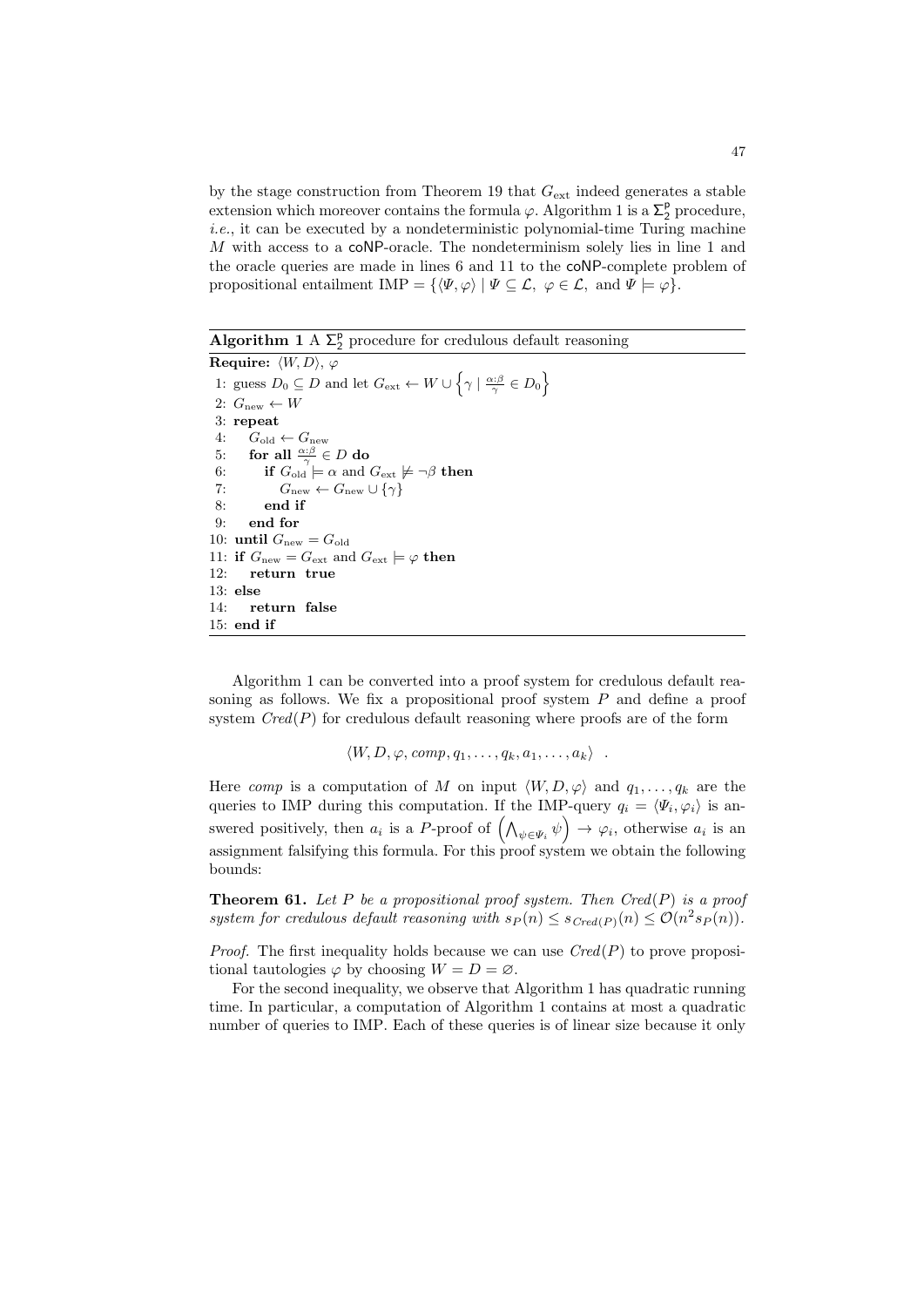by the stage construction from Theorem 19 that $G_{\text{ext}}$ indeed generates a stable extension which moreover contains the formula $\varphi$. Algorithm 1 is a $\mathsf{\Sigma}_2^\mathsf{p}$ procedure, *i.e.*, it can be executed by a nondeterministic polynomial-time Turing machine $M$ with access to a coNP-oracle. The nondeterminism solely lies in line 1 and the oracle queries are made in lines 6 and 11 to the coNP-complete problem of propositional entailment $\text{IMP} = \{\langle \Psi, \varphi\rangle \mid \Psi \subseteq \mathcal{L},\ \varphi \in \mathcal{L}, \text{ and } \Psi \models \varphi\}$.

**Algorithm 1** A $\mathsf{\Sigma}_2^\mathsf{p}$ procedure for credulous default reasoning

**Require:** $\langle W, D\rangle$, $\varphi$

```
1: guess D_0 ⊆ D and let G_ext ← W ∪ { γ | (α:β)/γ ∈ D_0 }
2: G_new ← W
3: repeat
4:    G_old ← G_new
5:    for all (α:β)/γ ∈ D do
6:       if G_old ⊨ α and G_ext ⊭ ¬β then
7:          G_new ← G_new ∪ {γ}
8:       end if
9:    end for
10: until G_new = G_old
11: if G_new = G_ext and G_ext ⊨ φ then
12:    return true
13: else
14:    return false
15: end if
```

Algorithm 1 can be converted into a proof system for credulous default reasoning as follows. We fix a propositional proof system $P$ and define a proof system $Cred(P)$ for credulous default reasoning where proofs are of the form

$$\langle W, D, \varphi, comp, q_1, \dots, q_k, a_1, \dots, a_k\rangle \enspace .$$

Here *comp* is a computation of $M$ on input $\langle W, D, \varphi\rangle$ and $q_1, \dots, q_k$ are the queries to IMP during this computation. If the IMP-query $q_i = \langle \Psi_i, \varphi_i\rangle$ is answered positively, then $a_i$ is a $P$-proof of $\left(\bigwedge_{\psi \in \Psi_i} \psi\right) \to \varphi_i$, otherwise $a_i$ is an assignment falsifying this formula. For this proof system we obtain the following bounds:

**Theorem 61.** *Let $P$ be a propositional proof system. Then $Cred(P)$ is a proof system for credulous default reasoning with $s_P(n) \leq s_{Cred(P)}(n) \leq \mathcal{O}(n^2 s_P(n))$.*

*Proof.* The first inequality holds because we can use $Cred(P)$ to prove propositional tautologies $\varphi$ by choosing $W = D = \varnothing$.

For the second inequality, we observe that Algorithm 1 has quadratic running time. In particular, a computation of Algorithm 1 contains at most a quadratic number of queries to IMP. Each of these queries is of linear size because it only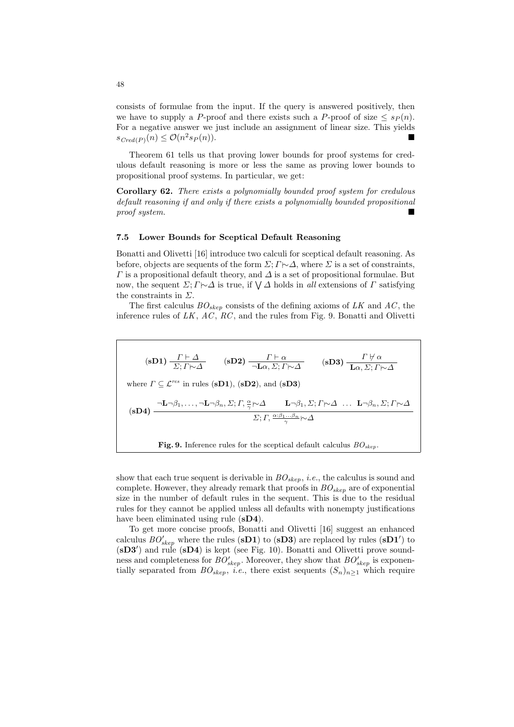consists of formulae from the input. If the query is answered positively, then we have to supply a $P$-proof and there exists such a $P$-proof of size $\leq s_P(n)$. For a negative answer we just include an assignment of linear size. This yields $s_{Cred(P)}(n) \leq \mathcal{O}(n^2 s_P(n))$. ∎

Theorem 61 tells us that proving lower bounds for proof systems for credulous default reasoning is more or less the same as proving lower bounds to propositional proof systems. In particular, we get:

**Corollary 62.** *There exists a polynomially bounded proof system for credulous default reasoning if and only if there exists a polynomially bounded propositional proof system.* ∎

### 7.5 Lower Bounds for Sceptical Default Reasoning

Bonatti and Olivetti [16] introduce two calculi for sceptical default reasoning. As before, objects are sequents of the form $\Sigma; \Gamma \mid\!\sim \Delta$, where $\Sigma$ is a set of constraints, $\Gamma$ is a propositional default theory, and $\Delta$ is a set of propositional formulae. But now, the sequent $\Sigma; \Gamma \mid\!\sim \Delta$ is true, if $\bigvee \Delta$ holds in *all* extensions of $\Gamma$ satisfying the constraints in $\Sigma$.

The first calculus $BO_{skep}$ consists of the defining axioms of $LK$ and $AC$, the inference rules of $LK$, $AC$, $RC$, and the rules from Fig. 9. Bonatti and Olivetti

$$\textbf{(sD1)}\ \frac{\Gamma \vdash \Delta}{\Sigma; \Gamma \mid\!\sim \Delta} \qquad \textbf{(sD2)}\ \frac{\Gamma \vdash \alpha}{\neg\mathbf{L}\alpha, \Sigma; \Gamma \mid\!\sim \Delta} \qquad \textbf{(sD3)}\ \frac{\Gamma \not\vdash \alpha}{\mathbf{L}\alpha, \Sigma; \Gamma \mid\!\sim \Delta}$$

where $\Gamma \subseteq \mathcal{L}^{res}$ in rules **(sD1)**, **(sD2)**, and **(sD3)**

$$\textbf{(sD4)}\ \frac{\neg\mathbf{L}\neg\beta_1, \dots, \neg\mathbf{L}\neg\beta_n, \Sigma; \Gamma, \frac{\alpha}{\gamma} \mid\!\sim \Delta \qquad \mathbf{L}\neg\beta_1, \Sigma; \Gamma \mid\!\sim \Delta \ \dots\ \mathbf{L}\neg\beta_n, \Sigma; \Gamma \mid\!\sim \Delta}{\Sigma; \Gamma, \frac{\alpha:\beta_1 \dots \beta_n}{\gamma} \mid\!\sim \Delta}$$

**Fig. 9.** Inference rules for the sceptical default calculus $BO_{skep}$.

show that each true sequent is derivable in $BO_{skep}$, *i.e.*, the calculus is sound and complete. However, they already remark that proofs in $BO_{skep}$ are of exponential size in the number of default rules in the sequent. This is due to the residual rules for they cannot be applied unless all defaults with nonempty justifications have been eliminated using rule **(sD4)**.

To get more concise proofs, Bonatti and Olivetti [16] suggest an enhanced calculus $BO'_{skep}$ where the rules **(sD1)** to **(sD3)** are replaced by rules **(sD1′)** to **(sD3′)** and rule **(sD4)** is kept (see Fig. 10). Bonatti and Olivetti prove soundness and completeness for $BO'_{skep}$. Moreover, they show that $BO'_{skep}$ is exponentially separated from $BO_{skep}$, *i.e.*, there exist sequents $(S_n)_{n\geq 1}$ which require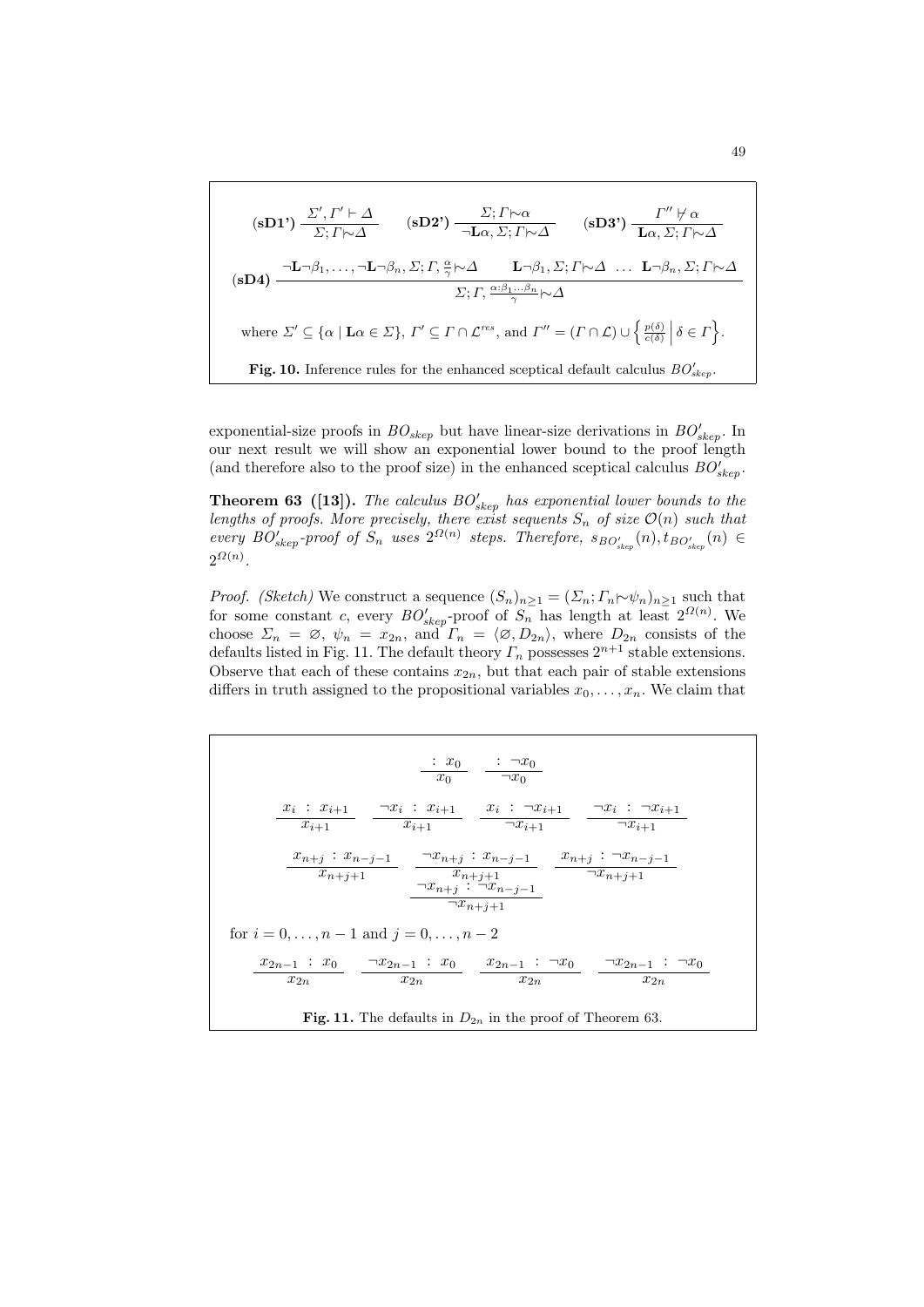$$(\mathbf{sD1'})\ \frac{\Sigma', \Gamma' \vdash \Delta}{\Sigma; \Gamma \mid\!\sim \Delta} \qquad (\mathbf{sD2'})\ \frac{\Sigma; \Gamma \mid\!\sim \alpha}{\neg \mathbf{L}\alpha, \Sigma; \Gamma \mid\!\sim \Delta} \qquad (\mathbf{sD3'})\ \frac{\Gamma'' \not\vdash \alpha}{\mathbf{L}\alpha, \Sigma; \Gamma \mid\!\sim \Delta}$$

$$(\mathbf{sD4})\ \frac{\neg \mathbf{L}\neg\beta_1, \ldots, \neg \mathbf{L}\neg\beta_n, \Sigma; \Gamma, \frac{\alpha}{\gamma} \mid\!\sim \Delta \qquad \mathbf{L}\neg\beta_1, \Sigma; \Gamma \mid\!\sim \Delta \ \ \ldots \ \ \mathbf{L}\neg\beta_n, \Sigma; \Gamma \mid\!\sim \Delta}{\Sigma; \Gamma, \frac{\alpha : \beta_1 \ldots \beta_n}{\gamma} \mid\!\sim \Delta}$$

where $\Sigma' \subseteq \{\alpha \mid \mathbf{L}\alpha \in \Sigma\}$, $\Gamma' \subseteq \Gamma \cap \mathcal{L}^{res}$, and $\Gamma'' = (\Gamma \cap \mathcal{L}) \cup \left\{ \frac{p(\delta)}{c(\delta)} \,\middle|\, \delta \in \Gamma \right\}$.

**Fig. 10.** Inference rules for the enhanced sceptical default calculus $BO'_{skep}$.

exponential-size proofs in $BO_{skep}$ but have linear-size derivations in $BO'_{skep}$. In our next result we will show an exponential lower bound to the proof length (and therefore also to the proof size) in the enhanced sceptical calculus $BO'_{skep}$.

**Theorem 63 ([13]).** *The calculus $BO'_{skep}$ has exponential lower bounds to the lengths of proofs. More precisely, there exist sequents $S_n$ of size $\mathcal{O}(n)$ such that every $BO'_{skep}$-proof of $S_n$ uses $2^{\Omega(n)}$ steps. Therefore, $s_{BO'_{skep}}(n), t_{BO'_{skep}}(n) \in 2^{\Omega(n)}$.*

*Proof. (Sketch)* We construct a sequence $(S_n)_{n\geq 1} = (\Sigma_n; \Gamma_n \mid\!\sim \psi_n)_{n\geq 1}$ such that for some constant $c$, every $BO'_{skep}$-proof of $S_n$ has length at least $2^{\Omega(n)}$. We choose $\Sigma_n = \varnothing$, $\psi_n = x_{2n}$, and $\Gamma_n = \langle \varnothing, D_{2n} \rangle$, where $D_{2n}$ consists of the defaults listed in Fig. 11. The default theory $\Gamma_n$ possesses $2^{n+1}$ stable extensions. Observe that each of these contains $x_{2n}$, but that each pair of stable extensions differs in truth assigned to the propositional variables $x_0, \ldots, x_n$. We claim that

$$\frac{:\ x_0}{x_0} \qquad \frac{:\ \neg x_0}{\neg x_0}$$

$$\frac{x_i\ :\ x_{i+1}}{x_{i+1}} \qquad \frac{\neg x_i\ :\ x_{i+1}}{x_{i+1}} \qquad \frac{x_i\ :\ \neg x_{i+1}}{\neg x_{i+1}} \qquad \frac{\neg x_i\ :\ \neg x_{i+1}}{\neg x_{i+1}}$$

$$\frac{x_{n+j}\ :\ x_{n-j-1}}{x_{n+j+1}} \qquad \frac{\neg x_{n+j}\ :\ x_{n-j-1}}{x_{n+j+1}} \qquad \frac{x_{n+j}\ :\ \neg x_{n-j-1}}{\neg x_{n+j+1}} \qquad \frac{\neg x_{n+j}\ :\ \neg x_{n-j-1}}{\neg x_{n+j+1}}$$

for $i = 0, \ldots, n-1$ and $j = 0, \ldots, n-2$

$$\frac{x_{2n-1}\ :\ x_0}{x_{2n}} \qquad \frac{\neg x_{2n-1}\ :\ x_0}{x_{2n}} \qquad \frac{x_{2n-1}\ :\ \neg x_0}{x_{2n}} \qquad \frac{\neg x_{2n-1}\ :\ \neg x_0}{x_{2n}}$$

**Fig. 11.** The defaults in $D_{2n}$ in the proof of Theorem 63.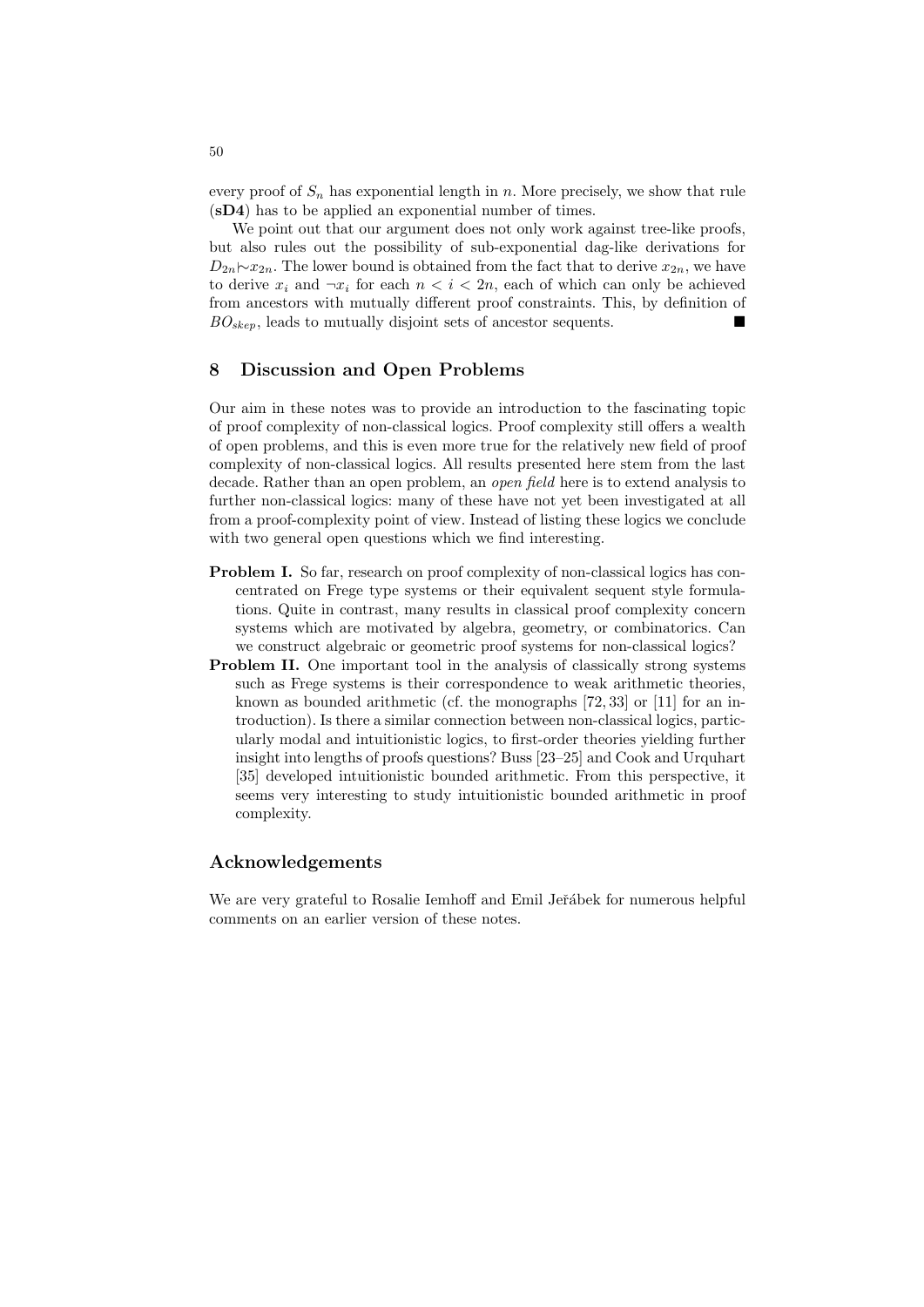every proof of $S_n$ has exponential length in $n$. More precisely, we show that rule (**sD4**) has to be applied an exponential number of times.

We point out that our argument does not only work against tree-like proofs, but also rules out the possibility of sub-exponential dag-like derivations for $D_{2n} \mid\!\sim x_{2n}$. The lower bound is obtained from the fact that to derive $x_{2n}$, we have to derive $x_i$ and $\neg x_i$ for each $n < i < 2n$, each of which can only be achieved from ancestors with mutually different proof constraints. This, by definition of $BO_{skep}$, leads to mutually disjoint sets of ancestor sequents. ∎

## 8 Discussion and Open Problems

Our aim in these notes was to provide an introduction to the fascinating topic of proof complexity of non-classical logics. Proof complexity still offers a wealth of open problems, and this is even more true for the relatively new field of proof complexity of non-classical logics. All results presented here stem from the last decade. Rather than an open problem, an *open field* here is to extend analysis to further non-classical logics: many of these have not yet been investigated at all from a proof-complexity point of view. Instead of listing these logics we conclude with two general open questions which we find interesting.

**Problem I.** So far, research on proof complexity of non-classical logics has concentrated on Frege type systems or their equivalent sequent style formulations. Quite in contrast, many results in classical proof complexity concern systems which are motivated by algebra, geometry, or combinatorics. Can we construct algebraic or geometric proof systems for non-classical logics?

**Problem II.** One important tool in the analysis of classically strong systems such as Frege systems is their correspondence to weak arithmetic theories, known as bounded arithmetic (cf. the monographs [72, 33] or [11] for an introduction). Is there a similar connection between non-classical logics, particularly modal and intuitionistic logics, to first-order theories yielding further insight into lengths of proofs questions? Buss [23–25] and Cook and Urquhart [35] developed intuitionistic bounded arithmetic. From this perspective, it seems very interesting to study intuitionistic bounded arithmetic in proof complexity.

## Acknowledgements

We are very grateful to Rosalie Iemhoff and Emil Jeřábek for numerous helpful comments on an earlier version of these notes.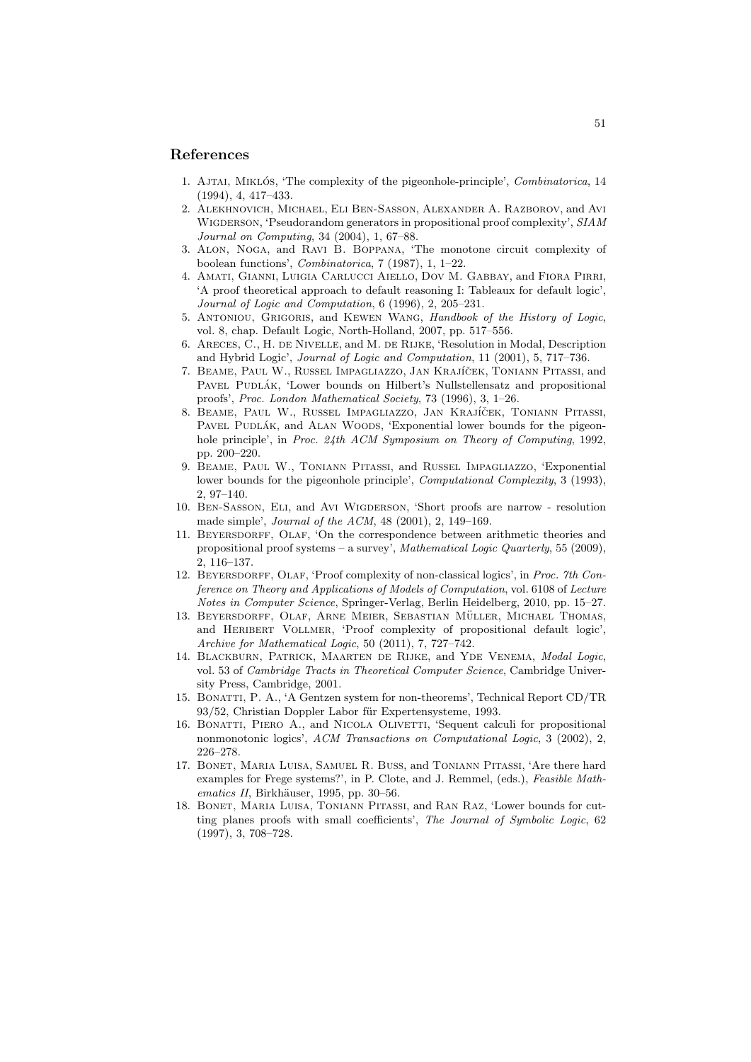## References

1. Ajtai, Miklós, 'The complexity of the pigeonhole-principle', *Combinatorica*, 14 (1994), 4, 417–433.
2. Alekhnovich, Michael, Eli Ben-Sasson, Alexander A. Razborov, and Avi Wigderson, 'Pseudorandom generators in propositional proof complexity', *SIAM Journal on Computing*, 34 (2004), 1, 67–88.
3. Alon, Noga, and Ravi B. Boppana, 'The monotone circuit complexity of boolean functions', *Combinatorica*, 7 (1987), 1, 1–22.
4. Amati, Gianni, Luigia Carlucci Aiello, Dov M. Gabbay, and Fiora Pirri, 'A proof theoretical approach to default reasoning I: Tableaux for default logic', *Journal of Logic and Computation*, 6 (1996), 2, 205–231.
5. Antoniou, Grigoris, and Kewen Wang, *Handbook of the History of Logic*, vol. 8, chap. Default Logic, North-Holland, 2007, pp. 517–556.
6. Areces, C., H. de Nivelle, and M. de Rijke, 'Resolution in Modal, Description and Hybrid Logic', *Journal of Logic and Computation*, 11 (2001), 5, 717–736.
7. Beame, Paul W., Russel Impagliazzo, Jan Krajíček, Toniann Pitassi, and Pavel Pudlák, 'Lower bounds on Hilbert's Nullstellensatz and propositional proofs', *Proc. London Mathematical Society*, 73 (1996), 3, 1–26.
8. Beame, Paul W., Russel Impagliazzo, Jan Krajíček, Toniann Pitassi, Pavel Pudlák, and Alan Woods, 'Exponential lower bounds for the pigeonhole principle', in *Proc. 24th ACM Symposium on Theory of Computing*, 1992, pp. 200–220.
9. Beame, Paul W., Toniann Pitassi, and Russel Impagliazzo, 'Exponential lower bounds for the pigeonhole principle', *Computational Complexity*, 3 (1993), 2, 97–140.
10. Ben-Sasson, Eli, and Avi Wigderson, 'Short proofs are narrow - resolution made simple', *Journal of the ACM*, 48 (2001), 2, 149–169.
11. Beyersdorff, Olaf, 'On the correspondence between arithmetic theories and propositional proof systems – a survey', *Mathematical Logic Quarterly*, 55 (2009), 2, 116–137.
12. Beyersdorff, Olaf, 'Proof complexity of non-classical logics', in *Proc. 7th Conference on Theory and Applications of Models of Computation*, vol. 6108 of *Lecture Notes in Computer Science*, Springer-Verlag, Berlin Heidelberg, 2010, pp. 15–27.
13. Beyersdorff, Olaf, Arne Meier, Sebastian Müller, Michael Thomas, and Heribert Vollmer, 'Proof complexity of propositional default logic', *Archive for Mathematical Logic*, 50 (2011), 7, 727–742.
14. Blackburn, Patrick, Maarten de Rijke, and Yde Venema, *Modal Logic*, vol. 53 of *Cambridge Tracts in Theoretical Computer Science*, Cambridge University Press, Cambridge, 2001.
15. Bonatti, P. A., 'A Gentzen system for non-theorems', Technical Report CD/TR 93/52, Christian Doppler Labor für Expertensysteme, 1993.
16. Bonatti, Piero A., and Nicola Olivetti, 'Sequent calculi for propositional nonmonotonic logics', *ACM Transactions on Computational Logic*, 3 (2002), 2, 226–278.
17. Bonet, Maria Luisa, Samuel R. Buss, and Toniann Pitassi, 'Are there hard examples for Frege systems?', in P. Clote, and J. Remmel, (eds.), *Feasible Mathematics II*, Birkhäuser, 1995, pp. 30–56.
18. Bonet, Maria Luisa, Toniann Pitassi, and Ran Raz, 'Lower bounds for cutting planes proofs with small coefficients', *The Journal of Symbolic Logic*, 62 (1997), 3, 708–728.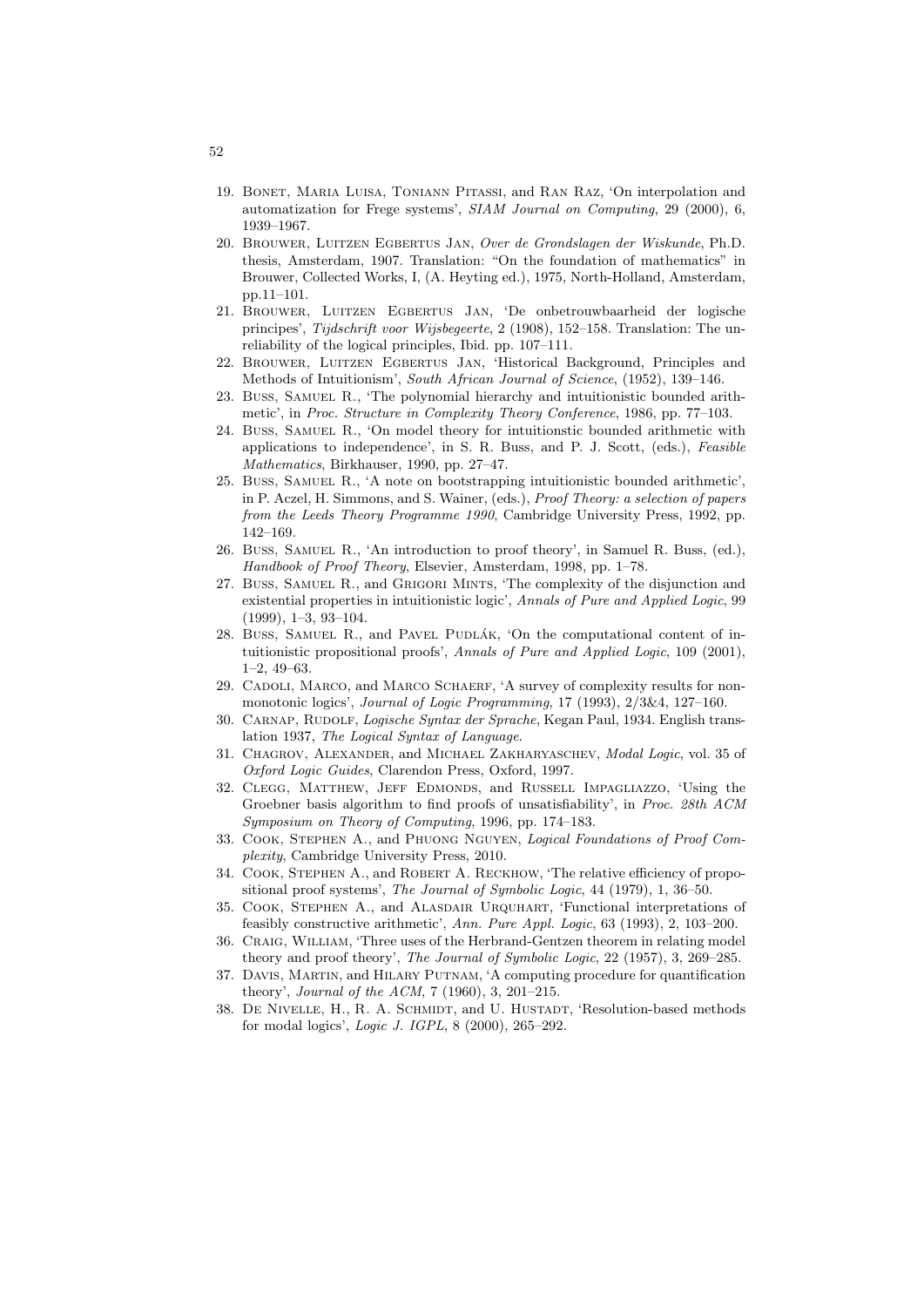19. Bonet, Maria Luisa, Toniann Pitassi, and Ran Raz, 'On interpolation and automatization for Frege systems', *SIAM Journal on Computing*, 29 (2000), 6, 1939–1967.
20. Brouwer, Luitzen Egbertus Jan, *Over de Grondslagen der Wiskunde*, Ph.D. thesis, Amsterdam, 1907. Translation: "On the foundation of mathematics" in Brouwer, Collected Works, I, (A. Heyting ed.), 1975, North-Holland, Amsterdam, pp.11–101.
21. Brouwer, Luitzen Egbertus Jan, 'De onbetrouwbaarheid der logische principes', *Tijdschrift voor Wijsbegeerte*, 2 (1908), 152–158. Translation: The unreliability of the logical principles, Ibid. pp. 107–111.
22. Brouwer, Luitzen Egbertus Jan, 'Historical Background, Principles and Methods of Intuitionism', *South African Journal of Science*, (1952), 139–146.
23. Buss, Samuel R., 'The polynomial hierarchy and intuitionistic bounded arithmetic', in *Proc. Structure in Complexity Theory Conference*, 1986, pp. 77–103.
24. Buss, Samuel R., 'On model theory for intuitionstic bounded arithmetic with applications to independence', in S. R. Buss, and P. J. Scott, (eds.), *Feasible Mathematics*, Birkhauser, 1990, pp. 27–47.
25. Buss, Samuel R., 'A note on bootstrapping intuitionistic bounded arithmetic', in P. Aczel, H. Simmons, and S. Wainer, (eds.), *Proof Theory: a selection of papers from the Leeds Theory Programme 1990*, Cambridge University Press, 1992, pp. 142–169.
26. Buss, Samuel R., 'An introduction to proof theory', in Samuel R. Buss, (ed.), *Handbook of Proof Theory*, Elsevier, Amsterdam, 1998, pp. 1–78.
27. Buss, Samuel R., and Grigori Mints, 'The complexity of the disjunction and existential properties in intuitionistic logic', *Annals of Pure and Applied Logic*, 99 (1999), 1–3, 93–104.
28. Buss, Samuel R., and Pavel Pudlák, 'On the computational content of intuitionistic propositional proofs', *Annals of Pure and Applied Logic*, 109 (2001), 1–2, 49–63.
29. Cadoli, Marco, and Marco Schaerf, 'A survey of complexity results for non-monotonic logics', *Journal of Logic Programming*, 17 (1993), 2/3&4, 127–160.
30. Carnap, Rudolf, *Logische Syntax der Sprache*, Kegan Paul, 1934. English translation 1937, *The Logical Syntax of Language.*
31. Chagrov, Alexander, and Michael Zakharyaschev, *Modal Logic*, vol. 35 of *Oxford Logic Guides*, Clarendon Press, Oxford, 1997.
32. Clegg, Matthew, Jeff Edmonds, and Russell Impagliazzo, 'Using the Groebner basis algorithm to find proofs of unsatisfiability', in *Proc. 28th ACM Symposium on Theory of Computing*, 1996, pp. 174–183.
33. Cook, Stephen A., and Phuong Nguyen, *Logical Foundations of Proof Complexity*, Cambridge University Press, 2010.
34. Cook, Stephen A., and Robert A. Reckhow, 'The relative efficiency of propositional proof systems', *The Journal of Symbolic Logic*, 44 (1979), 1, 36–50.
35. Cook, Stephen A., and Alasdair Urquhart, 'Functional interpretations of feasibly constructive arithmetic', *Ann. Pure Appl. Logic*, 63 (1993), 2, 103–200.
36. Craig, William, 'Three uses of the Herbrand-Gentzen theorem in relating model theory and proof theory', *The Journal of Symbolic Logic*, 22 (1957), 3, 269–285.
37. Davis, Martin, and Hilary Putnam, 'A computing procedure for quantification theory', *Journal of the ACM*, 7 (1960), 3, 201–215.
38. De Nivelle, H., R. A. Schmidt, and U. Hustadt, 'Resolution-based methods for modal logics', *Logic J. IGPL*, 8 (2000), 265–292.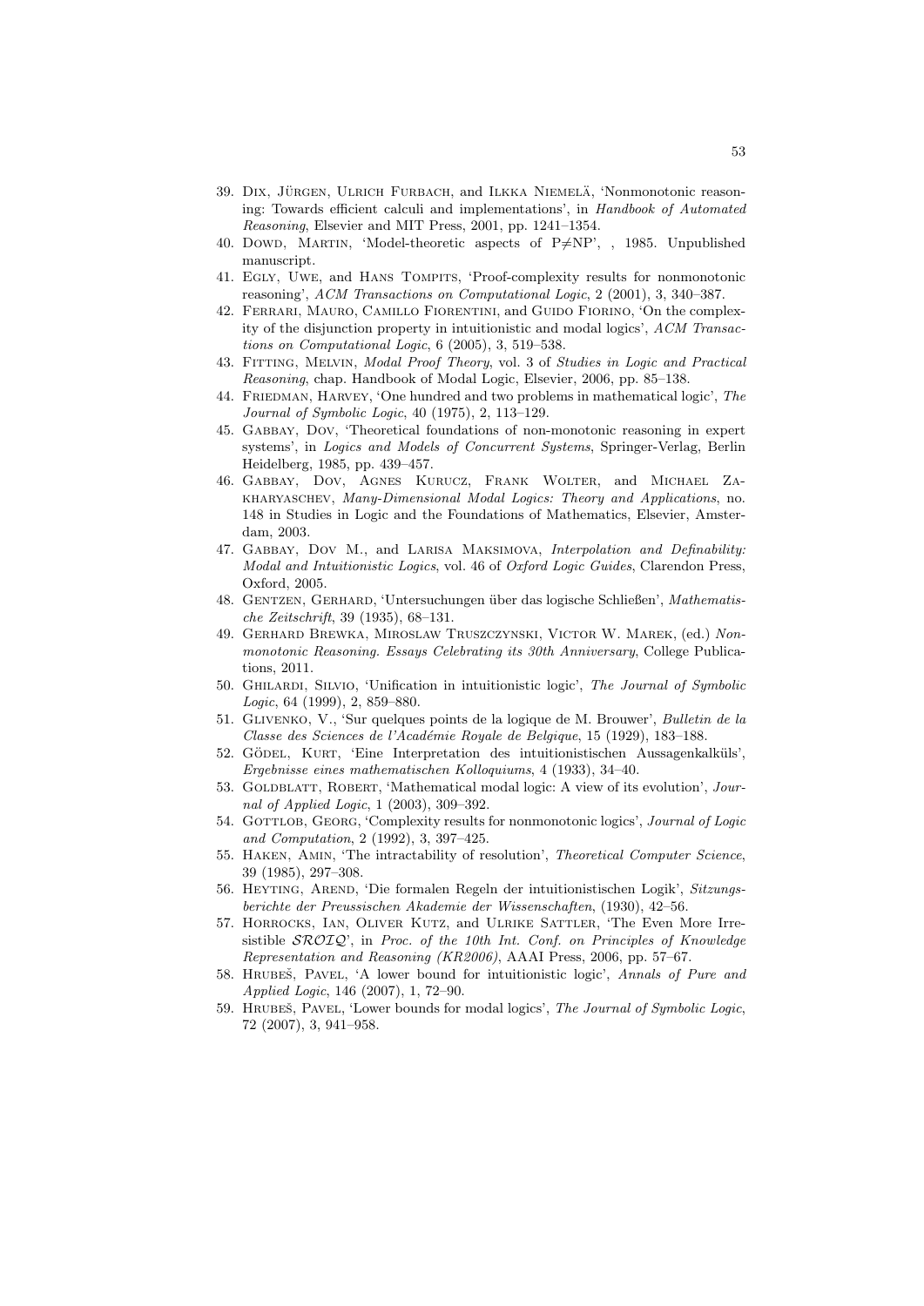39. Dix, Jürgen, Ulrich Furbach, and Ilkka Niemelä, 'Nonmonotonic reasoning: Towards efficient calculi and implementations', in *Handbook of Automated Reasoning*, Elsevier and MIT Press, 2001, pp. 1241–1354.
40. Dowd, Martin, 'Model-theoretic aspects of P≠NP', , 1985. Unpublished manuscript.
41. Egly, Uwe, and Hans Tompits, 'Proof-complexity results for nonmonotonic reasoning', *ACM Transactions on Computational Logic*, 2 (2001), 3, 340–387.
42. Ferrari, Mauro, Camillo Fiorentini, and Guido Fiorino, 'On the complexity of the disjunction property in intuitionistic and modal logics', *ACM Transactions on Computational Logic*, 6 (2005), 3, 519–538.
43. Fitting, Melvin, *Modal Proof Theory*, vol. 3 of *Studies in Logic and Practical Reasoning*, chap. Handbook of Modal Logic, Elsevier, 2006, pp. 85–138.
44. Friedman, Harvey, 'One hundred and two problems in mathematical logic', *The Journal of Symbolic Logic*, 40 (1975), 2, 113–129.
45. Gabbay, Dov, 'Theoretical foundations of non-monotonic reasoning in expert systems', in *Logics and Models of Concurrent Systems*, Springer-Verlag, Berlin Heidelberg, 1985, pp. 439–457.
46. Gabbay, Dov, Agnes Kurucz, Frank Wolter, and Michael Zakharyaschev, *Many-Dimensional Modal Logics: Theory and Applications*, no. 148 in Studies in Logic and the Foundations of Mathematics, Elsevier, Amsterdam, 2003.
47. Gabbay, Dov M., and Larisa Maksimova, *Interpolation and Definability: Modal and Intuitionistic Logics*, vol. 46 of *Oxford Logic Guides*, Clarendon Press, Oxford, 2005.
48. Gentzen, Gerhard, 'Untersuchungen über das logische Schließen', *Mathematische Zeitschrift*, 39 (1935), 68–131.
49. Gerhard Brewka, Miroslaw Truszczynski, Victor W. Marek, (ed.) *Nonmonotonic Reasoning. Essays Celebrating its 30th Anniversary*, College Publications, 2011.
50. Ghilardi, Silvio, 'Unification in intuitionistic logic', *The Journal of Symbolic Logic*, 64 (1999), 2, 859–880.
51. Glivenko, V., 'Sur quelques points de la logique de M. Brouwer', *Bulletin de la Classe des Sciences de l'Académie Royale de Belgique*, 15 (1929), 183–188.
52. Gödel, Kurt, 'Eine Interpretation des intuitionistischen Aussagenkalküls', *Ergebnisse eines mathematischen Kolloquiums*, 4 (1933), 34–40.
53. Goldblatt, Robert, 'Mathematical modal logic: A view of its evolution', *Journal of Applied Logic*, 1 (2003), 309–392.
54. Gottlob, Georg, 'Complexity results for nonmonotonic logics', *Journal of Logic and Computation*, 2 (1992), 3, 397–425.
55. Haken, Amin, 'The intractability of resolution', *Theoretical Computer Science*, 39 (1985), 297–308.
56. Heyting, Arend, 'Die formalen Regeln der intuitionistischen Logik', *Sitzungsberichte der Preussischen Akademie der Wissenschaften*, (1930), 42–56.
57. Horrocks, Ian, Oliver Kutz, and Ulrike Sattler, 'The Even More Irresistible $\mathcal{SROIQ}$', in *Proc. of the 10th Int. Conf. on Principles of Knowledge Representation and Reasoning (KR2006)*, AAAI Press, 2006, pp. 57–67.
58. Hrubeš, Pavel, 'A lower bound for intuitionistic logic', *Annals of Pure and Applied Logic*, 146 (2007), 1, 72–90.
59. Hrubeš, Pavel, 'Lower bounds for modal logics', *The Journal of Symbolic Logic*, 72 (2007), 3, 941–958.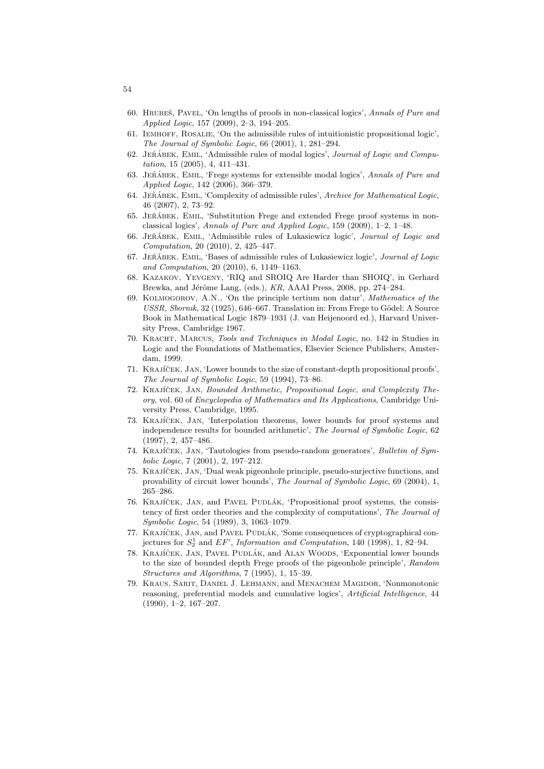60. Hrubeš, Pavel, 'On lengths of proofs in non-classical logics', *Annals of Pure and Applied Logic*, 157 (2009), 2–3, 194–205.
61. Iemhoff, Rosalie, 'On the admissible rules of intuitionistic propositional logic', *The Journal of Symbolic Logic*, 66 (2001), 1, 281–294.
62. Jeřábek, Emil, 'Admissible rules of modal logics', *Journal of Logic and Computation*, 15 (2005), 4, 411–431.
63. Jeřábek, Emil, 'Frege systems for extensible modal logics', *Annals of Pure and Applied Logic*, 142 (2006), 366–379.
64. Jeřábek, Emil, 'Complexity of admissible rules', *Archive for Mathematical Logic*, 46 (2007), 2, 73–92.
65. Jeřábek, Emil, 'Substitution Frege and extended Frege proof systems in non-classical logics', *Annals of Pure and Applied Logic*, 159 (2009), 1–2, 1–48.
66. Jeřábek, Emil, 'Admissible rules of Łukasiewicz logic', *Journal of Logic and Computation*, 20 (2010), 2, 425–447.
67. Jeřábek, Emil, 'Bases of admissible rules of Łukasiewicz logic', *Journal of Logic and Computation*, 20 (2010), 6, 1149–1163.
68. Kazakov, Yevgeny, 'RIQ and SROIQ Are Harder than SHOIQ', in Gerhard Brewka, and Jérôme Lang, (eds.), *KR*, AAAI Press, 2008, pp. 274–284.
69. Kolmogorov, A.N., 'On the principle tertium non datur', *Mathematics of the USSR, Sbornik*, 32 (1925), 646–667. Translation in: From Frege to Gödel: A Source Book in Mathematical Logic 1879–1931 (J. van Heijenoord ed.), Harvard University Press, Cambridge 1967.
70. Kracht, Marcus, *Tools and Techniques in Modal Logic*, no. 142 in Studies in Logic and the Foundations of Mathematics, Elsevier Science Publishers, Amsterdam, 1999.
71. Krajíček, Jan, 'Lower bounds to the size of constant-depth propositional proofs', *The Journal of Symbolic Logic*, 59 (1994), 73–86.
72. Krajíček, Jan, *Bounded Arithmetic, Propositional Logic, and Complexity Theory*, vol. 60 of *Encyclopedia of Mathematics and Its Applications*, Cambridge University Press, Cambridge, 1995.
73. Krajíček, Jan, 'Interpolation theorems, lower bounds for proof systems and independence results for bounded arithmetic', *The Journal of Symbolic Logic*, 62 (1997), 2, 457–486.
74. Krajíček, Jan, 'Tautologies from pseudo-random generators', *Bulletin of Symbolic Logic*, 7 (2001), 2, 197–212.
75. Krajíček, Jan, 'Dual weak pigeonhole principle, pseudo-surjective functions, and provability of circuit lower bounds', *The Journal of Symbolic Logic*, 69 (2004), 1, 265–286.
76. Krajíček, Jan, and Pavel Pudlák, 'Propositional proof systems, the consistency of first order theories and the complexity of computations', *The Journal of Symbolic Logic*, 54 (1989), 3, 1063–1079.
77. Krajíček, Jan, and Pavel Pudlák, 'Some consequences of cryptographical conjectures for $S^1_2$ and $EF$', *Information and Computation*, 140 (1998), 1, 82–94.
78. Krajíček, Jan, Pavel Pudlák, and Alan Woods, 'Exponential lower bounds to the size of bounded depth Frege proofs of the pigeonhole principle', *Random Structures and Algorithms*, 7 (1995), 1, 15–39.
79. Kraus, Sarit, Daniel J. Lehmann, and Menachem Magidor, 'Nonmonotonic reasoning, preferential models and cumulative logics', *Artificial Intelligence*, 44 (1990), 1–2, 167–207.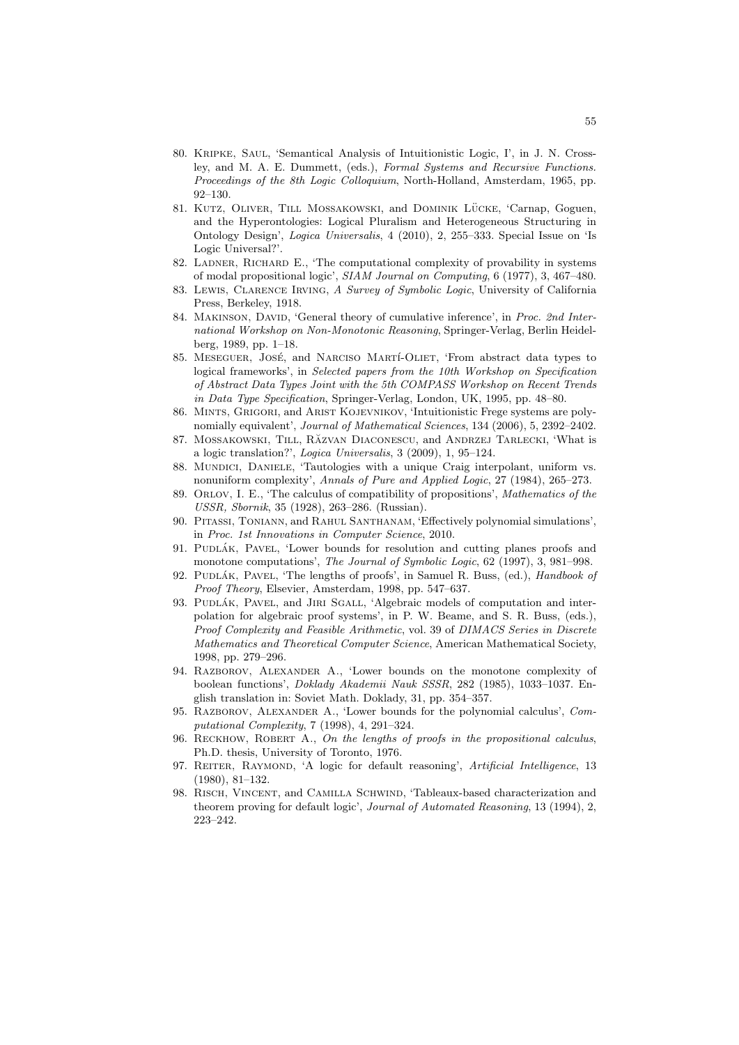80. Kripke, Saul, 'Semantical Analysis of Intuitionistic Logic, I', in J. N. Crossley, and M. A. E. Dummett, (eds.), *Formal Systems and Recursive Functions. Proceedings of the 8th Logic Colloquium*, North-Holland, Amsterdam, 1965, pp. 92–130.
81. Kutz, Oliver, Till Mossakowski, and Dominik Lücke, 'Carnap, Goguen, and the Hyperontologies: Logical Pluralism and Heterogeneous Structuring in Ontology Design', *Logica Universalis*, 4 (2010), 2, 255–333. Special Issue on 'Is Logic Universal?'.
82. Ladner, Richard E., 'The computational complexity of provability in systems of modal propositional logic', *SIAM Journal on Computing*, 6 (1977), 3, 467–480.
83. Lewis, Clarence Irving, *A Survey of Symbolic Logic*, University of California Press, Berkeley, 1918.
84. Makinson, David, 'General theory of cumulative inference', in *Proc. 2nd International Workshop on Non-Monotonic Reasoning*, Springer-Verlag, Berlin Heidelberg, 1989, pp. 1–18.
85. Meseguer, José, and Narciso Martí-Oliet, 'From abstract data types to logical frameworks', in *Selected papers from the 10th Workshop on Specification of Abstract Data Types Joint with the 5th COMPASS Workshop on Recent Trends in Data Type Specification*, Springer-Verlag, London, UK, 1995, pp. 48–80.
86. Mints, Grigori, and Arist Kojevnikov, 'Intuitionistic Frege systems are polynomially equivalent', *Journal of Mathematical Sciences*, 134 (2006), 5, 2392–2402.
87. Mossakowski, Till, Răzvan Diaconescu, and Andrzej Tarlecki, 'What is a logic translation?', *Logica Universalis*, 3 (2009), 1, 95–124.
88. Mundici, Daniele, 'Tautologies with a unique Craig interpolant, uniform vs. nonuniform complexity', *Annals of Pure and Applied Logic*, 27 (1984), 265–273.
89. Orlov, I. E., 'The calculus of compatibility of propositions', *Mathematics of the USSR, Sbornik*, 35 (1928), 263–286. (Russian).
90. Pitassi, Toniann, and Rahul Santhanam, 'Effectively polynomial simulations', in *Proc. 1st Innovations in Computer Science*, 2010.
91. Pudlák, Pavel, 'Lower bounds for resolution and cutting planes proofs and monotone computations', *The Journal of Symbolic Logic*, 62 (1997), 3, 981–998.
92. Pudlák, Pavel, 'The lengths of proofs', in Samuel R. Buss, (ed.), *Handbook of Proof Theory*, Elsevier, Amsterdam, 1998, pp. 547–637.
93. Pudlák, Pavel, and Jiri Sgall, 'Algebraic models of computation and interpolation for algebraic proof systems', in P. W. Beame, and S. R. Buss, (eds.), *Proof Complexity and Feasible Arithmetic*, vol. 39 of *DIMACS Series in Discrete Mathematics and Theoretical Computer Science*, American Mathematical Society, 1998, pp. 279–296.
94. Razborov, Alexander A., 'Lower bounds on the monotone complexity of boolean functions', *Doklady Akademii Nauk SSSR*, 282 (1985), 1033–1037. English translation in: Soviet Math. Doklady, 31, pp. 354–357.
95. Razborov, Alexander A., 'Lower bounds for the polynomial calculus', *Computational Complexity*, 7 (1998), 4, 291–324.
96. Reckhow, Robert A., *On the lengths of proofs in the propositional calculus*, Ph.D. thesis, University of Toronto, 1976.
97. Reiter, Raymond, 'A logic for default reasoning', *Artificial Intelligence*, 13 (1980), 81–132.
98. Risch, Vincent, and Camilla Schwind, 'Tableaux-based characterization and theorem proving for default logic', *Journal of Automated Reasoning*, 13 (1994), 2, 223–242.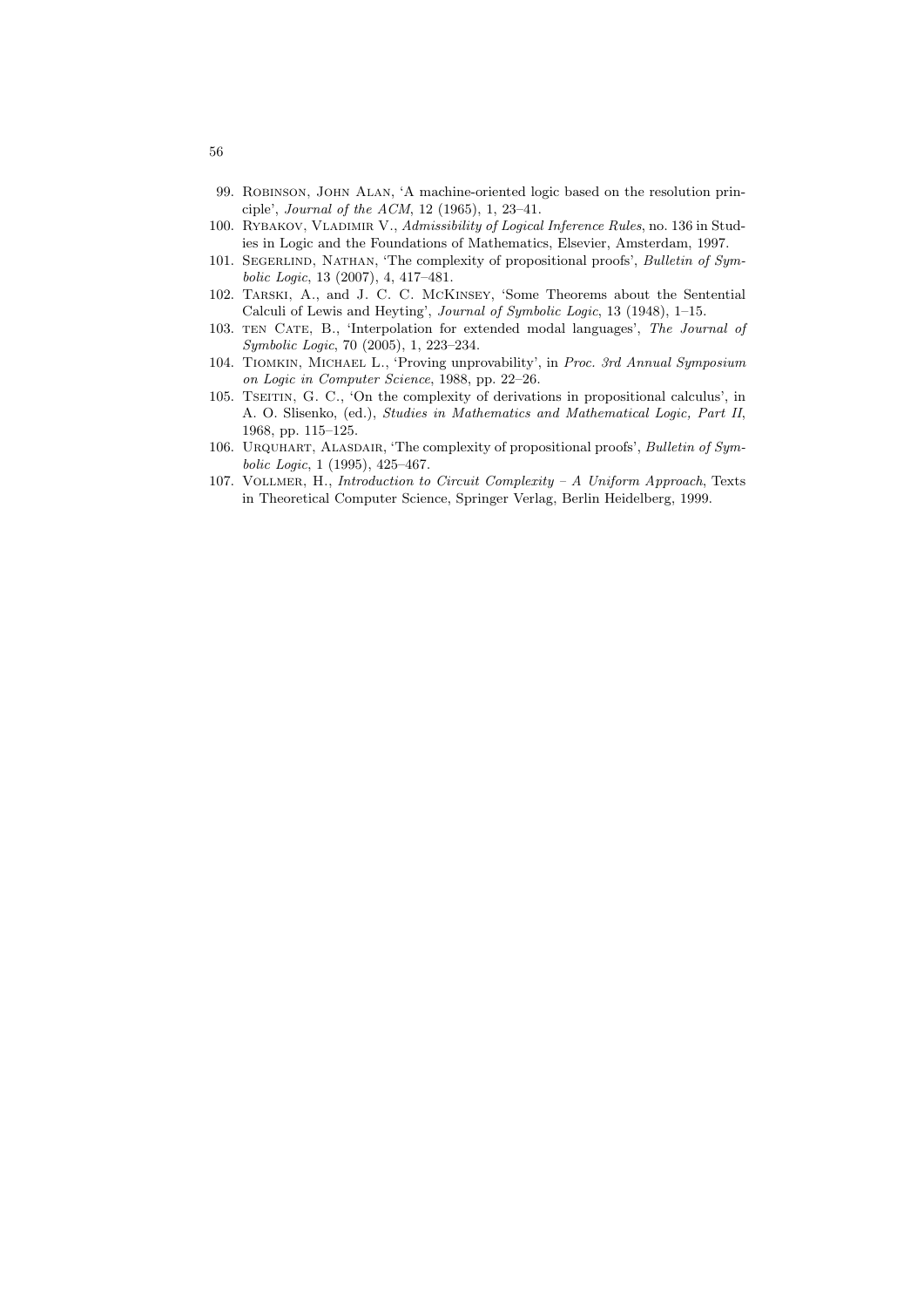99. Robinson, John Alan, 'A machine-oriented logic based on the resolution principle', *Journal of the ACM*, 12 (1965), 1, 23–41.
100. Rybakov, Vladimir V., *Admissibility of Logical Inference Rules*, no. 136 in Studies in Logic and the Foundations of Mathematics, Elsevier, Amsterdam, 1997.
101. Segerlind, Nathan, 'The complexity of propositional proofs', *Bulletin of Symbolic Logic*, 13 (2007), 4, 417–481.
102. Tarski, A., and J. C. C. McKinsey, 'Some Theorems about the Sentential Calculi of Lewis and Heyting', *Journal of Symbolic Logic*, 13 (1948), 1–15.
103. ten Cate, B., 'Interpolation for extended modal languages', *The Journal of Symbolic Logic*, 70 (2005), 1, 223–234.
104. Tiomkin, Michael L., 'Proving unprovability', in *Proc. 3rd Annual Symposium on Logic in Computer Science*, 1988, pp. 22–26.
105. Tseitin, G. C., 'On the complexity of derivations in propositional calculus', in A. O. Slisenko, (ed.), *Studies in Mathematics and Mathematical Logic, Part II*, 1968, pp. 115–125.
106. Urquhart, Alasdair, 'The complexity of propositional proofs', *Bulletin of Symbolic Logic*, 1 (1995), 425–467.
107. Vollmer, H., *Introduction to Circuit Complexity – A Uniform Approach*, Texts in Theoretical Computer Science, Springer Verlag, Berlin Heidelberg, 1999.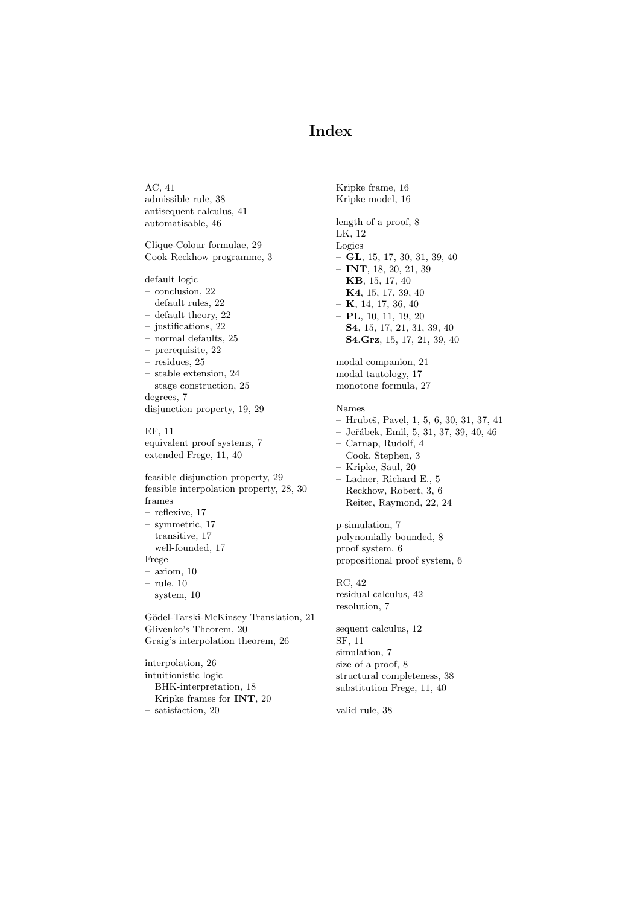# Index

AC, 41
admissible rule, 38
antisequent calculus, 41
automatisable, 46

Clique-Colour formulae, 29
Cook-Reckhow programme, 3

default logic
– conclusion, 22
– default rules, 22
– default theory, 22
– justifications, 22
– normal defaults, 25
– prerequisite, 22
– residues, 25
– stable extension, 24
– stage construction, 25
degrees, 7
disjunction property, 19, 29

EF, 11
equivalent proof systems, 7
extended Frege, 11, 40

feasible disjunction property, 29
feasible interpolation property, 28, 30
frames
– reflexive, 17
– symmetric, 17
– transitive, 17
– well-founded, 17
Frege
– axiom, 10
– rule, 10
– system, 10

Gödel-Tarski-McKinsey Translation, 21
Glivenko's Theorem, 20
Graig's interpolation theorem, 26

interpolation, 26
intuitionistic logic
– BHK-interpretation, 18
– Kripke frames for **INT**, 20
– satisfaction, 20

Kripke frame, 16
Kripke model, 16

length of a proof, 8
LK, 12
Logics
– **GL**, 15, 17, 30, 31, 39, 40
– **INT**, 18, 20, 21, 39
– **KB**, 15, 17, 40
– **K4**, 15, 17, 39, 40
– **K**, 14, 17, 36, 40
– **PL**, 10, 11, 19, 20
– **S4**, 15, 17, 21, 31, 39, 40
– **S4.Grz**, 15, 17, 21, 39, 40

modal companion, 21
modal tautology, 17
monotone formula, 27

Names
– Hrubeš, Pavel, 1, 5, 6, 30, 31, 37, 41
– Jeřábek, Emil, 5, 31, 37, 39, 40, 46
– Carnap, Rudolf, 4
– Cook, Stephen, 3
– Kripke, Saul, 20
– Ladner, Richard E., 5
– Reckhow, Robert, 3, 6
– Reiter, Raymond, 22, 24

p-simulation, 7
polynomially bounded, 8
proof system, 6
propositional proof system, 6

RC, 42
residual calculus, 42
resolution, 7

sequent calculus, 12
SF, 11
simulation, 7
size of a proof, 8
structural completeness, 38
substitution Frege, 11, 40

valid rule, 38